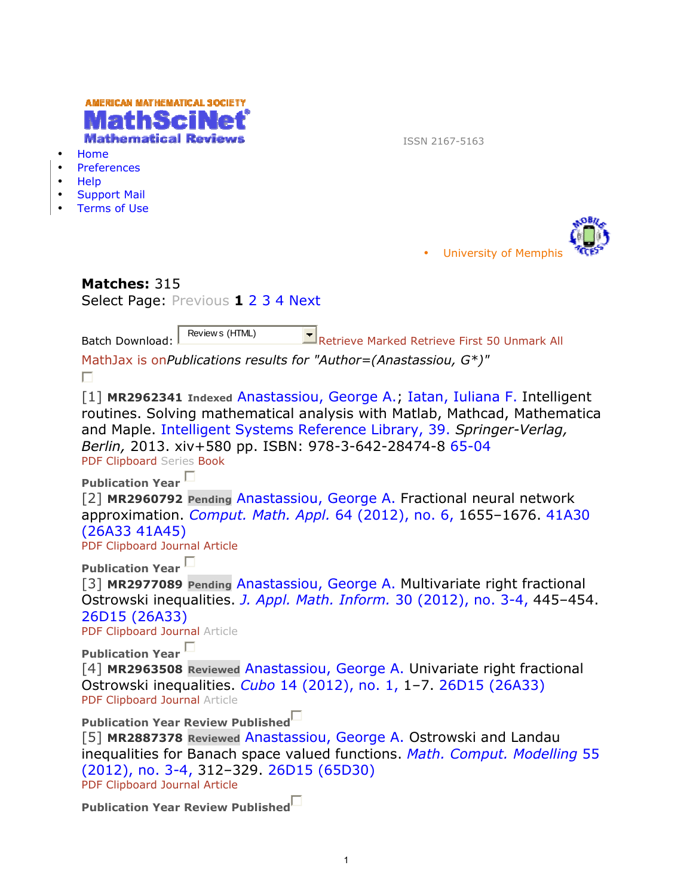AMERICAN MATHEMATICAL SOCIETY
**MathSciNet**
Mathematical Reviews

ISSN 2167-5163

- Home
- Preferences
- Help
- Support Mail
- Terms of Use

- University of Memphis

**Matches:** 315

Select Page: Previous **1** 2 3 4 Next

Batch Download: Reviews (HTML) Retrieve Marked Retrieve First 50 Unmark All

MathJax is on *Publications results for "Author=(Anastassiou, G*)"*

[1] **MR2962341** **Indexed** Anastassiou, George A.; Iatan, Iuliana F. Intelligent routines. Solving mathematical analysis with Matlab, Mathcad, Mathematica and Maple. Intelligent Systems Reference Library, 39. *Springer-Verlag, Berlin,* 2013. xiv+580 pp. ISBN: 978-3-642-28474-8 65-04

PDF Clipboard Series Book

**Publication Year**

[2] **MR2960792** **Pending** Anastassiou, George A. Fractional neural network approximation. *Comput. Math. Appl.* 64 (2012), no. 6, 1655–1676. 41A30 (26A33 41A45)

PDF Clipboard Journal Article

**Publication Year**

[3] **MR2977089** **Pending** Anastassiou, George A. Multivariate right fractional Ostrowski inequalities. *J. Appl. Math. Inform.* 30 (2012), no. 3-4, 445–454. 26D15 (26A33)

PDF Clipboard Journal Article

**Publication Year**

[4] **MR2963508** **Reviewed** Anastassiou, George A. Univariate right fractional Ostrowski inequalities. *Cubo* 14 (2012), no. 1, 1–7. 26D15 (26A33)

PDF Clipboard Journal Article

**Publication Year Review Published**

[5] **MR2887378** **Reviewed** Anastassiou, George A. Ostrowski and Landau inequalities for Banach space valued functions. *Math. Comput. Modelling* 55 (2012), no. 3-4, 312–329. 26D15 (65D30)

PDF Clipboard Journal Article

**Publication Year Review Published**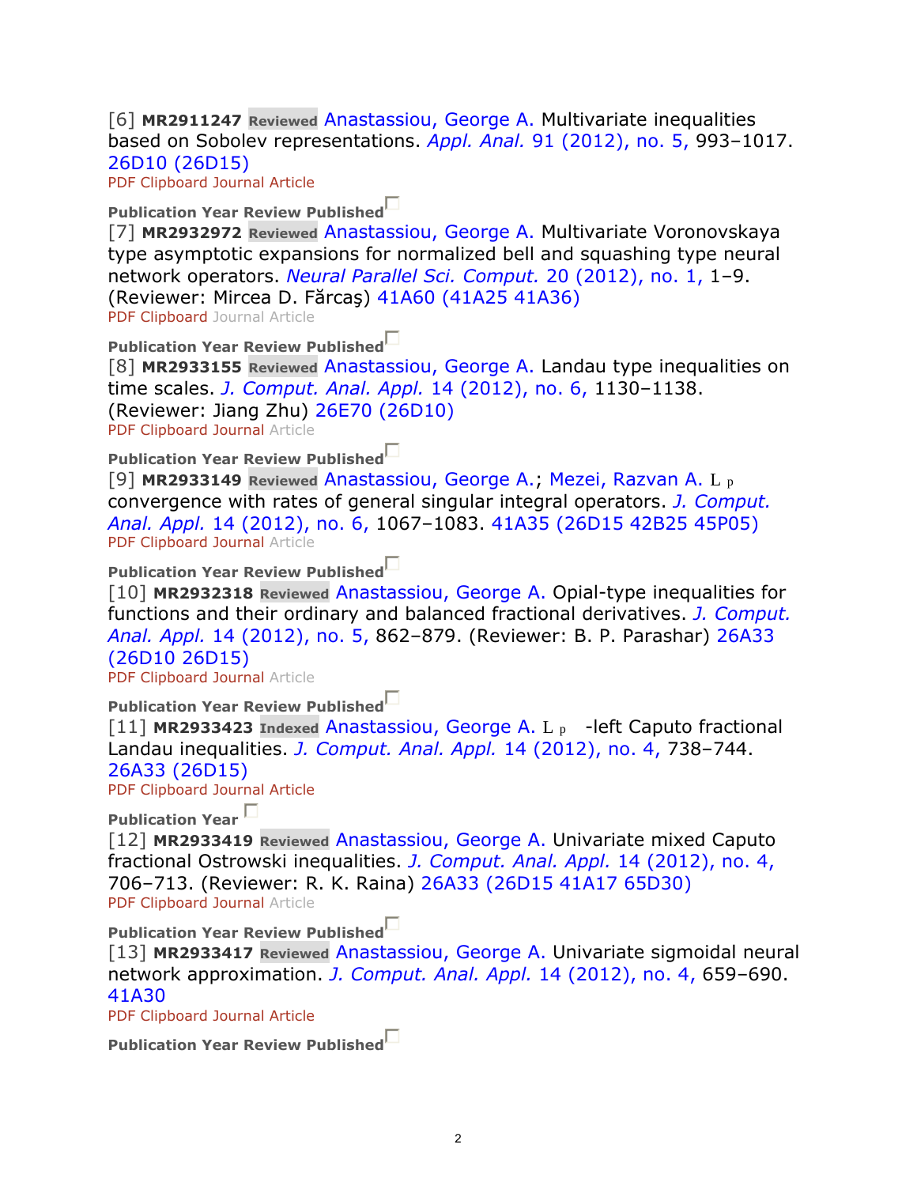[6] **MR2911247** Reviewed Anastassiou, George A. Multivariate inequalities based on Sobolev representations. *Appl. Anal.* 91 (2012), no. 5, 993–1017. 26D10 (26D15)
PDF Clipboard Journal Article

**Publication Year Review Published**
[7] **MR2932972** Reviewed Anastassiou, George A. Multivariate Voronovskaya type asymptotic expansions for normalized bell and squashing type neural network operators. *Neural Parallel Sci. Comput.* 20 (2012), no. 1, 1–9. (Reviewer: Mircea D. Fărcaş) 41A60 (41A25 41A36)
PDF Clipboard Journal Article

**Publication Year Review Published**
[8] **MR2933155** Reviewed Anastassiou, George A. Landau type inequalities on time scales. *J. Comput. Anal. Appl.* 14 (2012), no. 6, 1130–1138. (Reviewer: Jiang Zhu) 26E70 (26D10)
PDF Clipboard Journal Article

**Publication Year Review Published**
[9] **MR2933149** Reviewed Anastassiou, George A.; Mezei, Razvan A. $L_p$ convergence with rates of general singular integral operators. *J. Comput. Anal. Appl.* 14 (2012), no. 6, 1067–1083. 41A35 (26D15 42B25 45P05)
PDF Clipboard Journal Article

**Publication Year Review Published**
[10] **MR2932318** Reviewed Anastassiou, George A. Opial-type inequalities for functions and their ordinary and balanced fractional derivatives. *J. Comput. Anal. Appl.* 14 (2012), no. 5, 862–879. (Reviewer: B. P. Parashar) 26A33 (26D10 26D15)
PDF Clipboard Journal Article

**Publication Year Review Published**
[11] **MR2933423** Indexed Anastassiou, George A. $L_p$ -left Caputo fractional Landau inequalities. *J. Comput. Anal. Appl.* 14 (2012), no. 4, 738–744. 26A33 (26D15)
PDF Clipboard Journal Article

**Publication Year**
[12] **MR2933419** Reviewed Anastassiou, George A. Univariate mixed Caputo fractional Ostrowski inequalities. *J. Comput. Anal. Appl.* 14 (2012), no. 4, 706–713. (Reviewer: R. K. Raina) 26A33 (26D15 41A17 65D30)
PDF Clipboard Journal Article

**Publication Year Review Published**
[13] **MR2933417** Reviewed Anastassiou, George A. Univariate sigmoidal neural network approximation. *J. Comput. Anal. Appl.* 14 (2012), no. 4, 659–690. 41A30
PDF Clipboard Journal Article

**Publication Year Review Published**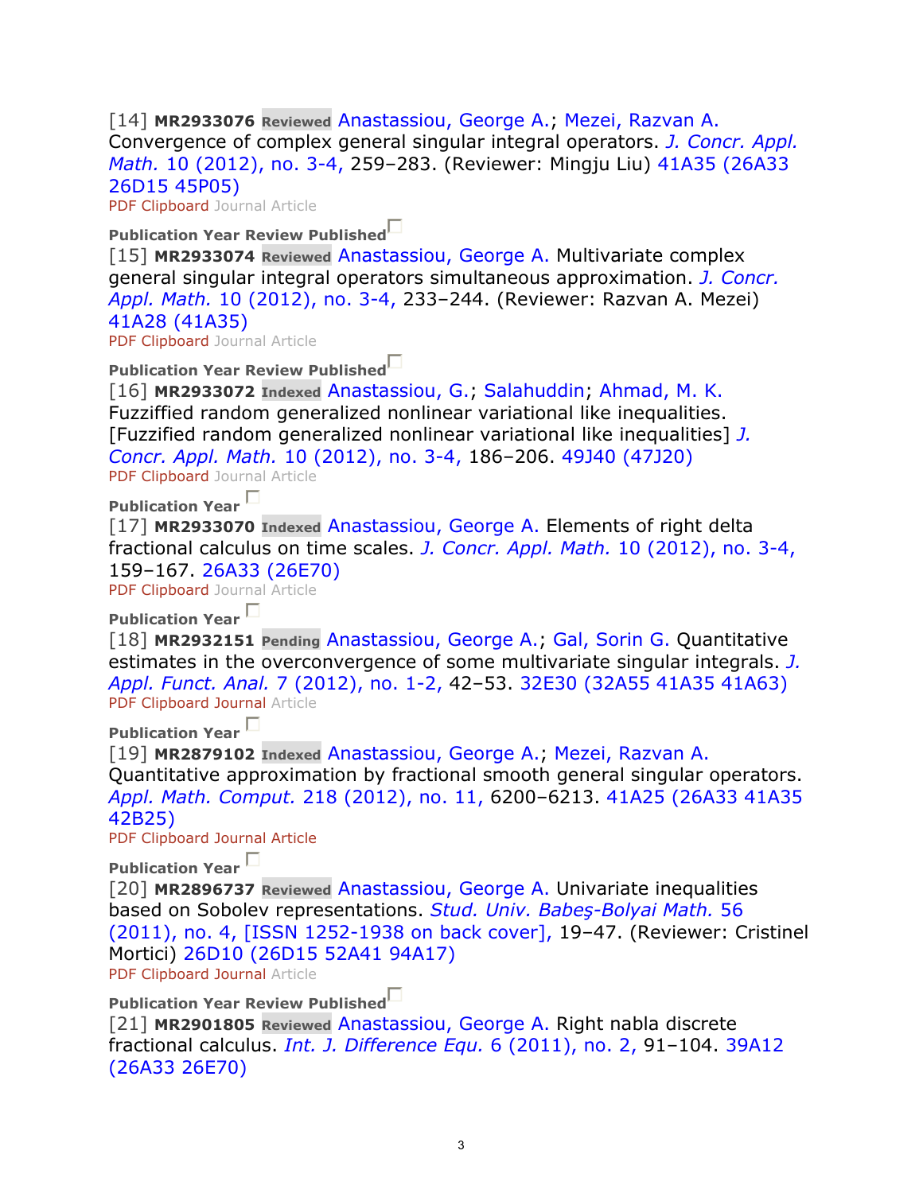[14] **MR2933076** **Reviewed** Anastassiou, George A.; Mezei, Razvan A. Convergence of complex general singular integral operators. *J. Concr. Appl. Math.* 10 (2012), no. 3-4, 259–283. (Reviewer: Mingju Liu) 41A35 (26A33 26D15 45P05)
PDF Clipboard Journal Article

**Publication Year Review Published**
[15] **MR2933074** **Reviewed** Anastassiou, George A. Multivariate complex general singular integral operators simultaneous approximation. *J. Concr. Appl. Math.* 10 (2012), no. 3-4, 233–244. (Reviewer: Razvan A. Mezei) 41A28 (41A35)
PDF Clipboard Journal Article

**Publication Year Review Published**
[16] **MR2933072** **Indexed** Anastassiou, G.; Salahuddin; Ahmad, M. K. Fuzzified random generalized nonlinear variational like inequalities. [Fuzzified random generalized nonlinear variational like inequalities] *J. Concr. Appl. Math.* 10 (2012), no. 3-4, 186–206. 49J40 (47J20)
PDF Clipboard Journal Article

**Publication Year**
[17] **MR2933070** **Indexed** Anastassiou, George A. Elements of right delta fractional calculus on time scales. *J. Concr. Appl. Math.* 10 (2012), no. 3-4, 159–167. 26A33 (26E70)
PDF Clipboard Journal Article

**Publication Year**
[18] **MR2932151** **Pending** Anastassiou, George A.; Gal, Sorin G. Quantitative estimates in the overconvergence of some multivariate singular integrals. *J. Appl. Funct. Anal.* 7 (2012), no. 1-2, 42–53. 32E30 (32A55 41A35 41A63)
PDF Clipboard Journal Article

**Publication Year**
[19] **MR2879102** **Indexed** Anastassiou, George A.; Mezei, Razvan A. Quantitative approximation by fractional smooth general singular operators. *Appl. Math. Comput.* 218 (2012), no. 11, 6200–6213. 41A25 (26A33 41A35 42B25)
PDF Clipboard Journal Article

**Publication Year**
[20] **MR2896737** **Reviewed** Anastassiou, George A. Univariate inequalities based on Sobolev representations. *Stud. Univ. Babeş-Bolyai Math.* 56 (2011), no. 4, [ISSN 1252-1938 on back cover], 19–47. (Reviewer: Cristinel Mortici) 26D10 (26D15 52A41 94A17)
PDF Clipboard Journal Article

**Publication Year Review Published**
[21] **MR2901805** **Reviewed** Anastassiou, George A. Right nabla discrete fractional calculus. *Int. J. Difference Equ.* 6 (2011), no. 2, 91–104. 39A12 (26A33 26E70)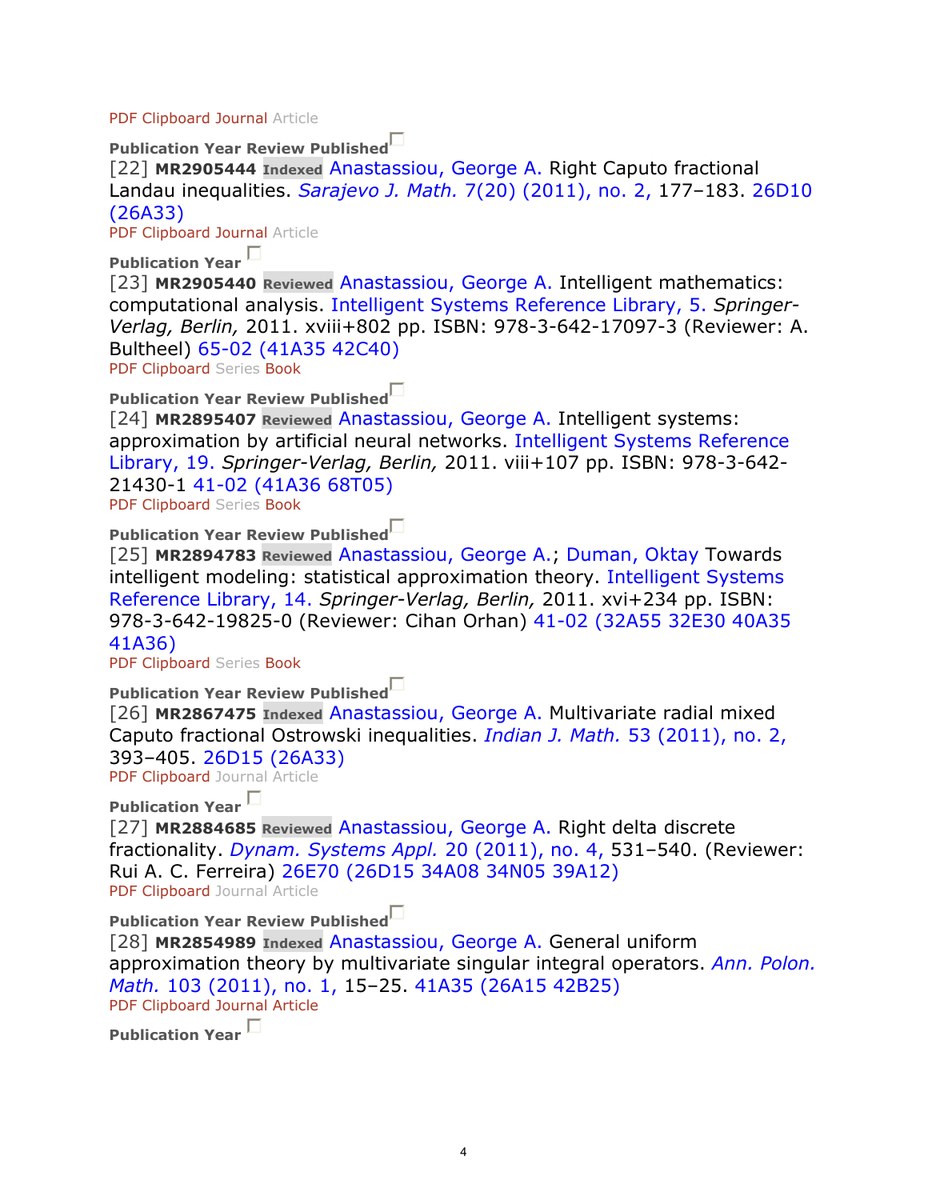PDF Clipboard Journal Article

**Publication Year Review Published**

[22] **MR2905444** **Indexed** Anastassiou, George A. Right Caputo fractional Landau inequalities. *Sarajevo J. Math.* 7(20) (2011), no. 2, 177–183. 26D10 (26A33)

PDF Clipboard Journal Article

**Publication Year**

[23] **MR2905440** **Reviewed** Anastassiou, George A. Intelligent mathematics: computational analysis. Intelligent Systems Reference Library, 5. *Springer-Verlag, Berlin,* 2011. xviii+802 pp. ISBN: 978-3-642-17097-3 (Reviewer: A. Bultheel) 65-02 (41A35 42C40)

PDF Clipboard Series Book

**Publication Year Review Published**

[24] **MR2895407** **Reviewed** Anastassiou, George A. Intelligent systems: approximation by artificial neural networks. Intelligent Systems Reference Library, 19. *Springer-Verlag, Berlin,* 2011. viii+107 pp. ISBN: 978-3-642-21430-1 41-02 (41A36 68T05)

PDF Clipboard Series Book

**Publication Year Review Published**

[25] **MR2894783** **Reviewed** Anastassiou, George A.; Duman, Oktay Towards intelligent modeling: statistical approximation theory. Intelligent Systems Reference Library, 14. *Springer-Verlag, Berlin,* 2011. xvi+234 pp. ISBN: 978-3-642-19825-0 (Reviewer: Cihan Orhan) 41-02 (32A55 32E30 40A35 41A36)

PDF Clipboard Series Book

**Publication Year Review Published**

[26] **MR2867475** **Indexed** Anastassiou, George A. Multivariate radial mixed Caputo fractional Ostrowski inequalities. *Indian J. Math.* 53 (2011), no. 2, 393–405. 26D15 (26A33)

PDF Clipboard Journal Article

**Publication Year**

[27] **MR2884685** **Reviewed** Anastassiou, George A. Right delta discrete fractionality. *Dynam. Systems Appl.* 20 (2011), no. 4, 531–540. (Reviewer: Rui A. C. Ferreira) 26E70 (26D15 34A08 34N05 39A12)

PDF Clipboard Journal Article

**Publication Year Review Published**

[28] **MR2854989** **Indexed** Anastassiou, George A. General uniform approximation theory by multivariate singular integral operators. *Ann. Polon. Math.* 103 (2011), no. 1, 15–25. 41A35 (26A15 42B25)

PDF Clipboard Journal Article

**Publication Year**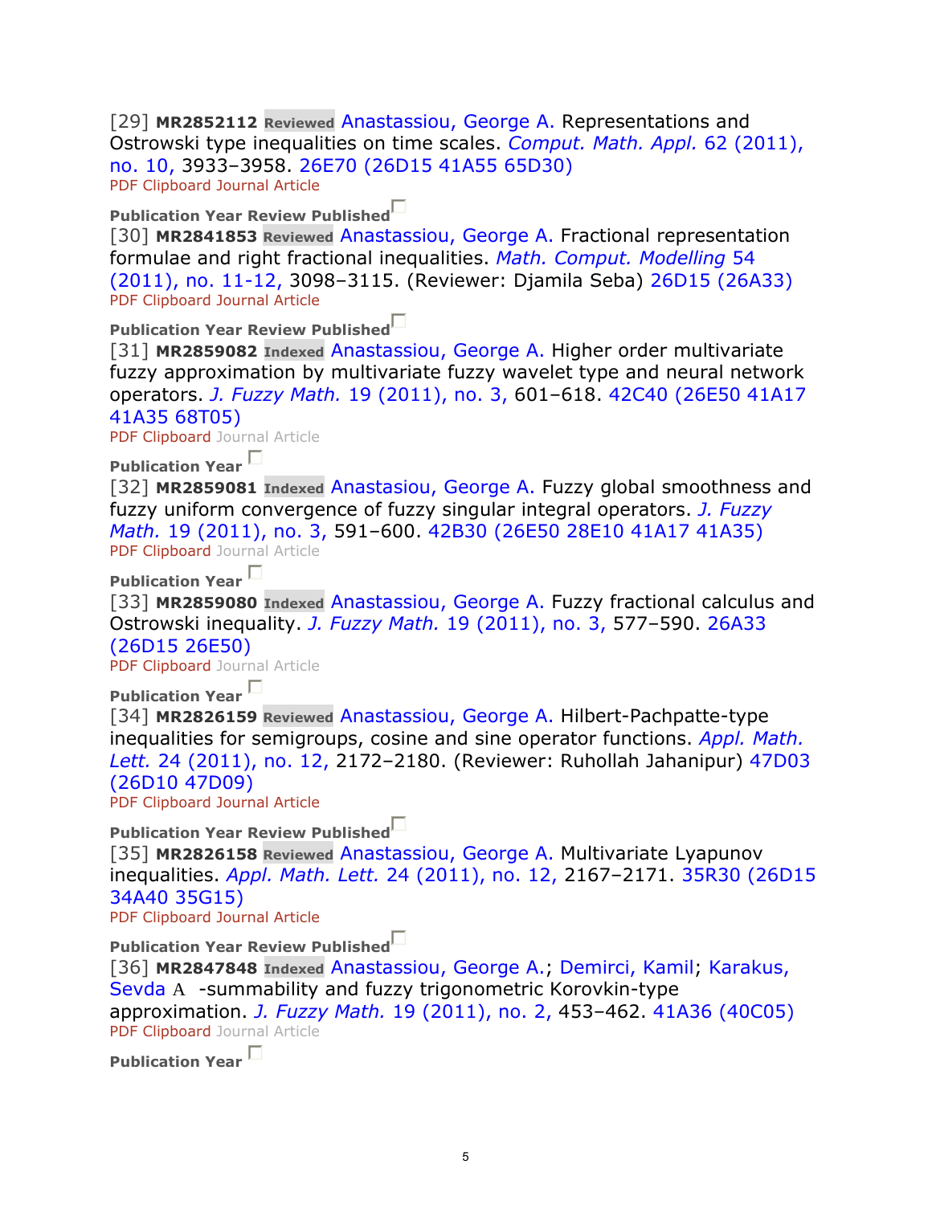[29] **MR2852112** **Reviewed** Anastassiou, George A. Representations and Ostrowski type inequalities on time scales. *Comput. Math. Appl.* 62 (2011), no. 10, 3933–3958. 26E70 (26D15 41A55 65D30)
PDF Clipboard Journal Article

**Publication Year Review Published**

[30] **MR2841853** **Reviewed** Anastassiou, George A. Fractional representation formulae and right fractional inequalities. *Math. Comput. Modelling* 54 (2011), no. 11-12, 3098–3115. (Reviewer: Djamila Seba) 26D15 (26A33)
PDF Clipboard Journal Article

**Publication Year Review Published**

[31] **MR2859082** **Indexed** Anastassiou, George A. Higher order multivariate fuzzy approximation by multivariate fuzzy wavelet type and neural network operators. *J. Fuzzy Math.* 19 (2011), no. 3, 601–618. 42C40 (26E50 41A17 41A35 68T05)
PDF Clipboard Journal Article

**Publication Year**

[32] **MR2859081** **Indexed** Anastassiou, George A. Fuzzy global smoothness and fuzzy uniform convergence of fuzzy singular integral operators. *J. Fuzzy Math.* 19 (2011), no. 3, 591–600. 42B30 (26E50 28E10 41A17 41A35)
PDF Clipboard Journal Article

**Publication Year**

[33] **MR2859080** **Indexed** Anastassiou, George A. Fuzzy fractional calculus and Ostrowski inequality. *J. Fuzzy Math.* 19 (2011), no. 3, 577–590. 26A33 (26D15 26E50)
PDF Clipboard Journal Article

**Publication Year**

[34] **MR2826159** **Reviewed** Anastassiou, George A. Hilbert-Pachpatte-type inequalities for semigroups, cosine and sine operator functions. *Appl. Math. Lett.* 24 (2011), no. 12, 2172–2180. (Reviewer: Ruhollah Jahanipur) 47D03 (26D10 47D09)
PDF Clipboard Journal Article

**Publication Year Review Published**

[35] **MR2826158** **Reviewed** Anastassiou, George A. Multivariate Lyapunov inequalities. *Appl. Math. Lett.* 24 (2011), no. 12, 2167–2171. 35R30 (26D15 34A40 35G15)
PDF Clipboard Journal Article

**Publication Year Review Published**

[36] **MR2847848** **Indexed** Anastassiou, George A.; Demirci, Kamil; Karakus, Sevda $A$ -summability and fuzzy trigonometric Korovkin-type approximation. *J. Fuzzy Math.* 19 (2011), no. 2, 453–462. 41A36 (40C05)
PDF Clipboard Journal Article

**Publication Year**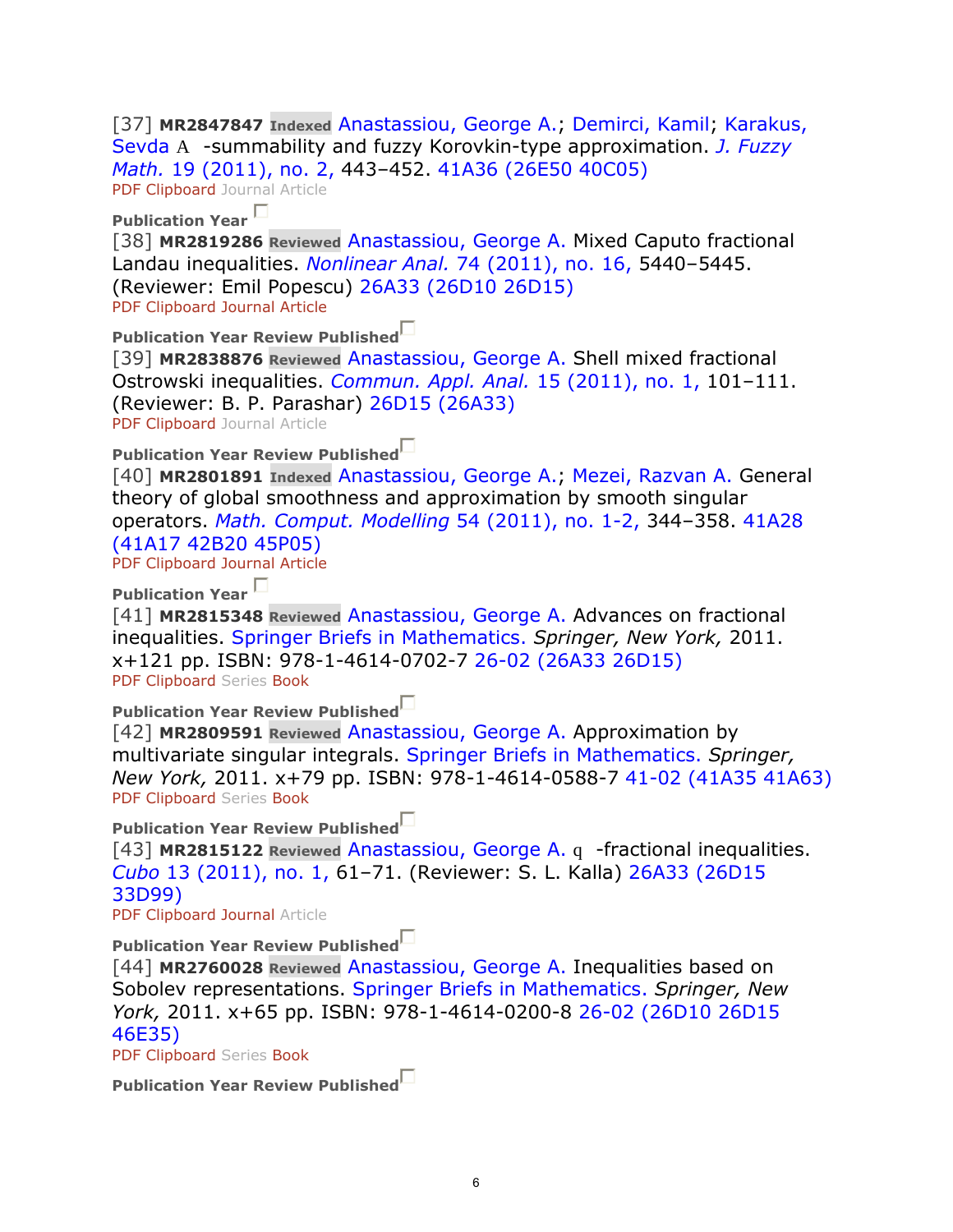[37] **MR2847847** **Indexed** Anastassiou, George A.; Demirci, Kamil; Karakus, Sevda $A$ -summability and fuzzy Korovkin-type approximation. *J. Fuzzy Math.* 19 (2011), no. 2, 443–452. 41A36 (26E50 40C05)
PDF Clipboard Journal Article

**Publication Year**
[38] **MR2819286** **Reviewed** Anastassiou, George A. Mixed Caputo fractional Landau inequalities. *Nonlinear Anal.* 74 (2011), no. 16, 5440–5445. (Reviewer: Emil Popescu) 26A33 (26D10 26D15)
PDF Clipboard Journal Article

**Publication Year Review Published**
[39] **MR2838876** **Reviewed** Anastassiou, George A. Shell mixed fractional Ostrowski inequalities. *Commun. Appl. Anal.* 15 (2011), no. 1, 101–111. (Reviewer: B. P. Parashar) 26D15 (26A33)
PDF Clipboard Journal Article

**Publication Year Review Published**
[40] **MR2801891** **Indexed** Anastassiou, George A.; Mezei, Razvan A. General theory of global smoothness and approximation by smooth singular operators. *Math. Comput. Modelling* 54 (2011), no. 1-2, 344–358. 41A28 (41A17 42B20 45P05)
PDF Clipboard Journal Article

**Publication Year**
[41] **MR2815348** **Reviewed** Anastassiou, George A. Advances on fractional inequalities. Springer Briefs in Mathematics. *Springer, New York,* 2011. x+121 pp. ISBN: 978-1-4614-0702-7 26-02 (26A33 26D15)
PDF Clipboard Series Book

**Publication Year Review Published**
[42] **MR2809591** **Reviewed** Anastassiou, George A. Approximation by multivariate singular integrals. Springer Briefs in Mathematics. *Springer, New York,* 2011. x+79 pp. ISBN: 978-1-4614-0588-7 41-02 (41A35 41A63)
PDF Clipboard Series Book

**Publication Year Review Published**
[43] **MR2815122** **Reviewed** Anastassiou, George A. $q$ -fractional inequalities. *Cubo* 13 (2011), no. 1, 61–71. (Reviewer: S. L. Kalla) 26A33 (26D15 33D99)
PDF Clipboard Journal Article

**Publication Year Review Published**
[44] **MR2760028** **Reviewed** Anastassiou, George A. Inequalities based on Sobolev representations. Springer Briefs in Mathematics. *Springer, New York,* 2011. x+65 pp. ISBN: 978-1-4614-0200-8 26-02 (26D10 26D15 46E35)
PDF Clipboard Series Book

**Publication Year Review Published**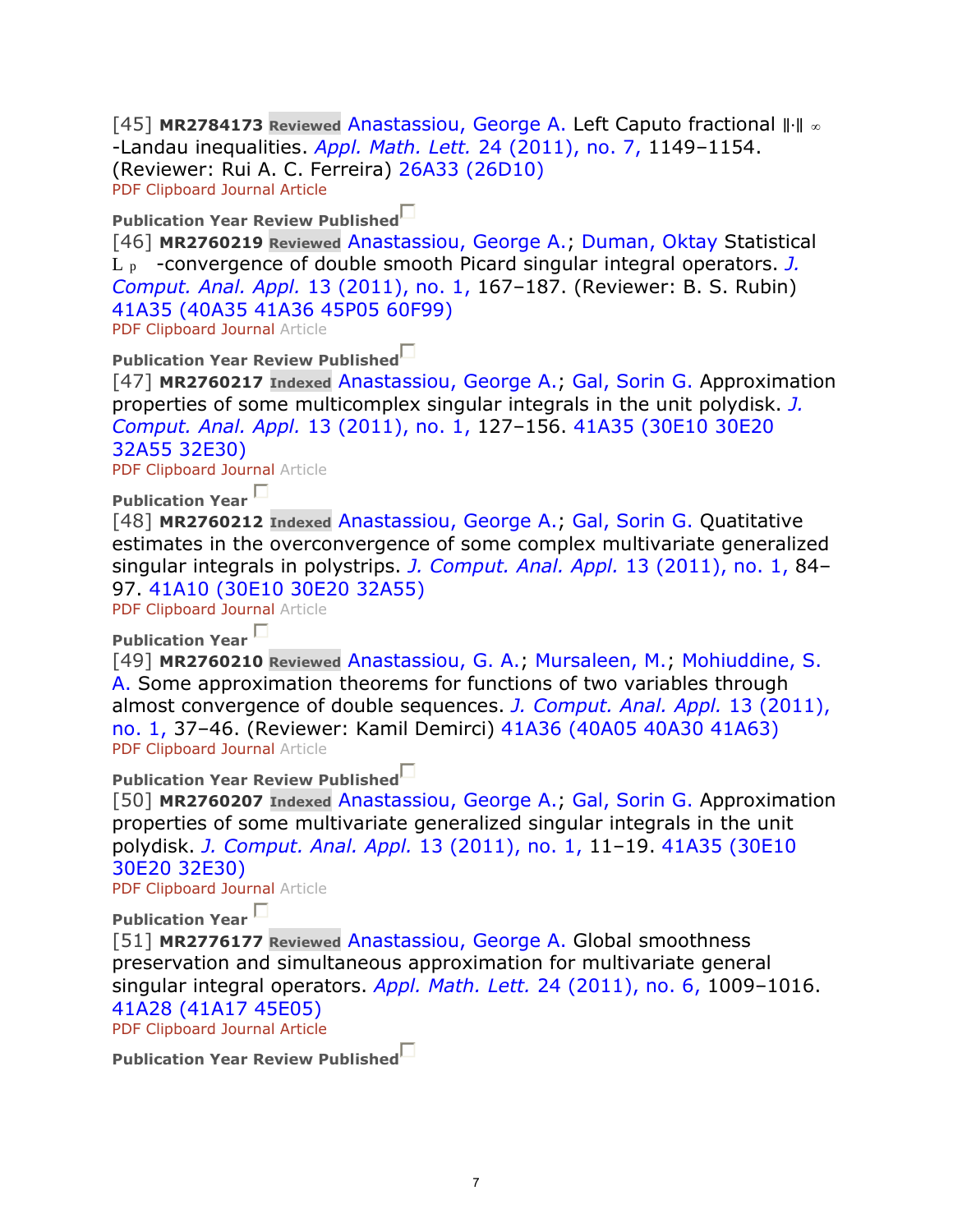[45] **MR2784173** **Reviewed** Anastassiou, George A. Left Caputo fractional $\|\cdot\|_\infty$-Landau inequalities. *Appl. Math. Lett.* 24 (2011), no. 7, 1149–1154. (Reviewer: Rui A. C. Ferreira) 26A33 (26D10)
PDF Clipboard Journal Article

**Publication Year Review Published**

[46] **MR2760219** **Reviewed** Anastassiou, George A.; Duman, Oktay Statistical $L_p$-convergence of double smooth Picard singular integral operators. *J. Comput. Anal. Appl.* 13 (2011), no. 1, 167–187. (Reviewer: B. S. Rubin) 41A35 (40A35 41A36 45P05 60F99)
PDF Clipboard Journal Article

**Publication Year Review Published**

[47] **MR2760217** **Indexed** Anastassiou, George A.; Gal, Sorin G. Approximation properties of some multicomplex singular integrals in the unit polydisk. *J. Comput. Anal. Appl.* 13 (2011), no. 1, 127–156. 41A35 (30E10 30E20 32A55 32E30)
PDF Clipboard Journal Article

**Publication Year**

[48] **MR2760212** **Indexed** Anastassiou, George A.; Gal, Sorin G. Quatitative estimates in the overconvergence of some complex multivariate generalized singular integrals in polystrips. *J. Comput. Anal. Appl.* 13 (2011), no. 1, 84–97. 41A10 (30E10 30E20 32A55)
PDF Clipboard Journal Article

**Publication Year**

[49] **MR2760210** **Reviewed** Anastassiou, G. A.; Mursaleen, M.; Mohiuddine, S. A. Some approximation theorems for functions of two variables through almost convergence of double sequences. *J. Comput. Anal. Appl.* 13 (2011), no. 1, 37–46. (Reviewer: Kamil Demirci) 41A36 (40A05 40A30 41A63)
PDF Clipboard Journal Article

**Publication Year Review Published**

[50] **MR2760207** **Indexed** Anastassiou, George A.; Gal, Sorin G. Approximation properties of some multivariate generalized singular integrals in the unit polydisk. *J. Comput. Anal. Appl.* 13 (2011), no. 1, 11–19. 41A35 (30E10 30E20 32E30)
PDF Clipboard Journal Article

**Publication Year**

[51] **MR2776177** **Reviewed** Anastassiou, George A. Global smoothness preservation and simultaneous approximation for multivariate general singular integral operators. *Appl. Math. Lett.* 24 (2011), no. 6, 1009–1016. 41A28 (41A17 45E05)
PDF Clipboard Journal Article

**Publication Year Review Published**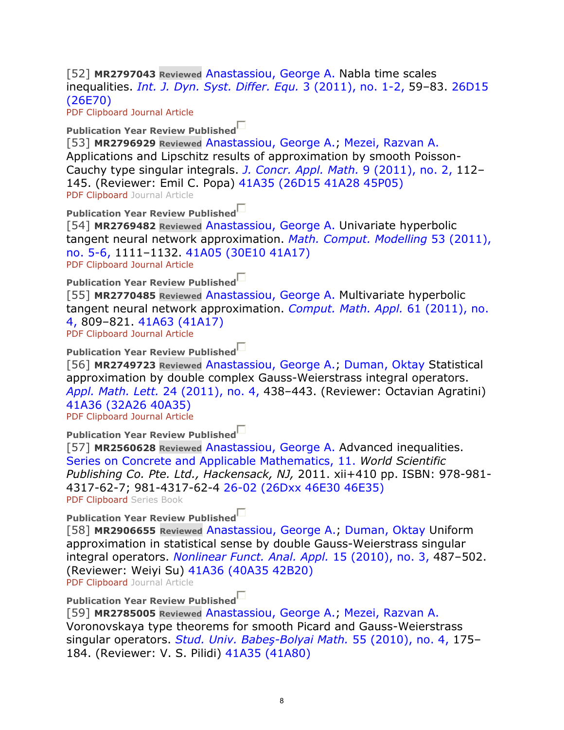[52] **MR2797043** Reviewed Anastassiou, George A. Nabla time scales inequalities. *Int. J. Dyn. Syst. Differ. Equ.* 3 (2011), no. 1-2, 59–83. 26D15 (26E70)
PDF Clipboard Journal Article

**Publication Year Review Published**
[53] **MR2796929** Reviewed Anastassiou, George A.; Mezei, Razvan A. Applications and Lipschitz results of approximation by smooth Poisson-Cauchy type singular integrals. *J. Concr. Appl. Math.* 9 (2011), no. 2, 112–145. (Reviewer: Emil C. Popa) 41A35 (26D15 41A28 45P05)
PDF Clipboard Journal Article

**Publication Year Review Published**
[54] **MR2769482** Reviewed Anastassiou, George A. Univariate hyperbolic tangent neural network approximation. *Math. Comput. Modelling* 53 (2011), no. 5-6, 1111–1132. 41A05 (30E10 41A17)
PDF Clipboard Journal Article

**Publication Year Review Published**
[55] **MR2770485** Reviewed Anastassiou, George A. Multivariate hyperbolic tangent neural network approximation. *Comput. Math. Appl.* 61 (2011), no. 4, 809–821. 41A63 (41A17)
PDF Clipboard Journal Article

**Publication Year Review Published**
[56] **MR2749723** Reviewed Anastassiou, George A.; Duman, Oktay Statistical approximation by double complex Gauss-Weierstrass integral operators. *Appl. Math. Lett.* 24 (2011), no. 4, 438–443. (Reviewer: Octavian Agratini) 41A36 (32A26 40A35)
PDF Clipboard Journal Article

**Publication Year Review Published**
[57] **MR2560628** Reviewed Anastassiou, George A. Advanced inequalities. Series on Concrete and Applicable Mathematics, 11. *World Scientific Publishing Co. Pte. Ltd., Hackensack, NJ,* 2011. xii+410 pp. ISBN: 978-981-4317-62-7; 981-4317-62-4 26-02 (26Dxx 46E30 46E35)
PDF Clipboard Series Book

**Publication Year Review Published**
[58] **MR2906655** Reviewed Anastassiou, George A.; Duman, Oktay Uniform approximation in statistical sense by double Gauss-Weierstrass singular integral operators. *Nonlinear Funct. Anal. Appl.* 15 (2010), no. 3, 487–502. (Reviewer: Weiyi Su) 41A36 (40A35 42B20)
PDF Clipboard Journal Article

**Publication Year Review Published**
[59] **MR2785005** Reviewed Anastassiou, George A.; Mezei, Razvan A. Voronovskaya type theorems for smooth Picard and Gauss-Weierstrass singular operators. *Stud. Univ. Babeş-Bolyai Math.* 55 (2010), no. 4, 175–184. (Reviewer: V. S. Pilidi) 41A35 (41A80)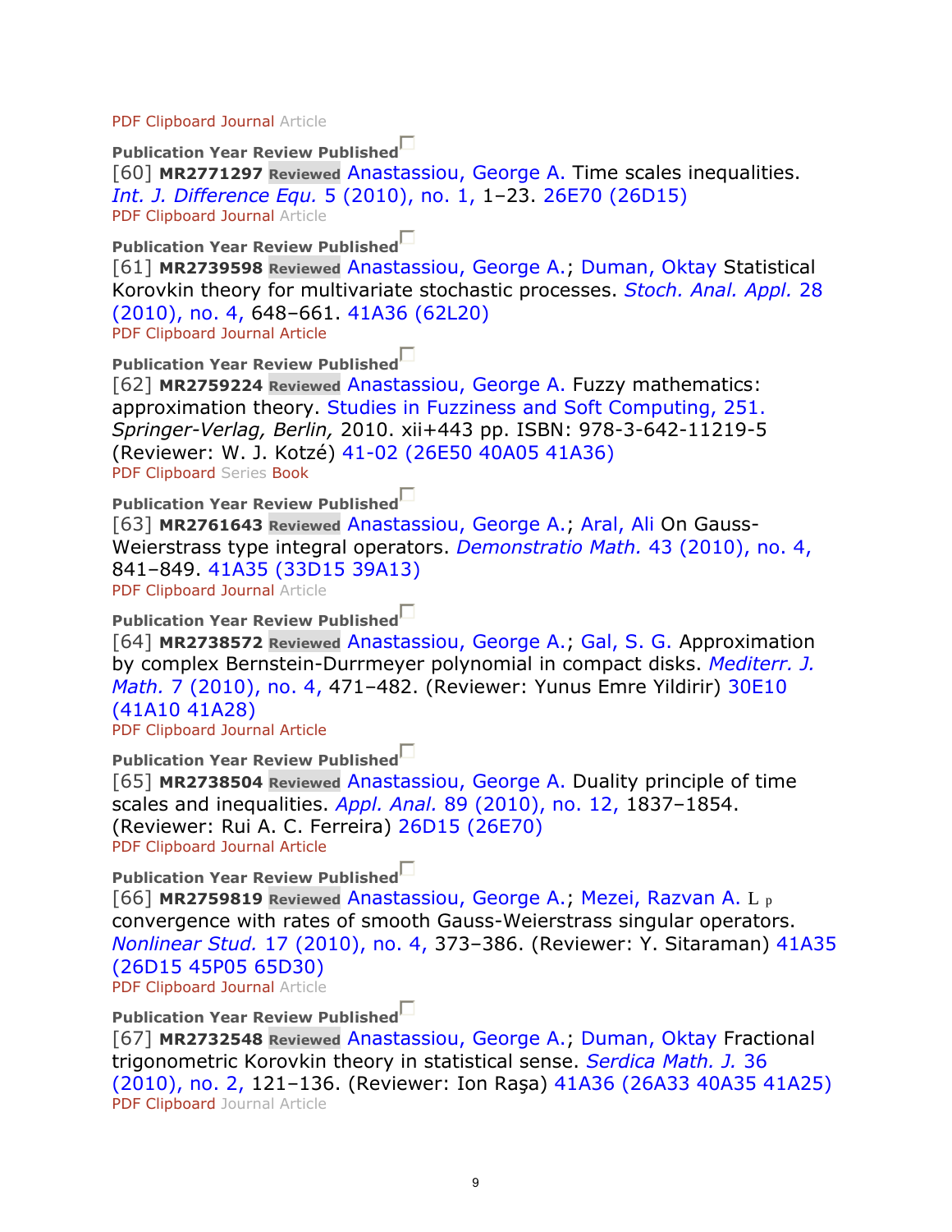PDF Clipboard Journal Article

Publication Year Review Published

[60] **MR2771297** **Reviewed** Anastassiou, George A. Time scales inequalities. *Int. J. Difference Equ.* 5 (2010), no. 1, 1–23. 26E70 (26D15)

PDF Clipboard Journal Article

Publication Year Review Published

[61] **MR2739598** **Reviewed** Anastassiou, George A.; Duman, Oktay Statistical Korovkin theory for multivariate stochastic processes. *Stoch. Anal. Appl.* 28 (2010), no. 4, 648–661. 41A36 (62L20)

PDF Clipboard Journal Article

Publication Year Review Published

[62] **MR2759224** **Reviewed** Anastassiou, George A. Fuzzy mathematics: approximation theory. Studies in Fuzziness and Soft Computing, 251. *Springer-Verlag, Berlin,* 2010. xii+443 pp. ISBN: 978-3-642-11219-5 (Reviewer: W. J. Kotzé) 41-02 (26E50 40A05 41A36)

PDF Clipboard Series Book

Publication Year Review Published

[63] **MR2761643** **Reviewed** Anastassiou, George A.; Aral, Ali On Gauss-Weierstrass type integral operators. *Demonstratio Math.* 43 (2010), no. 4, 841–849. 41A35 (33D15 39A13)

PDF Clipboard Journal Article

Publication Year Review Published

[64] **MR2738572** **Reviewed** Anastassiou, George A.; Gal, S. G. Approximation by complex Bernstein-Durrmeyer polynomial in compact disks. *Mediterr. J. Math.* 7 (2010), no. 4, 471–482. (Reviewer: Yunus Emre Yildirir) 30E10 (41A10 41A28)

PDF Clipboard Journal Article

Publication Year Review Published

[65] **MR2738504** **Reviewed** Anastassiou, George A. Duality principle of time scales and inequalities. *Appl. Anal.* 89 (2010), no. 12, 1837–1854. (Reviewer: Rui A. C. Ferreira) 26D15 (26E70)

PDF Clipboard Journal Article

Publication Year Review Published

[66] **MR2759819** **Reviewed** Anastassiou, George A.; Mezei, Razvan A. $L_p$ convergence with rates of smooth Gauss-Weierstrass singular operators. *Nonlinear Stud.* 17 (2010), no. 4, 373–386. (Reviewer: Y. Sitaraman) 41A35 (26D15 45P05 65D30)

PDF Clipboard Journal Article

Publication Year Review Published

[67] **MR2732548** **Reviewed** Anastassiou, George A.; Duman, Oktay Fractional trigonometric Korovkin theory in statistical sense. *Serdica Math. J.* 36 (2010), no. 2, 121–136. (Reviewer: Ion Raşa) 41A36 (26A33 40A35 41A25)

PDF Clipboard Journal Article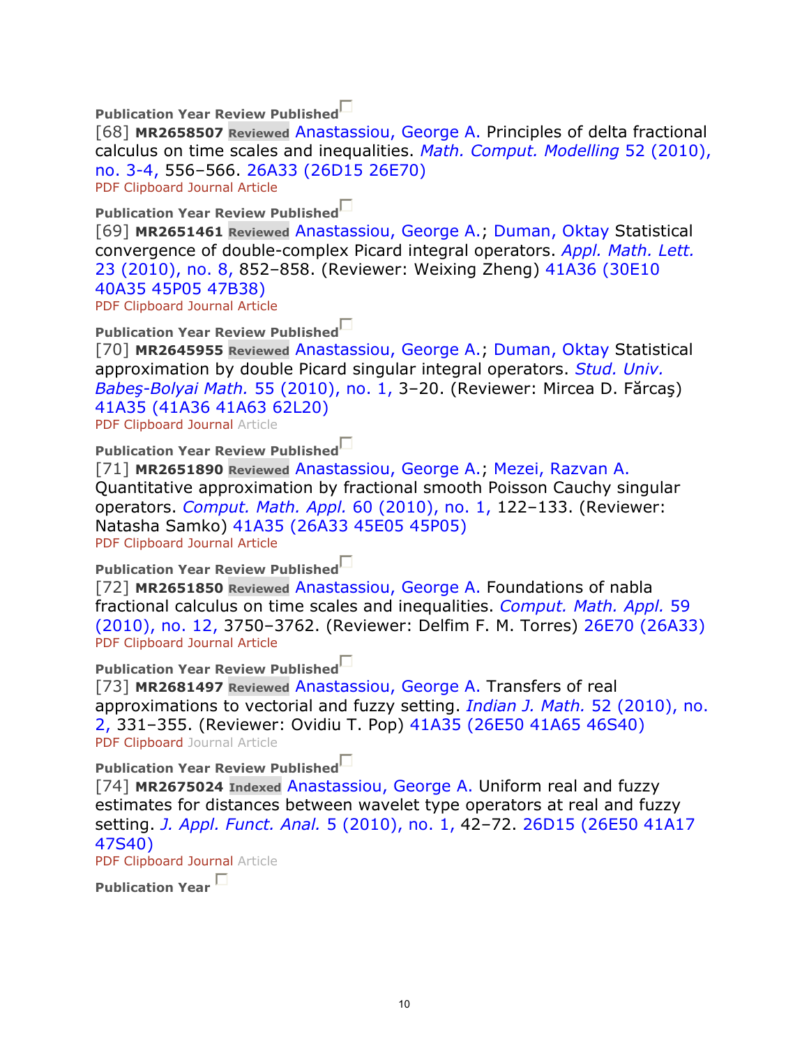**Publication Year Review Published**

[68] **MR2658507** **Reviewed** Anastassiou, George A. Principles of delta fractional calculus on time scales and inequalities. *Math. Comput. Modelling* 52 (2010), no. 3-4, 556–566. 26A33 (26D15 26E70)

PDF Clipboard Journal Article

**Publication Year Review Published**

[69] **MR2651461** **Reviewed** Anastassiou, George A.; Duman, Oktay Statistical convergence of double-complex Picard integral operators. *Appl. Math. Lett.* 23 (2010), no. 8, 852–858. (Reviewer: Weixing Zheng) 41A36 (30E10 40A35 45P05 47B38)

PDF Clipboard Journal Article

**Publication Year Review Published**

[70] **MR2645955** **Reviewed** Anastassiou, George A.; Duman, Oktay Statistical approximation by double Picard singular integral operators. *Stud. Univ. Babeş-Bolyai Math.* 55 (2010), no. 1, 3–20. (Reviewer: Mircea D. Fărcaş) 41A35 (41A36 41A63 62L20)

PDF Clipboard Journal Article

**Publication Year Review Published**

[71] **MR2651890** **Reviewed** Anastassiou, George A.; Mezei, Razvan A. Quantitative approximation by fractional smooth Poisson Cauchy singular operators. *Comput. Math. Appl.* 60 (2010), no. 1, 122–133. (Reviewer: Natasha Samko) 41A35 (26A33 45E05 45P05)

PDF Clipboard Journal Article

**Publication Year Review Published**

[72] **MR2651850** **Reviewed** Anastassiou, George A. Foundations of nabla fractional calculus on time scales and inequalities. *Comput. Math. Appl.* 59 (2010), no. 12, 3750–3762. (Reviewer: Delfim F. M. Torres) 26E70 (26A33)

PDF Clipboard Journal Article

**Publication Year Review Published**

[73] **MR2681497** **Reviewed** Anastassiou, George A. Transfers of real approximations to vectorial and fuzzy setting. *Indian J. Math.* 52 (2010), no. 2, 331–355. (Reviewer: Ovidiu T. Pop) 41A35 (26E50 41A65 46S40)

PDF Clipboard Journal Article

**Publication Year Review Published**

[74] **MR2675024** **Indexed** Anastassiou, George A. Uniform real and fuzzy estimates for distances between wavelet type operators at real and fuzzy setting. *J. Appl. Funct. Anal.* 5 (2010), no. 1, 42–72. 26D15 (26E50 41A17 47S40)

PDF Clipboard Journal Article

**Publication Year**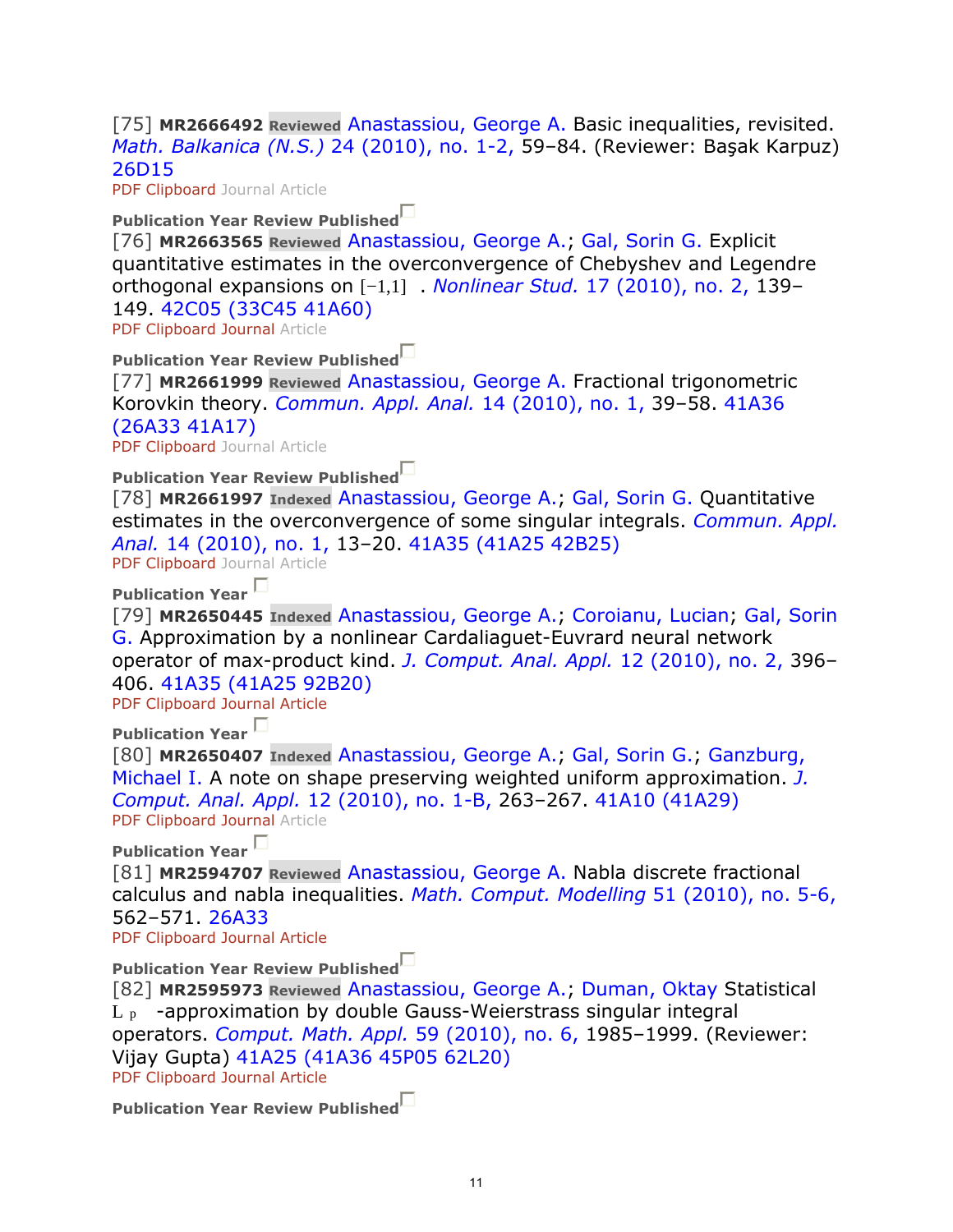[75] **MR2666492** **Reviewed** Anastassiou, George A. Basic inequalities, revisited. *Math. Balkanica (N.S.)* 24 (2010), no. 1-2, 59–84. (Reviewer: Başak Karpuz) 26D15
PDF Clipboard Journal Article

**Publication Year Review Published**
[76] **MR2663565** **Reviewed** Anastassiou, George A.; Gal, Sorin G. Explicit quantitative estimates in the overconvergence of Chebyshev and Legendre orthogonal expansions on $[-1,1]$ . *Nonlinear Stud.* 17 (2010), no. 2, 139–149. 42C05 (33C45 41A60)
PDF Clipboard Journal Article

**Publication Year Review Published**
[77] **MR2661999** **Reviewed** Anastassiou, George A. Fractional trigonometric Korovkin theory. *Commun. Appl. Anal.* 14 (2010), no. 1, 39–58. 41A36 (26A33 41A17)
PDF Clipboard Journal Article

**Publication Year Review Published**
[78] **MR2661997** **Indexed** Anastassiou, George A.; Gal, Sorin G. Quantitative estimates in the overconvergence of some singular integrals. *Commun. Appl. Anal.* 14 (2010), no. 1, 13–20. 41A35 (41A25 42B25)
PDF Clipboard Journal Article

**Publication Year**
[79] **MR2650445** **Indexed** Anastassiou, George A.; Coroianu, Lucian; Gal, Sorin G. Approximation by a nonlinear Cardaliaguet-Euvrard neural network operator of max-product kind. *J. Comput. Anal. Appl.* 12 (2010), no. 2, 396–406. 41A35 (41A25 92B20)
PDF Clipboard Journal Article

**Publication Year**
[80] **MR2650407** **Indexed** Anastassiou, George A.; Gal, Sorin G.; Ganzburg, Michael I. A note on shape preserving weighted uniform approximation. *J. Comput. Anal. Appl.* 12 (2010), no. 1-B, 263–267. 41A10 (41A29)
PDF Clipboard Journal Article

**Publication Year**
[81] **MR2594707** **Reviewed** Anastassiou, George A. Nabla discrete fractional calculus and nabla inequalities. *Math. Comput. Modelling* 51 (2010), no. 5-6, 562–571. 26A33
PDF Clipboard Journal Article

**Publication Year Review Published**
[82] **MR2595973** **Reviewed** Anastassiou, George A.; Duman, Oktay Statistical $L_p$ -approximation by double Gauss-Weierstrass singular integral operators. *Comput. Math. Appl.* 59 (2010), no. 6, 1985–1999. (Reviewer: Vijay Gupta) 41A25 (41A36 45P05 62L20)
PDF Clipboard Journal Article

**Publication Year Review Published**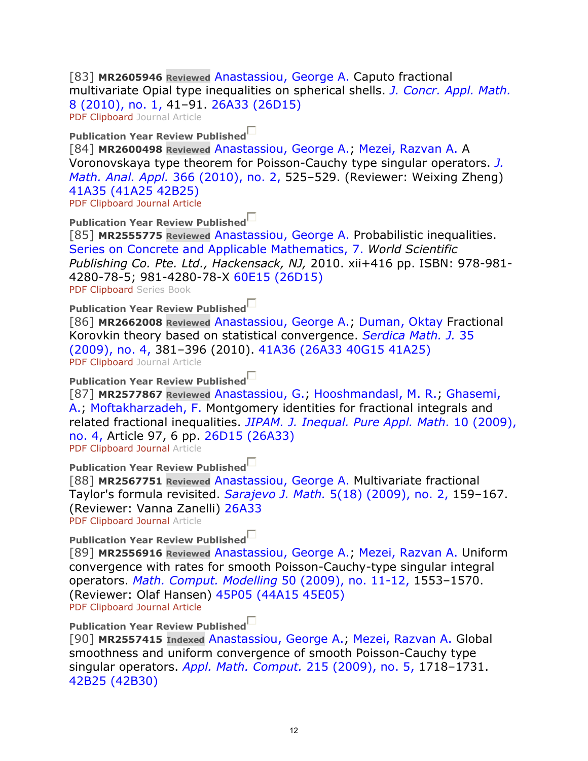[83] **MR2605946** Reviewed Anastassiou, George A. Caputo fractional multivariate Opial type inequalities on spherical shells. *J. Concr. Appl. Math.* 8 (2010), no. 1, 41–91. 26A33 (26D15)
PDF Clipboard Journal Article

**Publication Year Review Published**
[84] **MR2600498** Reviewed Anastassiou, George A.; Mezei, Razvan A. A Voronovskaya type theorem for Poisson-Cauchy type singular operators. *J. Math. Anal. Appl.* 366 (2010), no. 2, 525–529. (Reviewer: Weixing Zheng) 41A35 (41A25 42B25)
PDF Clipboard Journal Article

**Publication Year Review Published**
[85] **MR2555775** Reviewed Anastassiou, George A. Probabilistic inequalities. Series on Concrete and Applicable Mathematics, 7. *World Scientific Publishing Co. Pte. Ltd., Hackensack, NJ,* 2010. xii+416 pp. ISBN: 978-981-4280-78-5; 981-4280-78-X 60E15 (26D15)
PDF Clipboard Series Book

**Publication Year Review Published**
[86] **MR2662008** Reviewed Anastassiou, George A.; Duman, Oktay Fractional Korovkin theory based on statistical convergence. *Serdica Math. J.* 35 (2009), no. 4, 381–396 (2010). 41A36 (26A33 40G15 41A25)
PDF Clipboard Journal Article

**Publication Year Review Published**
[87] **MR2577867** Reviewed Anastassiou, G.; Hooshmandasl, M. R.; Ghasemi, A.; Moftakharzadeh, F. Montgomery identities for fractional integrals and related fractional inequalities. *JIPAM. J. Inequal. Pure Appl. Math.* 10 (2009), no. 4, Article 97, 6 pp. 26D15 (26A33)
PDF Clipboard Journal Article

**Publication Year Review Published**
[88] **MR2567751** Reviewed Anastassiou, George A. Multivariate fractional Taylor's formula revisited. *Sarajevo J. Math.* 5(18) (2009), no. 2, 159–167. (Reviewer: Vanna Zanelli) 26A33
PDF Clipboard Journal Article

**Publication Year Review Published**
[89] **MR2556916** Reviewed Anastassiou, George A.; Mezei, Razvan A. Uniform convergence with rates for smooth Poisson-Cauchy-type singular integral operators. *Math. Comput. Modelling* 50 (2009), no. 11-12, 1553–1570. (Reviewer: Olaf Hansen) 45P05 (44A15 45E05)
PDF Clipboard Journal Article

**Publication Year Review Published**
[90] **MR2557415** Indexed Anastassiou, George A.; Mezei, Razvan A. Global smoothness and uniform convergence of smooth Poisson-Cauchy type singular operators. *Appl. Math. Comput.* 215 (2009), no. 5, 1718–1731. 42B25 (42B30)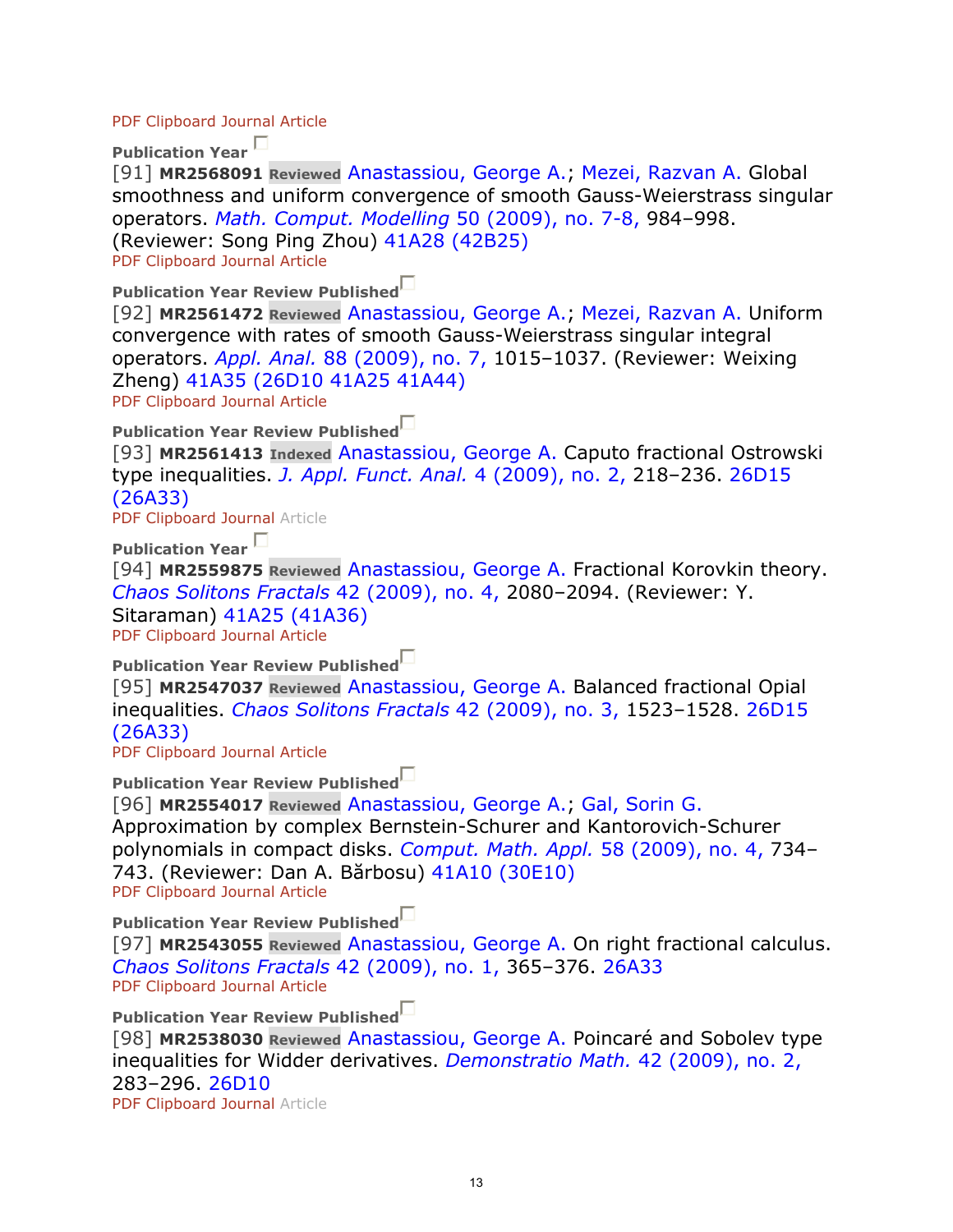PDF Clipboard Journal Article

Publication Year

[91] **MR2568091** **Reviewed** Anastassiou, George A.; Mezei, Razvan A. Global smoothness and uniform convergence of smooth Gauss-Weierstrass singular operators. *Math. Comput. Modelling* 50 (2009), no. 7-8, 984–998. (Reviewer: Song Ping Zhou) 41A28 (42B25)

PDF Clipboard Journal Article

Publication Year Review Published

[92] **MR2561472** **Reviewed** Anastassiou, George A.; Mezei, Razvan A. Uniform convergence with rates of smooth Gauss-Weierstrass singular integral operators. *Appl. Anal.* 88 (2009), no. 7, 1015–1037. (Reviewer: Weixing Zheng) 41A35 (26D10 41A25 41A44)

PDF Clipboard Journal Article

Publication Year Review Published

[93] **MR2561413** **Indexed** Anastassiou, George A. Caputo fractional Ostrowski type inequalities. *J. Appl. Funct. Anal.* 4 (2009), no. 2, 218–236. 26D15 (26A33)

PDF Clipboard Journal Article

Publication Year

[94] **MR2559875** **Reviewed** Anastassiou, George A. Fractional Korovkin theory. *Chaos Solitons Fractals* 42 (2009), no. 4, 2080–2094. (Reviewer: Y. Sitaraman) 41A25 (41A36)

PDF Clipboard Journal Article

Publication Year Review Published

[95] **MR2547037** **Reviewed** Anastassiou, George A. Balanced fractional Opial inequalities. *Chaos Solitons Fractals* 42 (2009), no. 3, 1523–1528. 26D15 (26A33)

PDF Clipboard Journal Article

Publication Year Review Published

[96] **MR2554017** **Reviewed** Anastassiou, George A.; Gal, Sorin G. Approximation by complex Bernstein-Schurer and Kantorovich-Schurer polynomials in compact disks. *Comput. Math. Appl.* 58 (2009), no. 4, 734–743. (Reviewer: Dan A. Bărbosu) 41A10 (30E10)

PDF Clipboard Journal Article

Publication Year Review Published

[97] **MR2543055** **Reviewed** Anastassiou, George A. On right fractional calculus. *Chaos Solitons Fractals* 42 (2009), no. 1, 365–376. 26A33

PDF Clipboard Journal Article

Publication Year Review Published

[98] **MR2538030** **Reviewed** Anastassiou, George A. Poincaré and Sobolev type inequalities for Widder derivatives. *Demonstratio Math.* 42 (2009), no. 2, 283–296. 26D10

PDF Clipboard Journal Article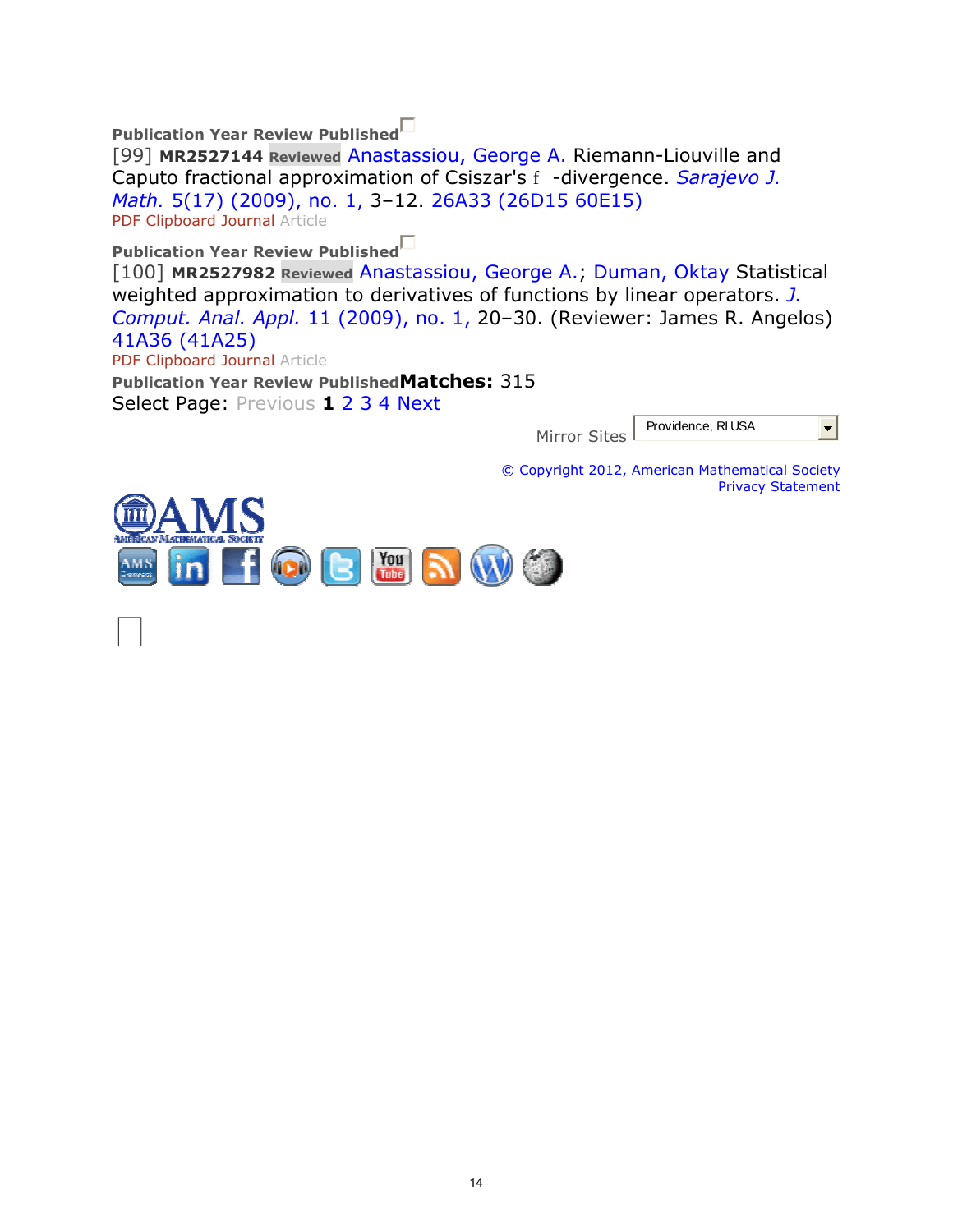**Publication Year Review Published**

[99] **MR2527144** **Reviewed** Anastassiou, George A. Riemann-Liouville and Caputo fractional approximation of Csiszar's f -divergence. *Sarajevo J. Math.* 5(17) (2009), no. 1, 3–12. 26A33 (26D15 60E15)

PDF Clipboard Journal Article

**Publication Year Review Published**

[100] **MR2527982** **Reviewed** Anastassiou, George A.; Duman, Oktay Statistical weighted approximation to derivatives of functions by linear operators. *J. Comput. Anal. Appl.* 11 (2009), no. 1, 20–30. (Reviewer: James R. Angelos) 41A36 (41A25)

PDF Clipboard Journal Article

**Publication Year Review Published** **Matches:** 315

Select Page: Previous **1** 2 3 4 Next

Mirror Sites Providence, RI USA

© Copyright 2012, American Mathematical Society
Privacy Statement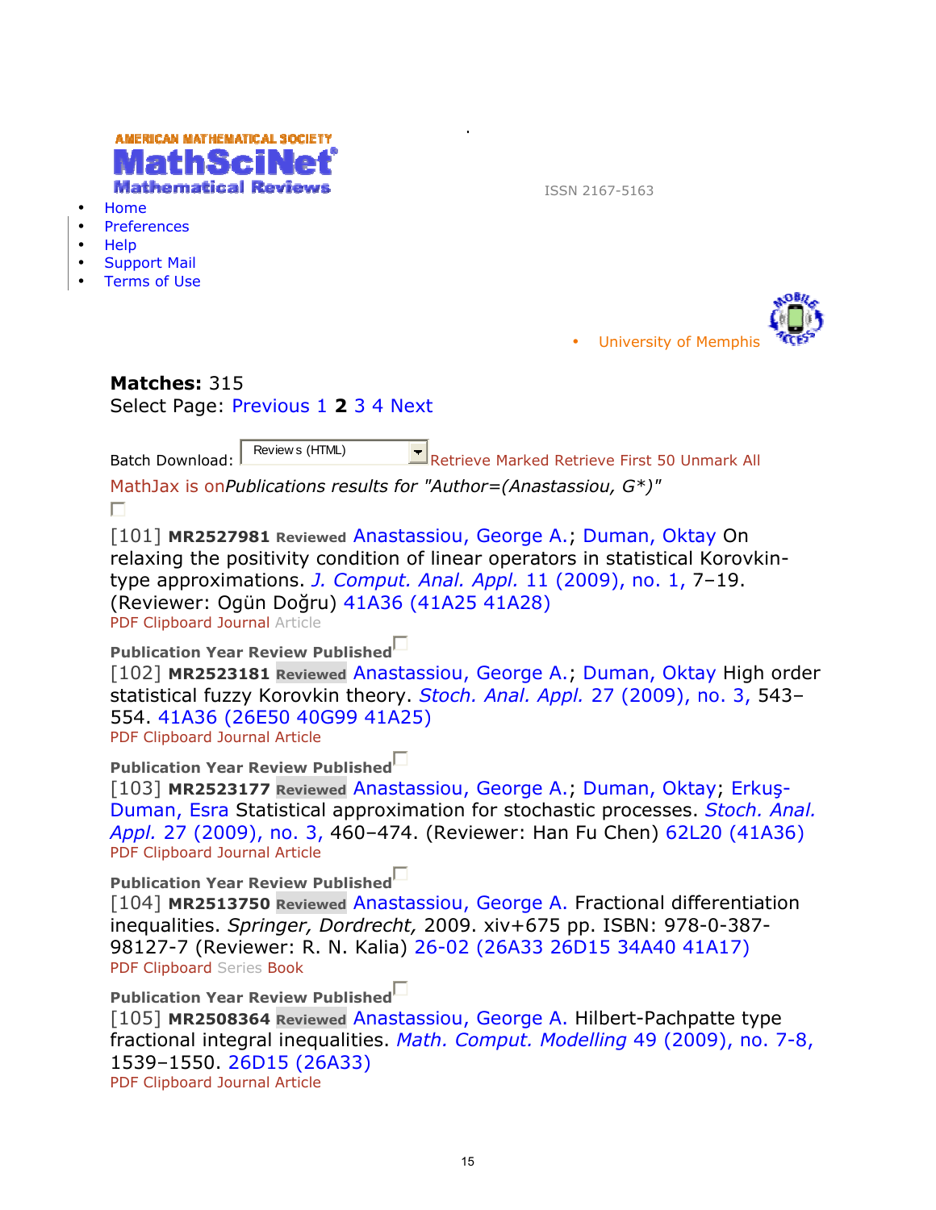AMERICAN MATHEMATICAL SOCIETY
MathSciNet
Mathematical Reviews

ISSN 2167-5163

- Home
- Preferences
- Help
- Support Mail
- Terms of Use

- University of Memphis

**Matches:** 315
Select Page: Previous 1 **2** 3 4 Next

Batch Download: Reviews (HTML) Retrieve Marked Retrieve First 50 Unmark All

MathJax is on*Publications results for "Author=(Anastassiou, G*)"*

[101] **MR2527981** **Reviewed** Anastassiou, George A.; Duman, Oktay On relaxing the positivity condition of linear operators in statistical Korovkin-type approximations. *J. Comput. Anal. Appl.* 11 (2009), no. 1, 7–19. (Reviewer: Ogün Doğru) 41A36 (41A25 41A28)
PDF Clipboard Journal Article

**Publication Year Review Published**
[102] **MR2523181** **Reviewed** Anastassiou, George A.; Duman, Oktay High order statistical fuzzy Korovkin theory. *Stoch. Anal. Appl.* 27 (2009), no. 3, 543–554. 41A36 (26E50 40G99 41A25)
PDF Clipboard Journal Article

**Publication Year Review Published**
[103] **MR2523177** **Reviewed** Anastassiou, George A.; Duman, Oktay; Erkuş-Duman, Esra Statistical approximation for stochastic processes. *Stoch. Anal. Appl.* 27 (2009), no. 3, 460–474. (Reviewer: Han Fu Chen) 62L20 (41A36)
PDF Clipboard Journal Article

**Publication Year Review Published**
[104] **MR2513750** **Reviewed** Anastassiou, George A. Fractional differentiation inequalities. *Springer, Dordrecht,* 2009. xiv+675 pp. ISBN: 978-0-387-98127-7 (Reviewer: R. N. Kalia) 26-02 (26A33 26D15 34A40 41A17)
PDF Clipboard Series Book

**Publication Year Review Published**
[105] **MR2508364** **Reviewed** Anastassiou, George A. Hilbert-Pachpatte type fractional integral inequalities. *Math. Comput. Modelling* 49 (2009), no. 7-8, 1539–1550. 26D15 (26A33)
PDF Clipboard Journal Article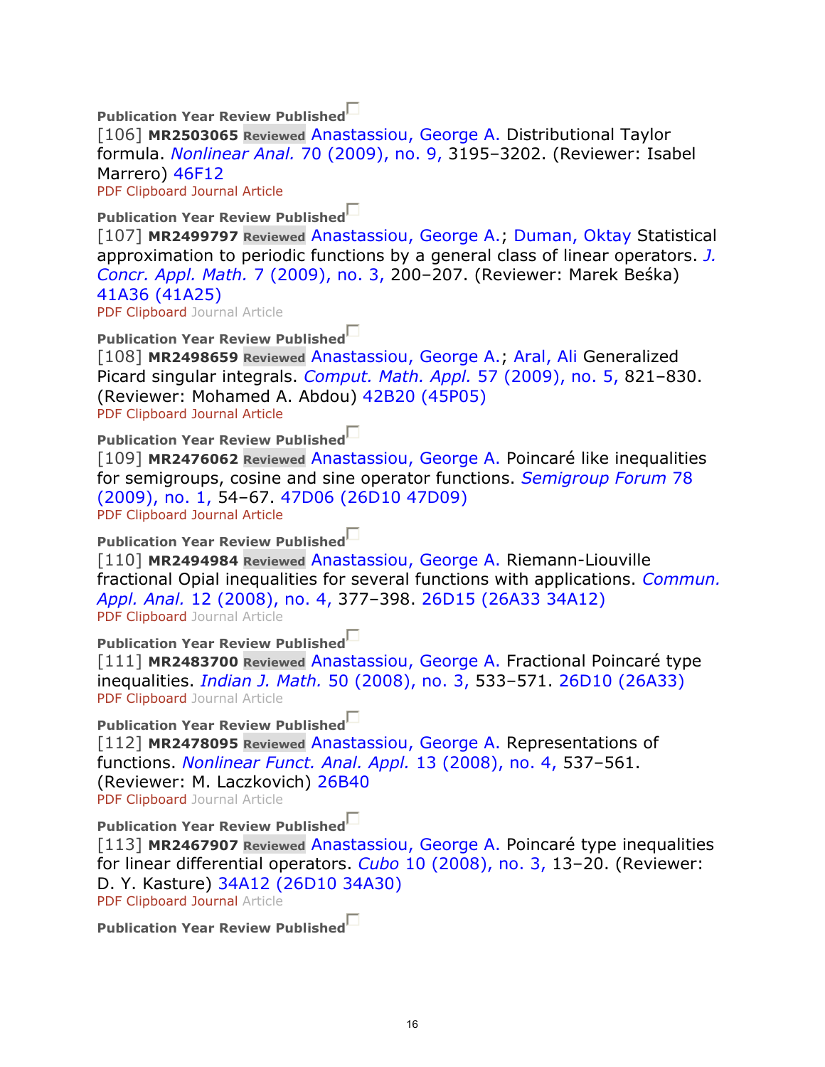**Publication Year Review Published**

[106] **MR2503065** **Reviewed** Anastassiou, George A. Distributional Taylor formula. *Nonlinear Anal.* 70 (2009), no. 9, 3195–3202. (Reviewer: Isabel Marrero) 46F12
PDF Clipboard Journal Article

**Publication Year Review Published**

[107] **MR2499797** **Reviewed** Anastassiou, George A.; Duman, Oktay Statistical approximation to periodic functions by a general class of linear operators. *J. Concr. Appl. Math.* 7 (2009), no. 3, 200–207. (Reviewer: Marek Beśka) 41A36 (41A25)
PDF Clipboard Journal Article

**Publication Year Review Published**

[108] **MR2498659** **Reviewed** Anastassiou, George A.; Aral, Ali Generalized Picard singular integrals. *Comput. Math. Appl.* 57 (2009), no. 5, 821–830. (Reviewer: Mohamed A. Abdou) 42B20 (45P05)
PDF Clipboard Journal Article

**Publication Year Review Published**

[109] **MR2476062** **Reviewed** Anastassiou, George A. Poincaré like inequalities for semigroups, cosine and sine operator functions. *Semigroup Forum* 78 (2009), no. 1, 54–67. 47D06 (26D10 47D09)
PDF Clipboard Journal Article

**Publication Year Review Published**

[110] **MR2494984** **Reviewed** Anastassiou, George A. Riemann-Liouville fractional Opial inequalities for several functions with applications. *Commun. Appl. Anal.* 12 (2008), no. 4, 377–398. 26D15 (26A33 34A12)
PDF Clipboard Journal Article

**Publication Year Review Published**

[111] **MR2483700** **Reviewed** Anastassiou, George A. Fractional Poincaré type inequalities. *Indian J. Math.* 50 (2008), no. 3, 533–571. 26D10 (26A33)
PDF Clipboard Journal Article

**Publication Year Review Published**

[112] **MR2478095** **Reviewed** Anastassiou, George A. Representations of functions. *Nonlinear Funct. Anal. Appl.* 13 (2008), no. 4, 537–561. (Reviewer: M. Laczkovich) 26B40
PDF Clipboard Journal Article

**Publication Year Review Published**

[113] **MR2467907** **Reviewed** Anastassiou, George A. Poincaré type inequalities for linear differential operators. *Cubo* 10 (2008), no. 3, 13–20. (Reviewer: D. Y. Kasture) 34A12 (26D10 34A30)
PDF Clipboard Journal Article

**Publication Year Review Published**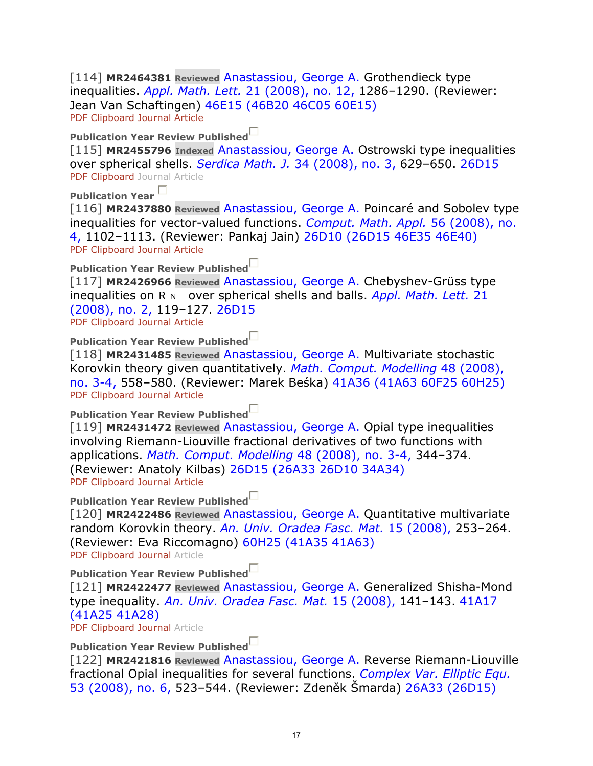[114] **MR2464381** **Reviewed** Anastassiou, George A. Grothendieck type inequalities. *Appl. Math. Lett.* 21 (2008), no. 12, 1286–1290. (Reviewer: Jean Van Schaftingen) 46E15 (46B20 46C05 60E15)
PDF Clipboard Journal Article

**Publication Year Review Published**
[115] **MR2455796** **Indexed** Anastassiou, George A. Ostrowski type inequalities over spherical shells. *Serdica Math. J.* 34 (2008), no. 3, 629–650. 26D15
PDF Clipboard Journal Article

**Publication Year**
[116] **MR2437880** **Reviewed** Anastassiou, George A. Poincaré and Sobolev type inequalities for vector-valued functions. *Comput. Math. Appl.* 56 (2008), no. 4, 1102–1113. (Reviewer: Pankaj Jain) 26D10 (26D15 46E35 46E40)
PDF Clipboard Journal Article

**Publication Year Review Published**
[117] **MR2426966** **Reviewed** Anastassiou, George A. Chebyshev-Grüss type inequalities on $\mathbb{R}^N$ over spherical shells and balls. *Appl. Math. Lett.* 21 (2008), no. 2, 119–127. 26D15
PDF Clipboard Journal Article

**Publication Year Review Published**
[118] **MR2431485** **Reviewed** Anastassiou, George A. Multivariate stochastic Korovkin theory given quantitatively. *Math. Comput. Modelling* 48 (2008), no. 3-4, 558–580. (Reviewer: Marek Beśka) 41A36 (41A63 60F25 60H25)
PDF Clipboard Journal Article

**Publication Year Review Published**
[119] **MR2431472** **Reviewed** Anastassiou, George A. Opial type inequalities involving Riemann-Liouville fractional derivatives of two functions with applications. *Math. Comput. Modelling* 48 (2008), no. 3-4, 344–374. (Reviewer: Anatoly Kilbas) 26D15 (26A33 26D10 34A34)
PDF Clipboard Journal Article

**Publication Year Review Published**
[120] **MR2422486** **Reviewed** Anastassiou, George A. Quantitative multivariate random Korovkin theory. *An. Univ. Oradea Fasc. Mat.* 15 (2008), 253–264. (Reviewer: Eva Riccomagno) 60H25 (41A35 41A63)
PDF Clipboard Journal Article

**Publication Year Review Published**
[121] **MR2422477** **Reviewed** Anastassiou, George A. Generalized Shisha-Mond type inequality. *An. Univ. Oradea Fasc. Mat.* 15 (2008), 141–143. 41A17 (41A25 41A28)
PDF Clipboard Journal Article

**Publication Year Review Published**
[122] **MR2421816** **Reviewed** Anastassiou, George A. Reverse Riemann-Liouville fractional Opial inequalities for several functions. *Complex Var. Elliptic Equ.* 53 (2008), no. 6, 523–544. (Reviewer: Zdeněk Šmarda) 26A33 (26D15)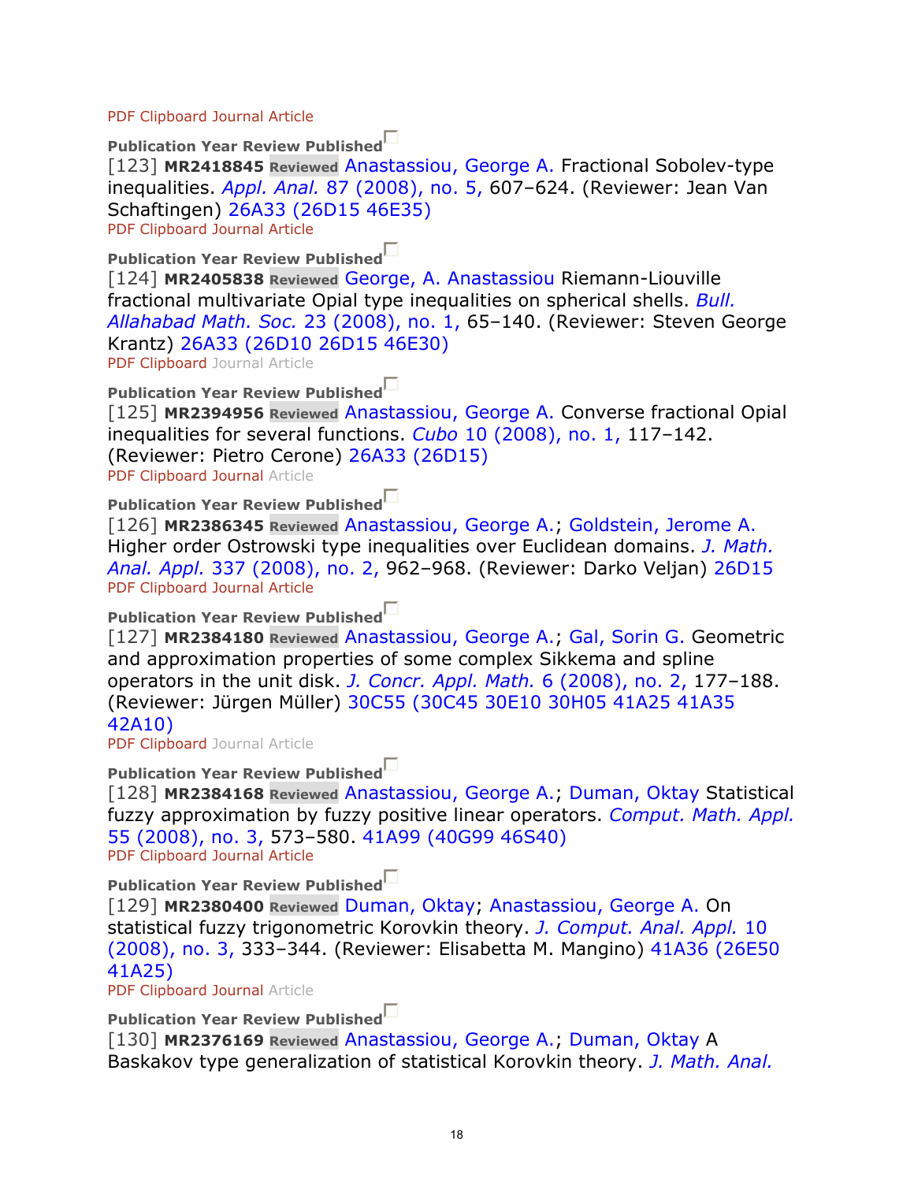PDF Clipboard Journal Article

**Publication Year Review Published**

[123] **MR2418845** **Reviewed** Anastassiou, George A. Fractional Sobolev-type inequalities. *Appl. Anal.* 87 (2008), no. 5, 607–624. (Reviewer: Jean Van Schaftingen) 26A33 (26D15 46E35)

PDF Clipboard Journal Article

**Publication Year Review Published**

[124] **MR2405838** **Reviewed** George, A. Anastassiou Riemann-Liouville fractional multivariate Opial type inequalities on spherical shells. *Bull. Allahabad Math. Soc.* 23 (2008), no. 1, 65–140. (Reviewer: Steven George Krantz) 26A33 (26D10 26D15 46E30)

PDF Clipboard Journal Article

**Publication Year Review Published**

[125] **MR2394956** **Reviewed** Anastassiou, George A. Converse fractional Opial inequalities for several functions. *Cubo* 10 (2008), no. 1, 117–142. (Reviewer: Pietro Cerone) 26A33 (26D15)

PDF Clipboard Journal Article

**Publication Year Review Published**

[126] **MR2386345** **Reviewed** Anastassiou, George A.; Goldstein, Jerome A. Higher order Ostrowski type inequalities over Euclidean domains. *J. Math. Anal. Appl.* 337 (2008), no. 2, 962–968. (Reviewer: Darko Veljan) 26D15

PDF Clipboard Journal Article

**Publication Year Review Published**

[127] **MR2384180** **Reviewed** Anastassiou, George A.; Gal, Sorin G. Geometric and approximation properties of some complex Sikkema and spline operators in the unit disk. *J. Concr. Appl. Math.* 6 (2008), no. 2, 177–188. (Reviewer: Jürgen Müller) 30C55 (30C45 30E10 30H05 41A25 41A35 42A10)

PDF Clipboard Journal Article

**Publication Year Review Published**

[128] **MR2384168** **Reviewed** Anastassiou, George A.; Duman, Oktay Statistical fuzzy approximation by fuzzy positive linear operators. *Comput. Math. Appl.* 55 (2008), no. 3, 573–580. 41A99 (40G99 46S40)

PDF Clipboard Journal Article

**Publication Year Review Published**

[129] **MR2380400** **Reviewed** Duman, Oktay; Anastassiou, George A. On statistical fuzzy trigonometric Korovkin theory. *J. Comput. Anal. Appl.* 10 (2008), no. 3, 333–344. (Reviewer: Elisabetta M. Mangino) 41A36 (26E50 41A25)

PDF Clipboard Journal Article

**Publication Year Review Published**

[130] **MR2376169** **Reviewed** Anastassiou, George A.; Duman, Oktay A Baskakov type generalization of statistical Korovkin theory. *J. Math. Anal.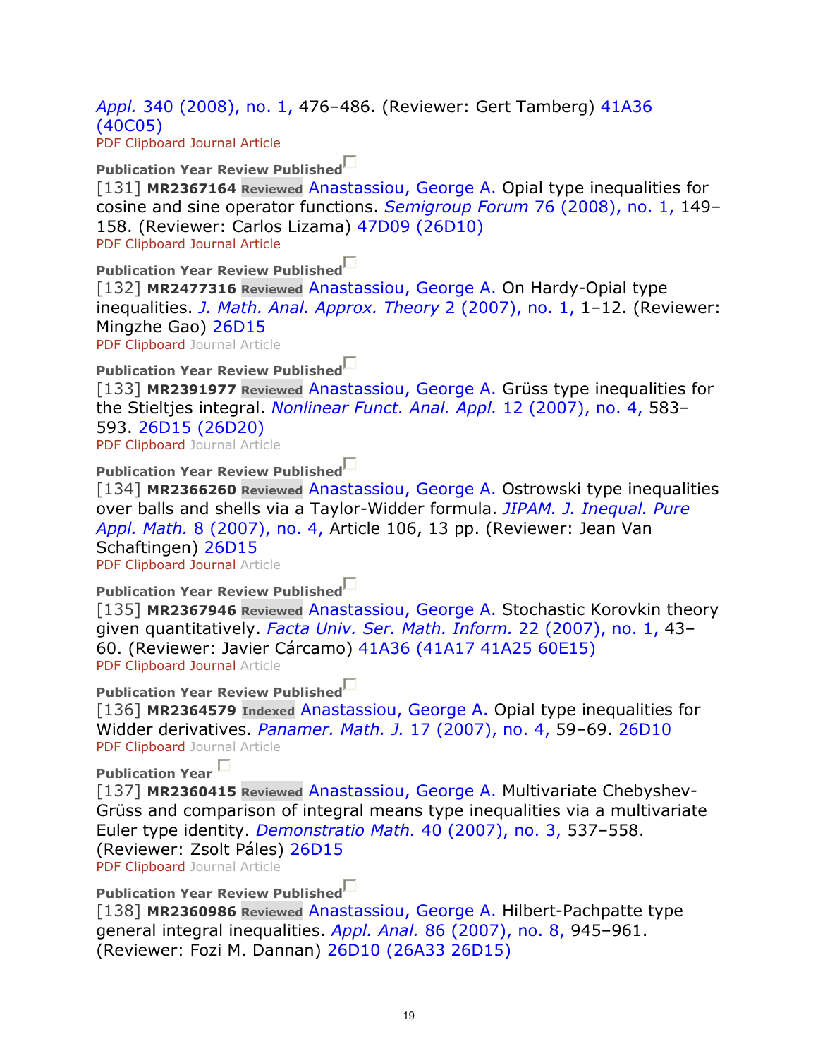*Appl.* 340 (2008), no. 1, 476–486. (Reviewer: Gert Tamberg) 41A36 (40C05)
PDF Clipboard Journal Article

**Publication Year Review Published**
[131] **MR2367164** **Reviewed** Anastassiou, George A. Opial type inequalities for cosine and sine operator functions. *Semigroup Forum* 76 (2008), no. 1, 149–158. (Reviewer: Carlos Lizama) 47D09 (26D10)
PDF Clipboard Journal Article

**Publication Year Review Published**
[132] **MR2477316** **Reviewed** Anastassiou, George A. On Hardy-Opial type inequalities. *J. Math. Anal. Approx. Theory* 2 (2007), no. 1, 1–12. (Reviewer: Mingzhe Gao) 26D15
PDF Clipboard Journal Article

**Publication Year Review Published**
[133] **MR2391977** **Reviewed** Anastassiou, George A. Grüss type inequalities for the Stieltjes integral. *Nonlinear Funct. Anal. Appl.* 12 (2007), no. 4, 583–593. 26D15 (26D20)
PDF Clipboard Journal Article

**Publication Year Review Published**
[134] **MR2366260** **Reviewed** Anastassiou, George A. Ostrowski type inequalities over balls and shells via a Taylor-Widder formula. *JIPAM. J. Inequal. Pure Appl. Math.* 8 (2007), no. 4, Article 106, 13 pp. (Reviewer: Jean Van Schaftingen) 26D15
PDF Clipboard Journal Article

**Publication Year Review Published**
[135] **MR2367946** **Reviewed** Anastassiou, George A. Stochastic Korovkin theory given quantitatively. *Facta Univ. Ser. Math. Inform.* 22 (2007), no. 1, 43–60. (Reviewer: Javier Cárcamo) 41A36 (41A17 41A25 60E15)
PDF Clipboard Journal Article

**Publication Year Review Published**
[136] **MR2364579** **Indexed** Anastassiou, George A. Opial type inequalities for Widder derivatives. *Panamer. Math. J.* 17 (2007), no. 4, 59–69. 26D10
PDF Clipboard Journal Article

**Publication Year**
[137] **MR2360415** **Reviewed** Anastassiou, George A. Multivariate Chebyshev-Grüss and comparison of integral means type inequalities via a multivariate Euler type identity. *Demonstratio Math.* 40 (2007), no. 3, 537–558. (Reviewer: Zsolt Páles) 26D15
PDF Clipboard Journal Article

**Publication Year Review Published**
[138] **MR2360986** **Reviewed** Anastassiou, George A. Hilbert-Pachpatte type general integral inequalities. *Appl. Anal.* 86 (2007), no. 8, 945–961. (Reviewer: Fozi M. Dannan) 26D10 (26A33 26D15)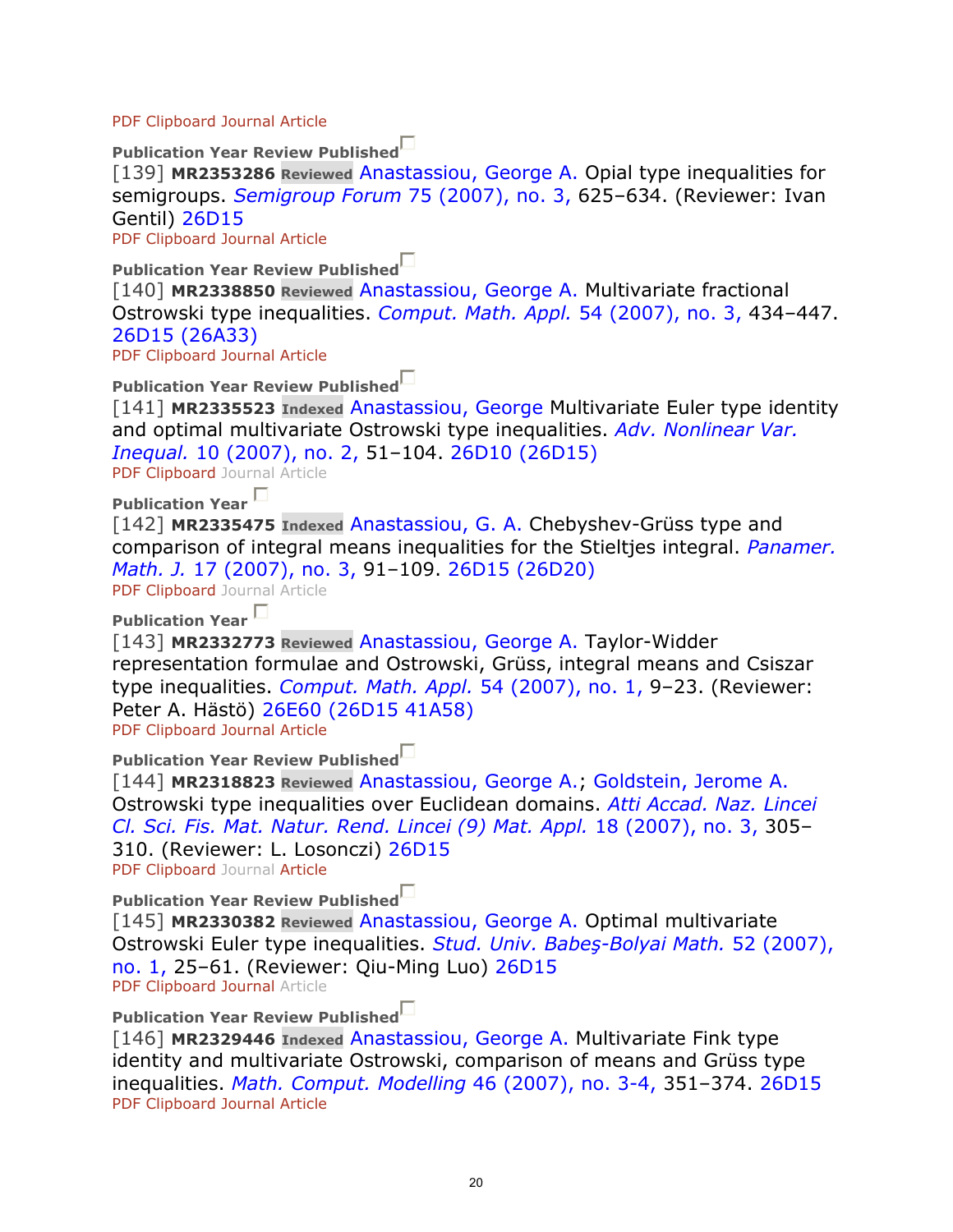PDF Clipboard Journal Article

Publication Year Review Published
[139] **MR2353286** **Reviewed** Anastassiou, George A. Opial type inequalities for semigroups. *Semigroup Forum* 75 (2007), no. 3, 625–634. (Reviewer: Ivan Gentil) 26D15
PDF Clipboard Journal Article

Publication Year Review Published
[140] **MR2338850** **Reviewed** Anastassiou, George A. Multivariate fractional Ostrowski type inequalities. *Comput. Math. Appl.* 54 (2007), no. 3, 434–447. 26D15 (26A33)
PDF Clipboard Journal Article

Publication Year Review Published
[141] **MR2335523** **Indexed** Anastassiou, George Multivariate Euler type identity and optimal multivariate Ostrowski type inequalities. *Adv. Nonlinear Var. Inequal.* 10 (2007), no. 2, 51–104. 26D10 (26D15)
PDF Clipboard Journal Article

Publication Year
[142] **MR2335475** **Indexed** Anastassiou, G. A. Chebyshev-Grüss type and comparison of integral means inequalities for the Stieltjes integral. *Panamer. Math. J.* 17 (2007), no. 3, 91–109. 26D15 (26D20)
PDF Clipboard Journal Article

Publication Year
[143] **MR2332773** **Reviewed** Anastassiou, George A. Taylor-Widder representation formulae and Ostrowski, Grüss, integral means and Csiszar type inequalities. *Comput. Math. Appl.* 54 (2007), no. 1, 9–23. (Reviewer: Peter A. Hästö) 26E60 (26D15 41A58)
PDF Clipboard Journal Article

Publication Year Review Published
[144] **MR2318823** **Reviewed** Anastassiou, George A.; Goldstein, Jerome A. Ostrowski type inequalities over Euclidean domains. *Atti Accad. Naz. Lincei Cl. Sci. Fis. Mat. Natur. Rend. Lincei (9) Mat. Appl.* 18 (2007), no. 3, 305–310. (Reviewer: L. Losonczi) 26D15
PDF Clipboard Journal Article

Publication Year Review Published
[145] **MR2330382** **Reviewed** Anastassiou, George A. Optimal multivariate Ostrowski Euler type inequalities. *Stud. Univ. Babeş-Bolyai Math.* 52 (2007), no. 1, 25–61. (Reviewer: Qiu-Ming Luo) 26D15
PDF Clipboard Journal Article

Publication Year Review Published
[146] **MR2329446** **Indexed** Anastassiou, George A. Multivariate Fink type identity and multivariate Ostrowski, comparison of means and Grüss type inequalities. *Math. Comput. Modelling* 46 (2007), no. 3-4, 351–374. 26D15
PDF Clipboard Journal Article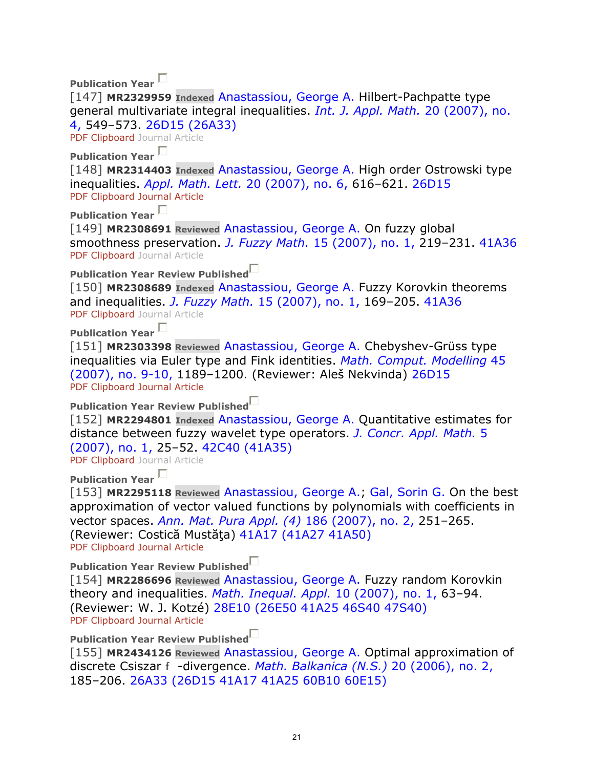**Publication Year**

[147] **MR2329959** **Indexed** Anastassiou, George A. Hilbert-Pachpatte type general multivariate integral inequalities. *Int. J. Appl. Math.* 20 (2007), no. 4, 549–573. 26D15 (26A33)
PDF Clipboard Journal Article

**Publication Year**

[148] **MR2314403** **Indexed** Anastassiou, George A. High order Ostrowski type inequalities. *Appl. Math. Lett.* 20 (2007), no. 6, 616–621. 26D15
PDF Clipboard Journal Article

**Publication Year**

[149] **MR2308691** **Reviewed** Anastassiou, George A. On fuzzy global smoothness preservation. *J. Fuzzy Math.* 15 (2007), no. 1, 219–231. 41A36
PDF Clipboard Journal Article

**Publication Year Review Published**

[150] **MR2308689** **Indexed** Anastassiou, George A. Fuzzy Korovkin theorems and inequalities. *J. Fuzzy Math.* 15 (2007), no. 1, 169–205. 41A36
PDF Clipboard Journal Article

**Publication Year**

[151] **MR2303398** **Reviewed** Anastassiou, George A. Chebyshev-Grüss type inequalities via Euler type and Fink identities. *Math. Comput. Modelling* 45 (2007), no. 9-10, 1189–1200. (Reviewer: Aleš Nekvinda) 26D15
PDF Clipboard Journal Article

**Publication Year Review Published**

[152] **MR2294801** **Indexed** Anastassiou, George A. Quantitative estimates for distance between fuzzy wavelet type operators. *J. Concr. Appl. Math.* 5 (2007), no. 1, 25–52. 42C40 (41A35)
PDF Clipboard Journal Article

**Publication Year**

[153] **MR2295118** **Reviewed** Anastassiou, George A.; Gal, Sorin G. On the best approximation of vector valued functions by polynomials with coefficients in vector spaces. *Ann. Mat. Pura Appl. (4)* 186 (2007), no. 2, 251–265. (Reviewer: Costică Mustăţa) 41A17 (41A27 41A50)
PDF Clipboard Journal Article

**Publication Year Review Published**

[154] **MR2286696** **Reviewed** Anastassiou, George A. Fuzzy random Korovkin theory and inequalities. *Math. Inequal. Appl.* 10 (2007), no. 1, 63–94. (Reviewer: W. J. Kotzé) 28E10 (26E50 41A25 46S40 47S40)
PDF Clipboard Journal Article

**Publication Year Review Published**

[155] **MR2434126** **Reviewed** Anastassiou, George A. Optimal approximation of discrete Csiszar $f$ -divergence. *Math. Balkanica (N.S.)* 20 (2006), no. 2, 185–206. 26A33 (26D15 41A17 41A25 60B10 60E15)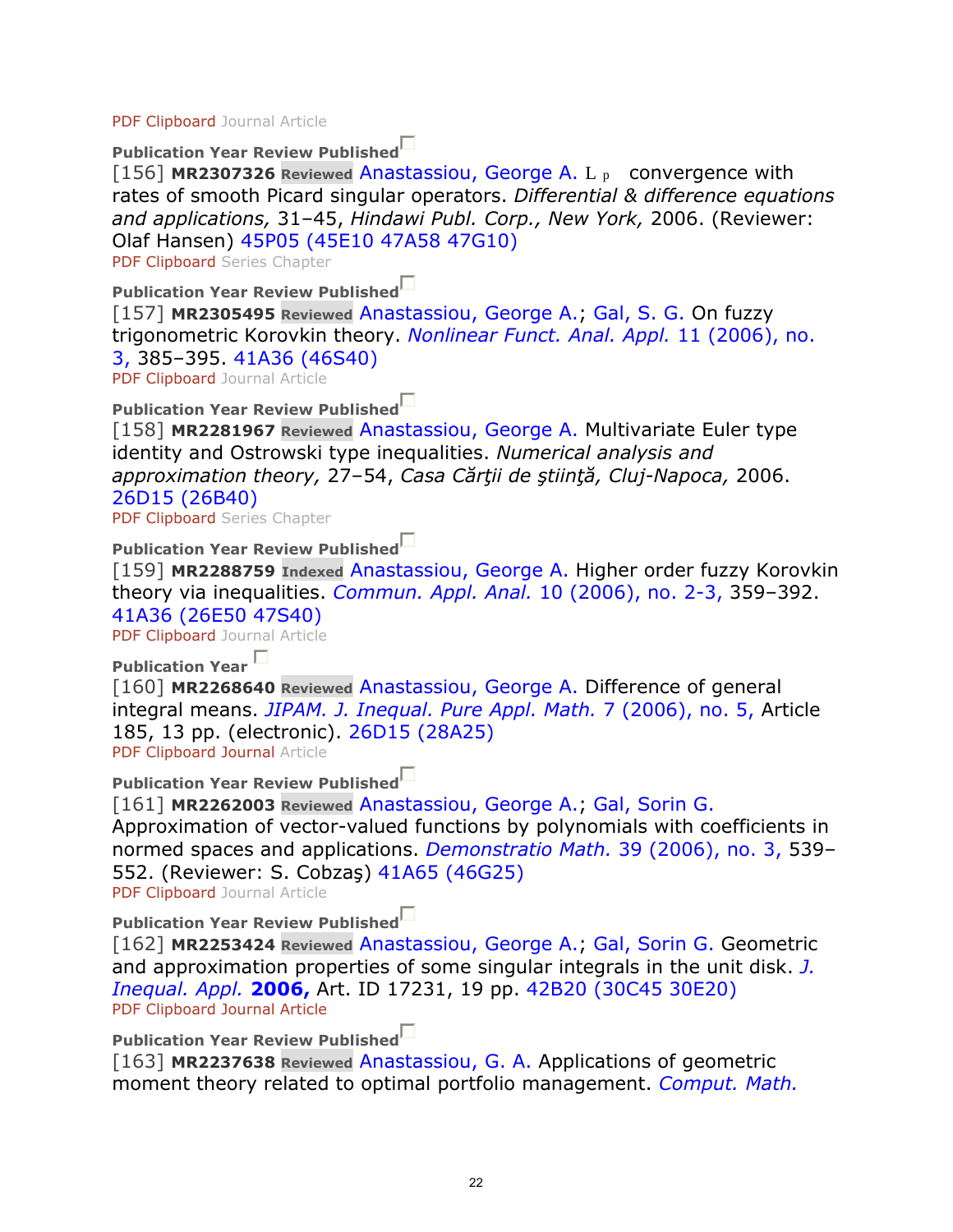PDF Clipboard Journal Article

Publication Year Review Published
[156] **MR2307326** **Reviewed** Anastassiou, George A. $L_p$ convergence with rates of smooth Picard singular operators. *Differential & difference equations and applications,* 31–45, *Hindawi Publ. Corp., New York,* 2006. (Reviewer: Olaf Hansen) 45P05 (45E10 47A58 47G10)
PDF Clipboard Series Chapter

Publication Year Review Published
[157] **MR2305495** **Reviewed** Anastassiou, George A.; Gal, S. G. On fuzzy trigonometric Korovkin theory. *Nonlinear Funct. Anal. Appl.* 11 (2006), no. 3, 385–395. 41A36 (46S40)
PDF Clipboard Journal Article

Publication Year Review Published
[158] **MR2281967** **Reviewed** Anastassiou, George A. Multivariate Euler type identity and Ostrowski type inequalities. *Numerical analysis and approximation theory,* 27–54, *Casa Cărţii de ştiinţă, Cluj-Napoca,* 2006. 26D15 (26B40)
PDF Clipboard Series Chapter

Publication Year Review Published
[159] **MR2288759** **Indexed** Anastassiou, George A. Higher order fuzzy Korovkin theory via inequalities. *Commun. Appl. Anal.* 10 (2006), no. 2-3, 359–392. 41A36 (26E50 47S40)
PDF Clipboard Journal Article

Publication Year
[160] **MR2268640** **Reviewed** Anastassiou, George A. Difference of general integral means. *JIPAM. J. Inequal. Pure Appl. Math.* 7 (2006), no. 5, Article 185, 13 pp. (electronic). 26D15 (28A25)
PDF Clipboard Journal Article

Publication Year Review Published
[161] **MR2262003** **Reviewed** Anastassiou, George A.; Gal, Sorin G. Approximation of vector-valued functions by polynomials with coefficients in normed spaces and applications. *Demonstratio Math.* 39 (2006), no. 3, 539–552. (Reviewer: S. Cobzaş) 41A65 (46G25)
PDF Clipboard Journal Article

Publication Year Review Published
[162] **MR2253424** **Reviewed** Anastassiou, George A.; Gal, Sorin G. Geometric and approximation properties of some singular integrals in the unit disk. *J. Inequal. Appl.* **2006,** Art. ID 17231, 19 pp. 42B20 (30C45 30E20)
PDF Clipboard Journal Article

Publication Year Review Published
[163] **MR2237638** **Reviewed** Anastassiou, G. A. Applications of geometric moment theory related to optimal portfolio management. *Comput. Math.*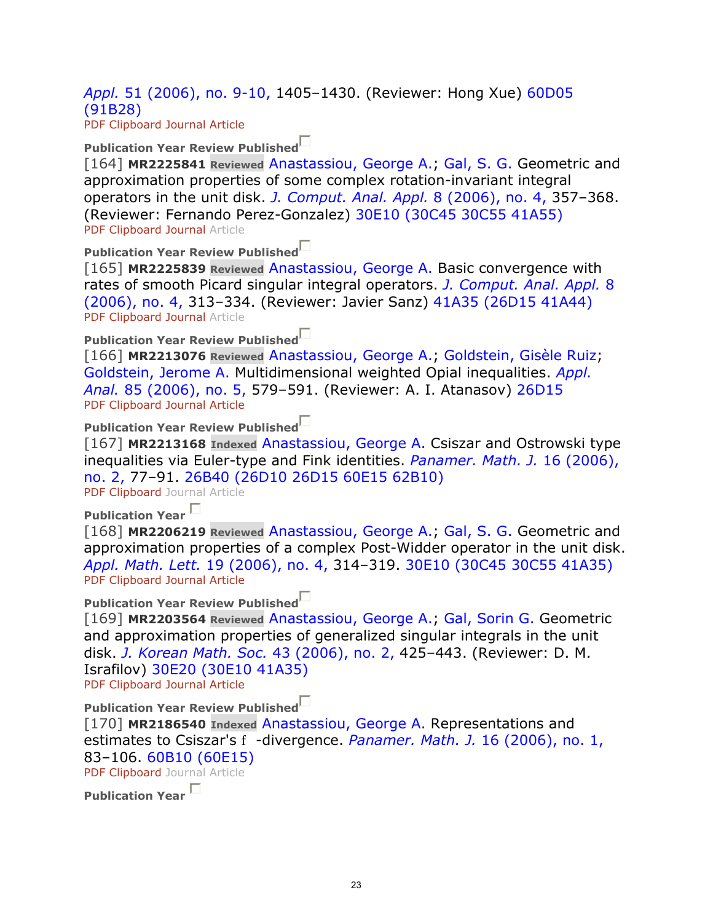*Appl.* 51 (2006), no. 9-10, 1405–1430. (Reviewer: Hong Xue) 60D05 (91B28)
PDF Clipboard Journal Article

**Publication Year Review Published**
[164] **MR2225841** **Reviewed** Anastassiou, George A.; Gal, S. G. Geometric and approximation properties of some complex rotation-invariant integral operators in the unit disk. *J. Comput. Anal. Appl.* 8 (2006), no. 4, 357–368. (Reviewer: Fernando Perez-Gonzalez) 30E10 (30C45 30C55 41A55)
PDF Clipboard Journal Article

**Publication Year Review Published**
[165] **MR2225839** **Reviewed** Anastassiou, George A. Basic convergence with rates of smooth Picard singular integral operators. *J. Comput. Anal. Appl.* 8 (2006), no. 4, 313–334. (Reviewer: Javier Sanz) 41A35 (26D15 41A44)
PDF Clipboard Journal Article

**Publication Year Review Published**
[166] **MR2213076** **Reviewed** Anastassiou, George A.; Goldstein, Gisèle Ruiz; Goldstein, Jerome A. Multidimensional weighted Opial inequalities. *Appl. Anal.* 85 (2006), no. 5, 579–591. (Reviewer: A. I. Atanasov) 26D15
PDF Clipboard Journal Article

**Publication Year Review Published**
[167] **MR2213168** **Indexed** Anastassiou, George A. Csiszar and Ostrowski type inequalities via Euler-type and Fink identities. *Panamer. Math. J.* 16 (2006), no. 2, 77–91. 26B40 (26D10 26D15 60E15 62B10)
PDF Clipboard Journal Article

**Publication Year**
[168] **MR2206219** **Reviewed** Anastassiou, George A.; Gal, S. G. Geometric and approximation properties of a complex Post-Widder operator in the unit disk. *Appl. Math. Lett.* 19 (2006), no. 4, 314–319. 30E10 (30C45 30C55 41A35)
PDF Clipboard Journal Article

**Publication Year Review Published**
[169] **MR2203564** **Reviewed** Anastassiou, George A.; Gal, Sorin G. Geometric and approximation properties of generalized singular integrals in the unit disk. *J. Korean Math. Soc.* 43 (2006), no. 2, 425–443. (Reviewer: D. M. Israfilov) 30E20 (30E10 41A35)
PDF Clipboard Journal Article

**Publication Year Review Published**
[170] **MR2186540** **Indexed** Anastassiou, George A. Representations and estimates to Csiszar's $f$ -divergence. *Panamer. Math. J.* 16 (2006), no. 1, 83–106. 60B10 (60E15)
PDF Clipboard Journal Article

**Publication Year**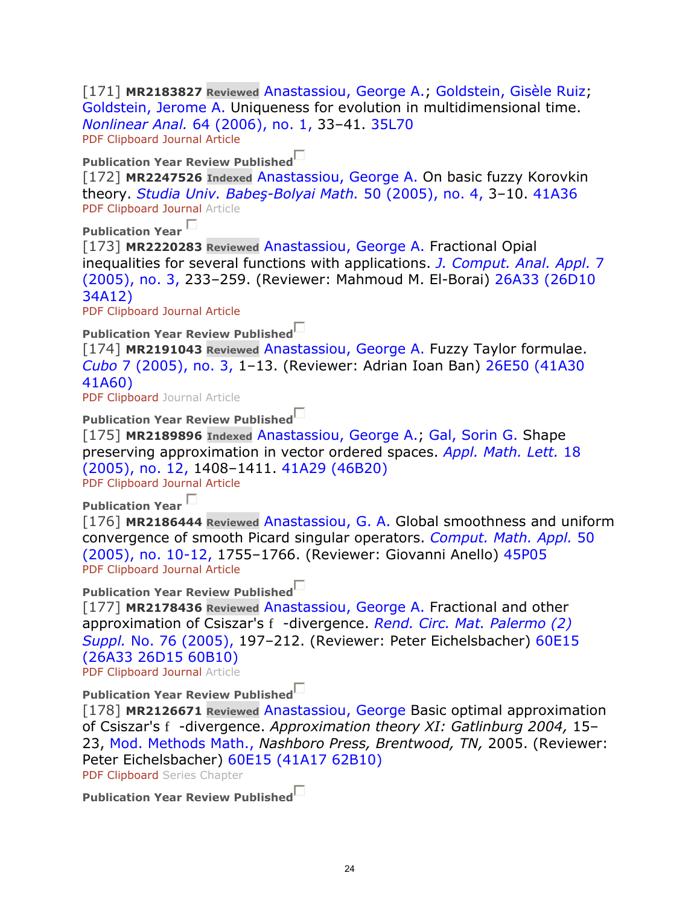[171] **MR2183827** **Reviewed** Anastassiou, George A.; Goldstein, Gisèle Ruiz; Goldstein, Jerome A. Uniqueness for evolution in multidimensional time. *Nonlinear Anal.* 64 (2006), no. 1, 33–41. 35L70
PDF Clipboard Journal Article

**Publication Year Review Published**
[172] **MR2247526** **Indexed** Anastassiou, George A. On basic fuzzy Korovkin theory. *Studia Univ. Babeş-Bolyai Math.* 50 (2005), no. 4, 3–10. 41A36
PDF Clipboard Journal Article

**Publication Year**
[173] **MR2220283** **Reviewed** Anastassiou, George A. Fractional Opial inequalities for several functions with applications. *J. Comput. Anal. Appl.* 7 (2005), no. 3, 233–259. (Reviewer: Mahmoud M. El-Borai) 26A33 (26D10 34A12)
PDF Clipboard Journal Article

**Publication Year Review Published**
[174] **MR2191043** **Reviewed** Anastassiou, George A. Fuzzy Taylor formulae. *Cubo* 7 (2005), no. 3, 1–13. (Reviewer: Adrian Ioan Ban) 26E50 (41A30 41A60)
PDF Clipboard Journal Article

**Publication Year Review Published**
[175] **MR2189896** **Indexed** Anastassiou, George A.; Gal, Sorin G. Shape preserving approximation in vector ordered spaces. *Appl. Math. Lett.* 18 (2005), no. 12, 1408–1411. 41A29 (46B20)
PDF Clipboard Journal Article

**Publication Year**
[176] **MR2186444** **Reviewed** Anastassiou, G. A. Global smoothness and uniform convergence of smooth Picard singular operators. *Comput. Math. Appl.* 50 (2005), no. 10-12, 1755–1766. (Reviewer: Giovanni Anello) 45P05
PDF Clipboard Journal Article

**Publication Year Review Published**
[177] **MR2178436** **Reviewed** Anastassiou, George A. Fractional and other approximation of Csiszar's $f$ -divergence. *Rend. Circ. Mat. Palermo (2) Suppl.* No. 76 (2005), 197–212. (Reviewer: Peter Eichelsbacher) 60E15 (26A33 26D15 60B10)
PDF Clipboard Journal Article

**Publication Year Review Published**
[178] **MR2126671** **Reviewed** Anastassiou, George Basic optimal approximation of Csiszar's $f$ -divergence. *Approximation theory XI: Gatlinburg 2004,* 15–23, Mod. Methods Math., *Nashboro Press, Brentwood, TN,* 2005. (Reviewer: Peter Eichelsbacher) 60E15 (41A17 62B10)
PDF Clipboard Series Chapter

**Publication Year Review Published**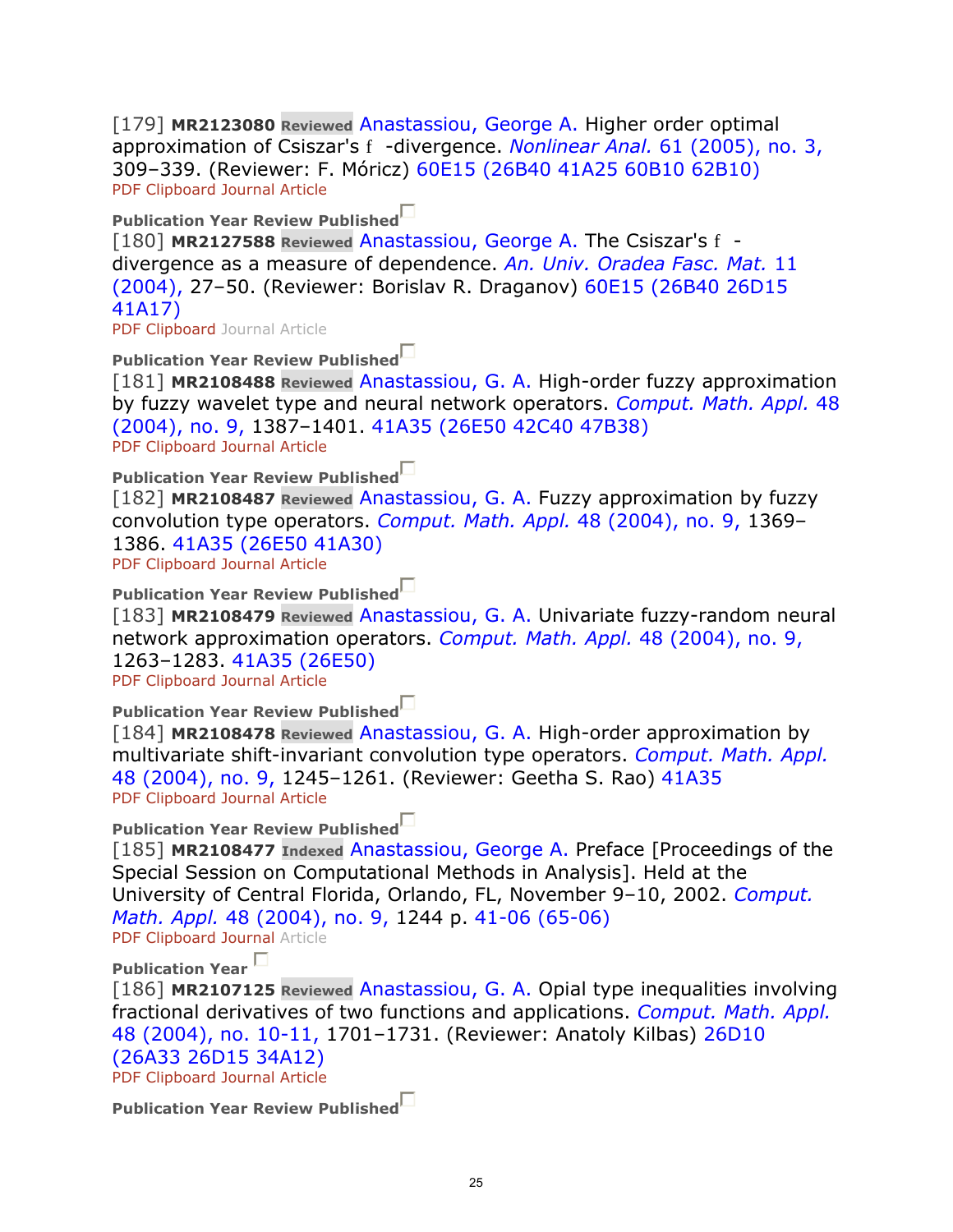[179] **MR2123080** **Reviewed** Anastassiou, George A. Higher order optimal approximation of Csiszar's f -divergence. *Nonlinear Anal.* 61 (2005), no. 3, 309–339. (Reviewer: F. Móricz) 60E15 (26B40 41A25 60B10 62B10)
PDF Clipboard Journal Article

**Publication Year Review Published**
[180] **MR2127588** **Reviewed** Anastassiou, George A. The Csiszar's f -divergence as a measure of dependence. *An. Univ. Oradea Fasc. Mat.* 11 (2004), 27–50. (Reviewer: Borislav R. Draganov) 60E15 (26B40 26D15 41A17)
PDF Clipboard Journal Article

**Publication Year Review Published**
[181] **MR2108488** **Reviewed** Anastassiou, G. A. High-order fuzzy approximation by fuzzy wavelet type and neural network operators. *Comput. Math. Appl.* 48 (2004), no. 9, 1387–1401. 41A35 (26E50 42C40 47B38)
PDF Clipboard Journal Article

**Publication Year Review Published**
[182] **MR2108487** **Reviewed** Anastassiou, G. A. Fuzzy approximation by fuzzy convolution type operators. *Comput. Math. Appl.* 48 (2004), no. 9, 1369–1386. 41A35 (26E50 41A30)
PDF Clipboard Journal Article

**Publication Year Review Published**
[183] **MR2108479** **Reviewed** Anastassiou, G. A. Univariate fuzzy-random neural network approximation operators. *Comput. Math. Appl.* 48 (2004), no. 9, 1263–1283. 41A35 (26E50)
PDF Clipboard Journal Article

**Publication Year Review Published**
[184] **MR2108478** **Reviewed** Anastassiou, G. A. High-order approximation by multivariate shift-invariant convolution type operators. *Comput. Math. Appl.* 48 (2004), no. 9, 1245–1261. (Reviewer: Geetha S. Rao) 41A35
PDF Clipboard Journal Article

**Publication Year Review Published**
[185] **MR2108477** **Indexed** Anastassiou, George A. Preface [Proceedings of the Special Session on Computational Methods in Analysis]. Held at the University of Central Florida, Orlando, FL, November 9–10, 2002. *Comput. Math. Appl.* 48 (2004), no. 9, 1244 p. 41-06 (65-06)
PDF Clipboard Journal Article

**Publication Year**
[186] **MR2107125** **Reviewed** Anastassiou, G. A. Opial type inequalities involving fractional derivatives of two functions and applications. *Comput. Math. Appl.* 48 (2004), no. 10-11, 1701–1731. (Reviewer: Anatoly Kilbas) 26D10 (26A33 26D15 34A12)
PDF Clipboard Journal Article

**Publication Year Review Published**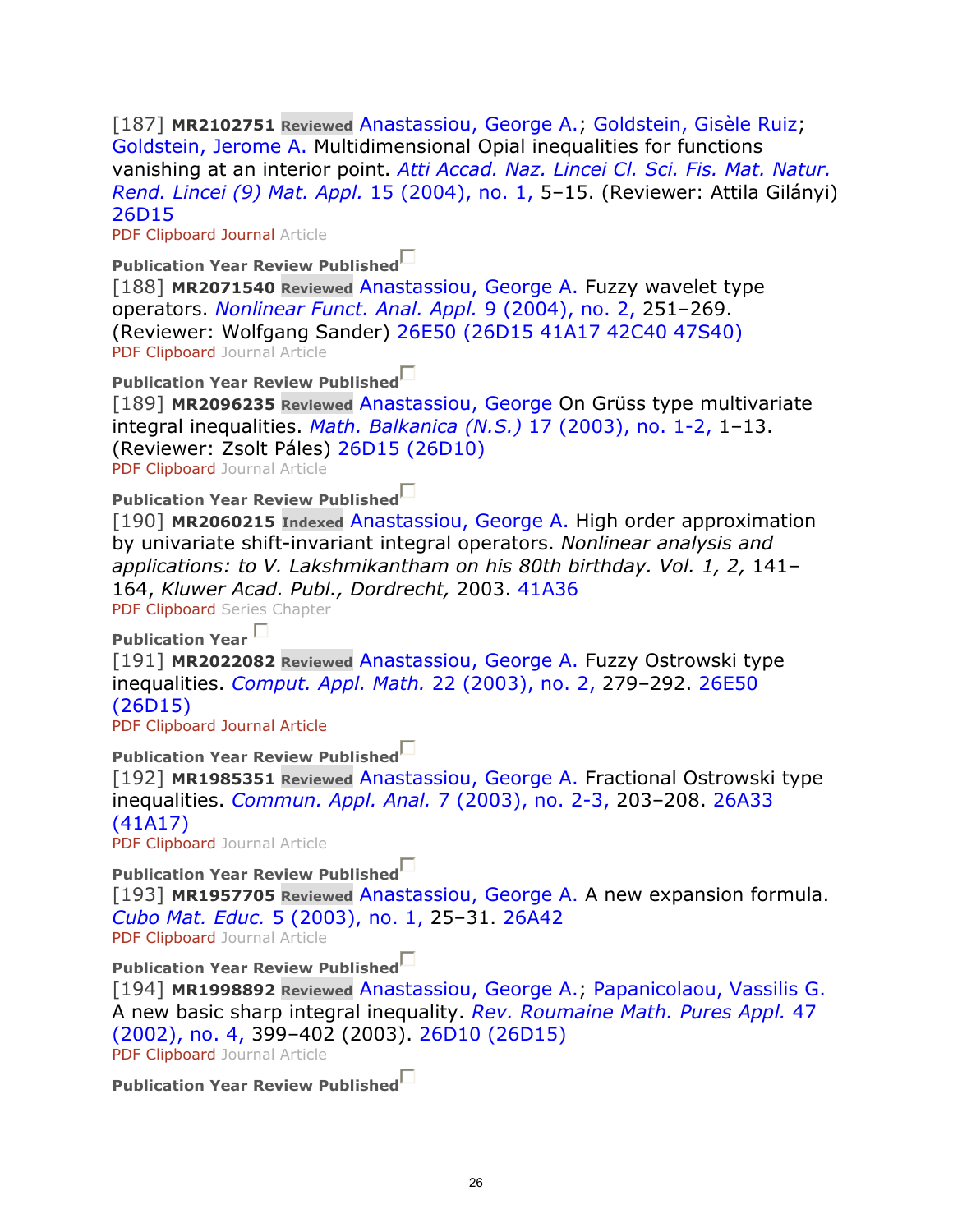[187] **MR2102751** **Reviewed** Anastassiou, George A.; Goldstein, Gisèle Ruiz; Goldstein, Jerome A. Multidimensional Opial inequalities for functions vanishing at an interior point. *Atti Accad. Naz. Lincei Cl. Sci. Fis. Mat. Natur. Rend. Lincei (9) Mat. Appl.* 15 (2004), no. 1, 5–15. (Reviewer: Attila Gilányi) 26D15
PDF Clipboard Journal Article

**Publication Year Review Published**
[188] **MR2071540** **Reviewed** Anastassiou, George A. Fuzzy wavelet type operators. *Nonlinear Funct. Anal. Appl.* 9 (2004), no. 2, 251–269. (Reviewer: Wolfgang Sander) 26E50 (26D15 41A17 42C40 47S40)
PDF Clipboard Journal Article

**Publication Year Review Published**
[189] **MR2096235** **Reviewed** Anastassiou, George On Grüss type multivariate integral inequalities. *Math. Balkanica (N.S.)* 17 (2003), no. 1-2, 1–13. (Reviewer: Zsolt Páles) 26D15 (26D10)
PDF Clipboard Journal Article

**Publication Year Review Published**
[190] **MR2060215** **Indexed** Anastassiou, George A. High order approximation by univariate shift-invariant integral operators. *Nonlinear analysis and applications: to V. Lakshmikantham on his 80th birthday. Vol. 1, 2,* 141–164, *Kluwer Acad. Publ., Dordrecht,* 2003. 41A36
PDF Clipboard Series Chapter

**Publication Year**
[191] **MR2022082** **Reviewed** Anastassiou, George A. Fuzzy Ostrowski type inequalities. *Comput. Appl. Math.* 22 (2003), no. 2, 279–292. 26E50 (26D15)
PDF Clipboard Journal Article

**Publication Year Review Published**
[192] **MR1985351** **Reviewed** Anastassiou, George A. Fractional Ostrowski type inequalities. *Commun. Appl. Anal.* 7 (2003), no. 2-3, 203–208. 26A33 (41A17)
PDF Clipboard Journal Article

**Publication Year Review Published**
[193] **MR1957705** **Reviewed** Anastassiou, George A. A new expansion formula. *Cubo Mat. Educ.* 5 (2003), no. 1, 25–31. 26A42
PDF Clipboard Journal Article

**Publication Year Review Published**
[194] **MR1998892** **Reviewed** Anastassiou, George A.; Papanicolaou, Vassilis G. A new basic sharp integral inequality. *Rev. Roumaine Math. Pures Appl.* 47 (2002), no. 4, 399–402 (2003). 26D10 (26D15)
PDF Clipboard Journal Article

**Publication Year Review Published**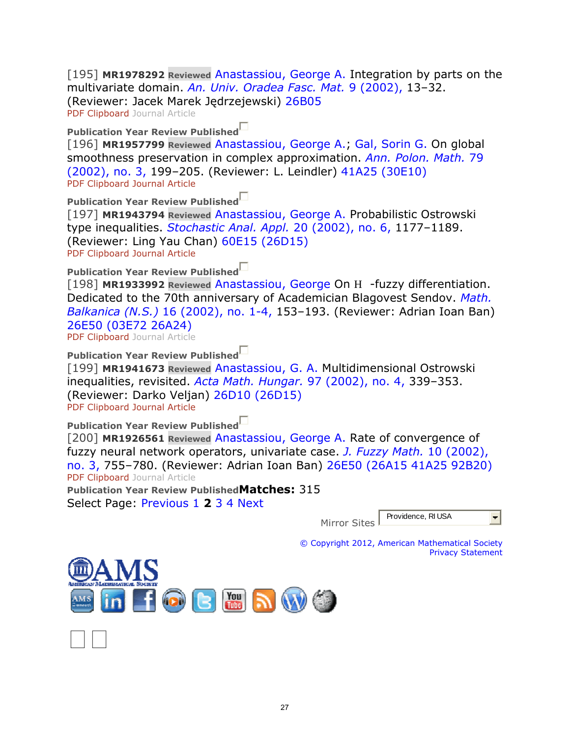[195] **MR1978292** **Reviewed** Anastassiou, George A. Integration by parts on the multivariate domain. *An. Univ. Oradea Fasc. Mat.* 9 (2002), 13–32. (Reviewer: Jacek Marek Jędrzejewski) 26B05
PDF Clipboard Journal Article

**Publication Year Review Published**
[196] **MR1957799** **Reviewed** Anastassiou, George A.; Gal, Sorin G. On global smoothness preservation in complex approximation. *Ann. Polon. Math.* 79 (2002), no. 3, 199–205. (Reviewer: L. Leindler) 41A25 (30E10)
PDF Clipboard Journal Article

**Publication Year Review Published**
[197] **MR1943794** **Reviewed** Anastassiou, George A. Probabilistic Ostrowski type inequalities. *Stochastic Anal. Appl.* 20 (2002), no. 6, 1177–1189. (Reviewer: Ling Yau Chan) 60E15 (26D15)
PDF Clipboard Journal Article

**Publication Year Review Published**
[198] **MR1933992** **Reviewed** Anastassiou, George On H -fuzzy differentiation. Dedicated to the 70th anniversary of Academician Blagovest Sendov. *Math. Balkanica (N.S.)* 16 (2002), no. 1-4, 153–193. (Reviewer: Adrian Ioan Ban) 26E50 (03E72 26A24)
PDF Clipboard Journal Article

**Publication Year Review Published**
[199] **MR1941673** **Reviewed** Anastassiou, G. A. Multidimensional Ostrowski inequalities, revisited. *Acta Math. Hungar.* 97 (2002), no. 4, 339–353. (Reviewer: Darko Veljan) 26D10 (26D15)
PDF Clipboard Journal Article

**Publication Year Review Published**
[200] **MR1926561** **Reviewed** Anastassiou, George A. Rate of convergence of fuzzy neural network operators, univariate case. *J. Fuzzy Math.* 10 (2002), no. 3, 755–780. (Reviewer: Adrian Ioan Ban) 26E50 (26A15 41A25 92B20)
PDF Clipboard Journal Article

**Publication Year Review Published** **Matches:** 315

Select Page: Previous 1 **2** 3 4 Next

Mirror Sites Providence, RI USA

© Copyright 2012, American Mathematical Society
Privacy Statement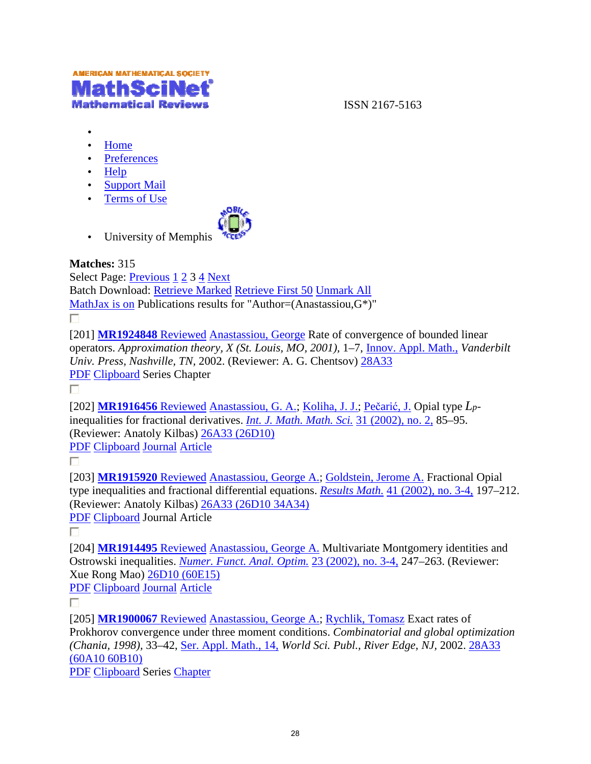AMERICAN MATHEMATICAL SOCIETY
MathSciNet
Mathematical Reviews

ISSN 2167-5163

- 
- Home
- Preferences
- Help
- Support Mail
- Terms of Use
- University of Memphis

**Matches:** 315

Select Page: Previous 1 2 3 4 Next

Batch Download: Retrieve Marked Retrieve First 50 Unmark All

MathJax is on Publications results for "Author=(Anastassiou,G*)"

[201] **MR1924848** Reviewed Anastassiou, George Rate of convergence of bounded linear operators. *Approximation theory, X (St. Louis, MO, 2001),* 1–7, Innov. Appl. Math., *Vanderbilt Univ. Press, Nashville, TN,* 2002. (Reviewer: A. G. Chentsov) 28A33

PDF Clipboard Series Chapter

[202] **MR1916456** Reviewed Anastassiou, G. A.; Koliha, J. J.; Pečarić, J. Opial type $L_p$-inequalities for fractional derivatives. *Int. J. Math. Math. Sci.* 31 (2002), no. 2, 85–95. (Reviewer: Anatoly Kilbas) 26A33 (26D10)

PDF Clipboard Journal Article

[203] **MR1915920** Reviewed Anastassiou, George A.; Goldstein, Jerome A. Fractional Opial type inequalities and fractional differential equations. *Results Math.* 41 (2002), no. 3-4, 197–212. (Reviewer: Anatoly Kilbas) 26A33 (26D10 34A34)

PDF Clipboard Journal Article

[204] **MR1914495** Reviewed Anastassiou, George A. Multivariate Montgomery identities and Ostrowski inequalities. *Numer. Funct. Anal. Optim.* 23 (2002), no. 3-4, 247–263. (Reviewer: Xue Rong Mao) 26D10 (60E15)

PDF Clipboard Journal Article

[205] **MR1900067** Reviewed Anastassiou, George A.; Rychlik, Tomasz Exact rates of Prokhorov convergence under three moment conditions. *Combinatorial and global optimization (Chania, 1998),* 33–42, Ser. Appl. Math., 14, *World Sci. Publ., River Edge, NJ,* 2002. 28A33 (60A10 60B10)

PDF Clipboard Series Chapter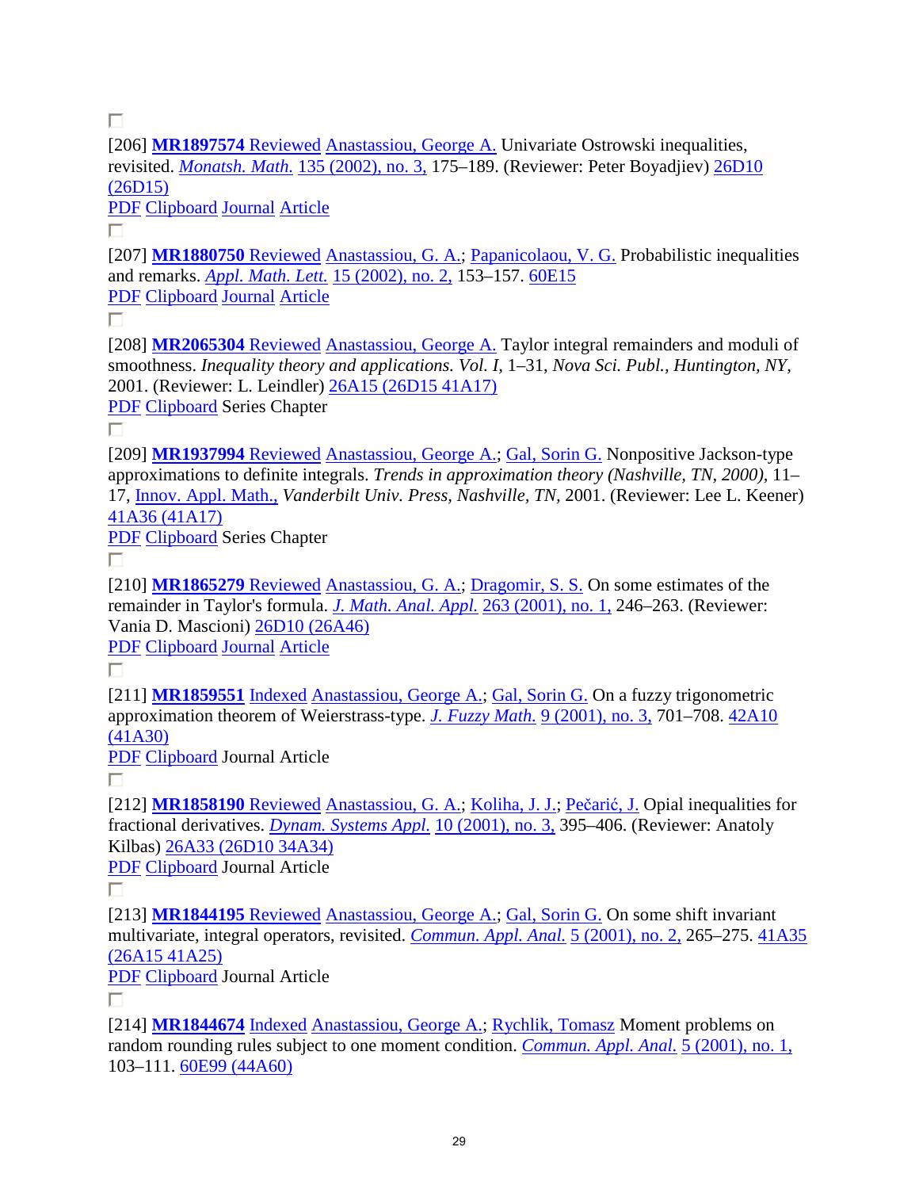[206] **MR1897574** Reviewed Anastassiou, George A. Univariate Ostrowski inequalities, revisited. *Monatsh. Math.* 135 (2002), no. 3, 175–189. (Reviewer: Peter Boyadjiev) 26D10 (26D15)
PDF Clipboard Journal Article

[207] **MR1880750** Reviewed Anastassiou, G. A.; Papanicolaou, V. G. Probabilistic inequalities and remarks. *Appl. Math. Lett.* 15 (2002), no. 2, 153–157. 60E15
PDF Clipboard Journal Article

[208] **MR2065304** Reviewed Anastassiou, George A. Taylor integral remainders and moduli of smoothness. *Inequality theory and applications. Vol. I,* 1–31, *Nova Sci. Publ., Huntington, NY,* 2001. (Reviewer: L. Leindler) 26A15 (26D15 41A17)
PDF Clipboard Series Chapter

[209] **MR1937994** Reviewed Anastassiou, George A.; Gal, Sorin G. Nonpositive Jackson-type approximations to definite integrals. *Trends in approximation theory (Nashville, TN, 2000),* 11–17, Innov. Appl. Math., *Vanderbilt Univ. Press, Nashville, TN,* 2001. (Reviewer: Lee L. Keener) 41A36 (41A17)
PDF Clipboard Series Chapter

[210] **MR1865279** Reviewed Anastassiou, G. A.; Dragomir, S. S. On some estimates of the remainder in Taylor's formula. *J. Math. Anal. Appl.* 263 (2001), no. 1, 246–263. (Reviewer: Vania D. Mascioni) 26D10 (26A46)
PDF Clipboard Journal Article

[211] **MR1859551** Indexed Anastassiou, George A.; Gal, Sorin G. On a fuzzy trigonometric approximation theorem of Weierstrass-type. *J. Fuzzy Math.* 9 (2001), no. 3, 701–708. 42A10 (41A30)
PDF Clipboard Journal Article

[212] **MR1858190** Reviewed Anastassiou, G. A.; Koliha, J. J.; Pečarić, J. Opial inequalities for fractional derivatives. *Dynam. Systems Appl.* 10 (2001), no. 3, 395–406. (Reviewer: Anatoly Kilbas) 26A33 (26D10 34A34)
PDF Clipboard Journal Article

[213] **MR1844195** Reviewed Anastassiou, George A.; Gal, Sorin G. On some shift invariant multivariate, integral operators, revisited. *Commun. Appl. Anal.* 5 (2001), no. 2, 265–275. 41A35 (26A15 41A25)
PDF Clipboard Journal Article

[214] **MR1844674** Indexed Anastassiou, George A.; Rychlik, Tomasz Moment problems on random rounding rules subject to one moment condition. *Commun. Appl. Anal.* 5 (2001), no. 1, 103–111. 60E99 (44A60)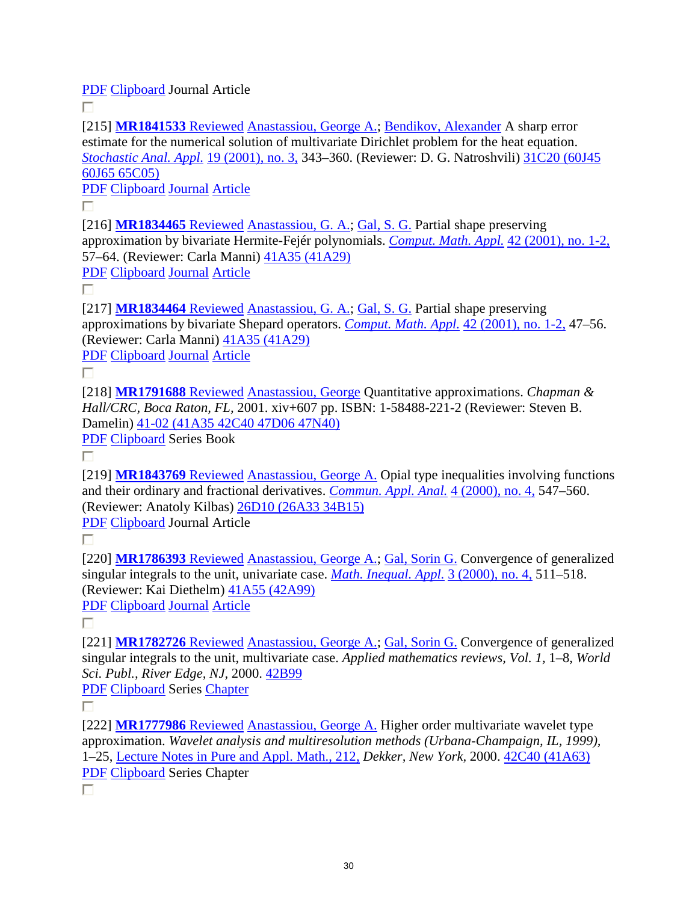PDF Clipboard Journal Article

[215] **MR1841533** Reviewed Anastassiou, George A.; Bendikov, Alexander A sharp error estimate for the numerical solution of multivariate Dirichlet problem for the heat equation. *Stochastic Anal. Appl.* 19 (2001), no. 3, 343–360. (Reviewer: D. G. Natroshvili) 31C20 (60J45 60J65 65C05)
PDF Clipboard Journal Article

[216] **MR1834465** Reviewed Anastassiou, G. A.; Gal, S. G. Partial shape preserving approximation by bivariate Hermite-Fejér polynomials. *Comput. Math. Appl.* 42 (2001), no. 1-2, 57–64. (Reviewer: Carla Manni) 41A35 (41A29)
PDF Clipboard Journal Article

[217] **MR1834464** Reviewed Anastassiou, G. A.; Gal, S. G. Partial shape preserving approximations by bivariate Shepard operators. *Comput. Math. Appl.* 42 (2001), no. 1-2, 47–56. (Reviewer: Carla Manni) 41A35 (41A29)
PDF Clipboard Journal Article

[218] **MR1791688** Reviewed Anastassiou, George Quantitative approximations. *Chapman & Hall/CRC, Boca Raton, FL,* 2001. xiv+607 pp. ISBN: 1-58488-221-2 (Reviewer: Steven B. Damelin) 41-02 (41A35 42C40 47D06 47N40)
PDF Clipboard Series Book

[219] **MR1843769** Reviewed Anastassiou, George A. Opial type inequalities involving functions and their ordinary and fractional derivatives. *Commun. Appl. Anal.* 4 (2000), no. 4, 547–560. (Reviewer: Anatoly Kilbas) 26D10 (26A33 34B15)
PDF Clipboard Journal Article

[220] **MR1786393** Reviewed Anastassiou, George A.; Gal, Sorin G. Convergence of generalized singular integrals to the unit, univariate case. *Math. Inequal. Appl.* 3 (2000), no. 4, 511–518. (Reviewer: Kai Diethelm) 41A55 (42A99)
PDF Clipboard Journal Article

[221] **MR1782726** Reviewed Anastassiou, George A.; Gal, Sorin G. Convergence of generalized singular integrals to the unit, multivariate case. *Applied mathematics reviews, Vol. 1,* 1–8, *World Sci. Publ., River Edge, NJ,* 2000. 42B99
PDF Clipboard Series Chapter

[222] **MR1777986** Reviewed Anastassiou, George A. Higher order multivariate wavelet type approximation. *Wavelet analysis and multiresolution methods (Urbana-Champaign, IL, 1999),* 1–25, Lecture Notes in Pure and Appl. Math., 212, *Dekker, New York,* 2000. 42C40 (41A63)
PDF Clipboard Series Chapter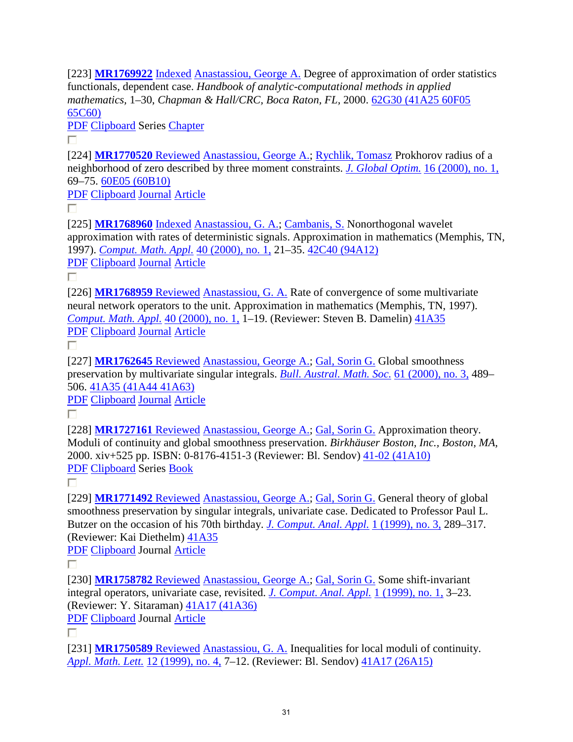[223] **MR1769922** Indexed Anastassiou, George A. Degree of approximation of order statistics functionals, dependent case. *Handbook of analytic-computational methods in applied mathematics*, 1–30, *Chapman & Hall/CRC, Boca Raton, FL,* 2000. 62G30 (41A25 60F05 65C60)
PDF Clipboard Series Chapter

[224] **MR1770520** Reviewed Anastassiou, George A.; Rychlik, Tomasz Prokhorov radius of a neighborhood of zero described by three moment constraints. *J. Global Optim.* 16 (2000), no. 1, 69–75. 60E05 (60B10)
PDF Clipboard Journal Article

[225] **MR1768960** Indexed Anastassiou, G. A.; Cambanis, S. Nonorthogonal wavelet approximation with rates of deterministic signals. Approximation in mathematics (Memphis, TN, 1997). *Comput. Math. Appl.* 40 (2000), no. 1, 21–35. 42C40 (94A12)
PDF Clipboard Journal Article

[226] **MR1768959** Reviewed Anastassiou, G. A. Rate of convergence of some multivariate neural network operators to the unit. Approximation in mathematics (Memphis, TN, 1997). *Comput. Math. Appl.* 40 (2000), no. 1, 1–19. (Reviewer: Steven B. Damelin) 41A35
PDF Clipboard Journal Article

[227] **MR1762645** Reviewed Anastassiou, George A.; Gal, Sorin G. Global smoothness preservation by multivariate singular integrals. *Bull. Austral. Math. Soc.* 61 (2000), no. 3, 489–506. 41A35 (41A44 41A63)
PDF Clipboard Journal Article

[228] **MR1727161** Reviewed Anastassiou, George A.; Gal, Sorin G. Approximation theory. Moduli of continuity and global smoothness preservation. *Birkhäuser Boston, Inc., Boston, MA,* 2000. xiv+525 pp. ISBN: 0-8176-4151-3 (Reviewer: Bl. Sendov) 41-02 (41A10)
PDF Clipboard Series Book

[229] **MR1771492** Reviewed Anastassiou, George A.; Gal, Sorin G. General theory of global smoothness preservation by singular integrals, univariate case. Dedicated to Professor Paul L. Butzer on the occasion of his 70th birthday. *J. Comput. Anal. Appl.* 1 (1999), no. 3, 289–317. (Reviewer: Kai Diethelm) 41A35
PDF Clipboard Journal Article

[230] **MR1758782** Reviewed Anastassiou, George A.; Gal, Sorin G. Some shift-invariant integral operators, univariate case, revisited. *J. Comput. Anal. Appl.* 1 (1999), no. 1, 3–23. (Reviewer: Y. Sitaraman) 41A17 (41A36)
PDF Clipboard Journal Article

[231] **MR1750589** Reviewed Anastassiou, G. A. Inequalities for local moduli of continuity. *Appl. Math. Lett.* 12 (1999), no. 4, 7–12. (Reviewer: Bl. Sendov) 41A17 (26A15)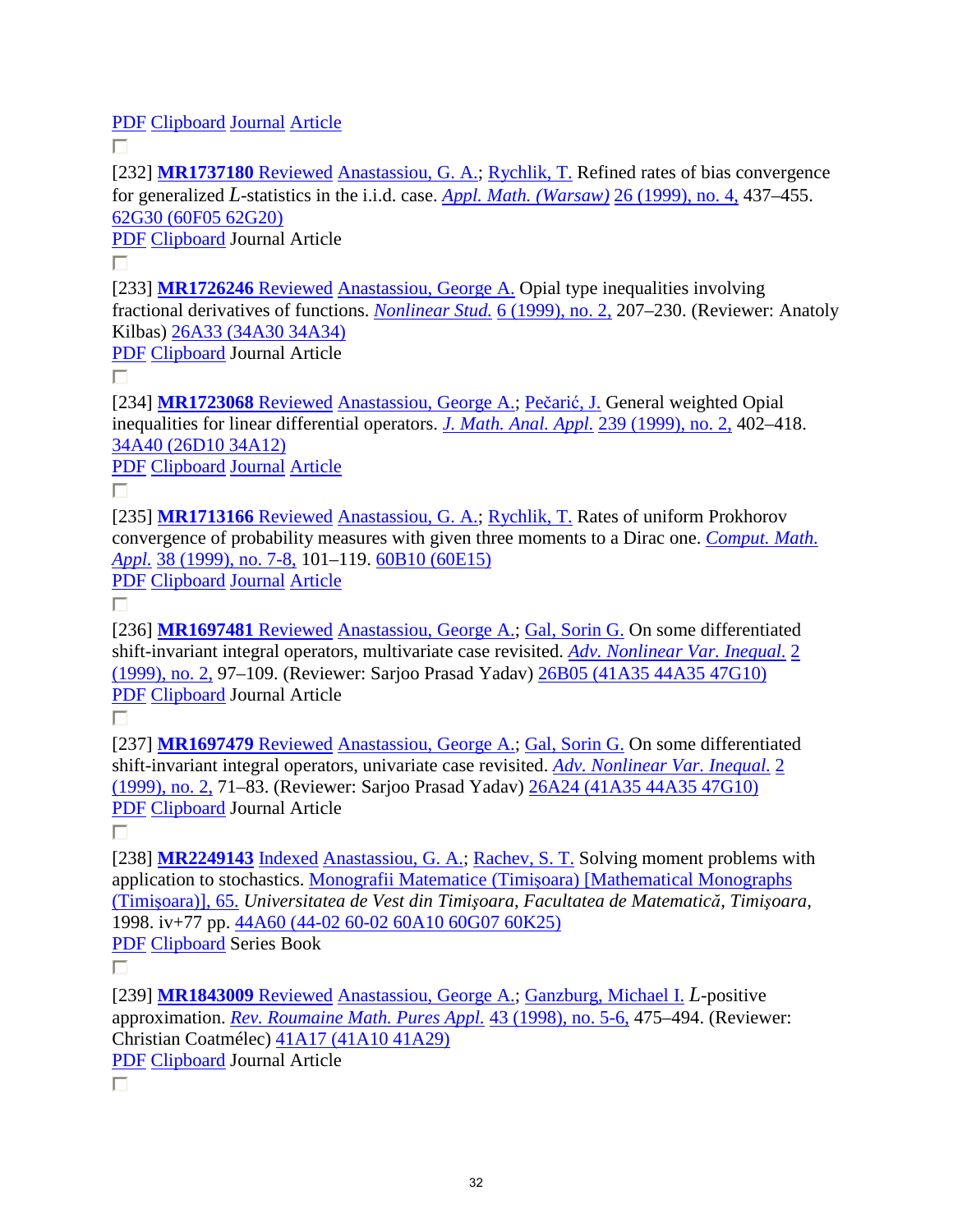PDF Clipboard Journal Article

[232] **MR1737180** Reviewed Anastassiou, G. A.; Rychlik, T. Refined rates of bias convergence for generalized $L$-statistics in the i.i.d. case. *Appl. Math. (Warsaw)* 26 (1999), no. 4, 437–455. 62G30 (60F05 62G20)
PDF Clipboard Journal Article

[233] **MR1726246** Reviewed Anastassiou, George A. Opial type inequalities involving fractional derivatives of functions. *Nonlinear Stud.* 6 (1999), no. 2, 207–230. (Reviewer: Anatoly Kilbas) 26A33 (34A30 34A34)
PDF Clipboard Journal Article

[234] **MR1723068** Reviewed Anastassiou, George A.; Pečarić, J. General weighted Opial inequalities for linear differential operators. *J. Math. Anal. Appl.* 239 (1999), no. 2, 402–418. 34A40 (26D10 34A12)
PDF Clipboard Journal Article

[235] **MR1713166** Reviewed Anastassiou, G. A.; Rychlik, T. Rates of uniform Prokhorov convergence of probability measures with given three moments to a Dirac one. *Comput. Math. Appl.* 38 (1999), no. 7-8, 101–119. 60B10 (60E15)
PDF Clipboard Journal Article

[236] **MR1697481** Reviewed Anastassiou, George A.; Gal, Sorin G. On some differentiated shift-invariant integral operators, multivariate case revisited. *Adv. Nonlinear Var. Inequal.* 2 (1999), no. 2, 97–109. (Reviewer: Sarjoo Prasad Yadav) 26B05 (41A35 44A35 47G10)
PDF Clipboard Journal Article

[237] **MR1697479** Reviewed Anastassiou, George A.; Gal, Sorin G. On some differentiated shift-invariant integral operators, univariate case revisited. *Adv. Nonlinear Var. Inequal.* 2 (1999), no. 2, 71–83. (Reviewer: Sarjoo Prasad Yadav) 26A24 (41A35 44A35 47G10)
PDF Clipboard Journal Article

[238] **MR2249143** Indexed Anastassiou, G. A.; Rachev, S. T. Solving moment problems with application to stochastics. Monografii Matematice (Timişoara) [Mathematical Monographs (Timişoara)], 65. *Universitatea de Vest din Timişoara, Facultatea de Matematică, Timişoara*, 1998. iv+77 pp. 44A60 (44-02 60-02 60A10 60G07 60K25)
PDF Clipboard Series Book

[239] **MR1843009** Reviewed Anastassiou, George A.; Ganzburg, Michael I. $L$-positive approximation. *Rev. Roumaine Math. Pures Appl.* 43 (1998), no. 5-6, 475–494. (Reviewer: Christian Coatmélec) 41A17 (41A10 41A29)
PDF Clipboard Journal Article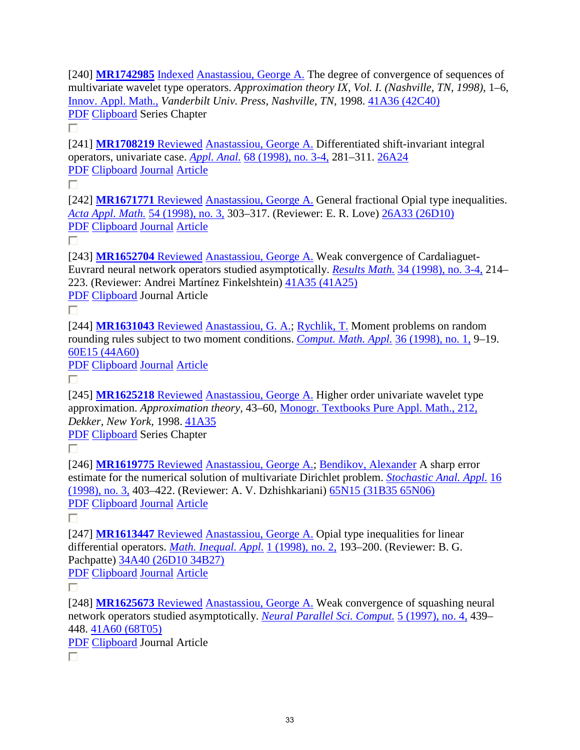[240] **MR1742985** Indexed Anastassiou, George A. The degree of convergence of sequences of multivariate wavelet type operators. *Approximation theory IX, Vol. I. (Nashville, TN, 1998),* 1–6, Innov. Appl. Math., *Vanderbilt Univ. Press, Nashville, TN,* 1998. 41A36 (42C40)
PDF Clipboard Series Chapter

[241] **MR1708219** Reviewed Anastassiou, George A. Differentiated shift-invariant integral operators, univariate case. *Appl. Anal.* 68 (1998), no. 3-4, 281–311. 26A24
PDF Clipboard Journal Article

[242] **MR1671771** Reviewed Anastassiou, George A. General fractional Opial type inequalities. *Acta Appl. Math.* 54 (1998), no. 3, 303–317. (Reviewer: E. R. Love) 26A33 (26D10)
PDF Clipboard Journal Article

[243] **MR1652704** Reviewed Anastassiou, George A. Weak convergence of Cardaliaguet-Euvrard neural network operators studied asymptotically. *Results Math.* 34 (1998), no. 3-4, 214–223. (Reviewer: Andrei Martínez Finkelshtein) 41A35 (41A25)
PDF Clipboard Journal Article

[244] **MR1631043** Reviewed Anastassiou, G. A.; Rychlik, T. Moment problems on random rounding rules subject to two moment conditions. *Comput. Math. Appl.* 36 (1998), no. 1, 9–19. 60E15 (44A60)
PDF Clipboard Journal Article

[245] **MR1625218** Reviewed Anastassiou, George A. Higher order univariate wavelet type approximation. *Approximation theory*, 43–60, Monogr. Textbooks Pure Appl. Math., 212, *Dekker, New York,* 1998. 41A35
PDF Clipboard Series Chapter

[246] **MR1619775** Reviewed Anastassiou, George A.; Bendikov, Alexander A sharp error estimate for the numerical solution of multivariate Dirichlet problem. *Stochastic Anal. Appl.* 16 (1998), no. 3, 403–422. (Reviewer: A. V. Dzhishkariani) 65N15 (31B35 65N06)
PDF Clipboard Journal Article

[247] **MR1613447** Reviewed Anastassiou, George A. Opial type inequalities for linear differential operators. *Math. Inequal. Appl.* 1 (1998), no. 2, 193–200. (Reviewer: B. G. Pachpatte) 34A40 (26D10 34B27)
PDF Clipboard Journal Article

[248] **MR1625673** Reviewed Anastassiou, George A. Weak convergence of squashing neural network operators studied asymptotically. *Neural Parallel Sci. Comput.* 5 (1997), no. 4, 439–448. 41A60 (68T05)
PDF Clipboard Journal Article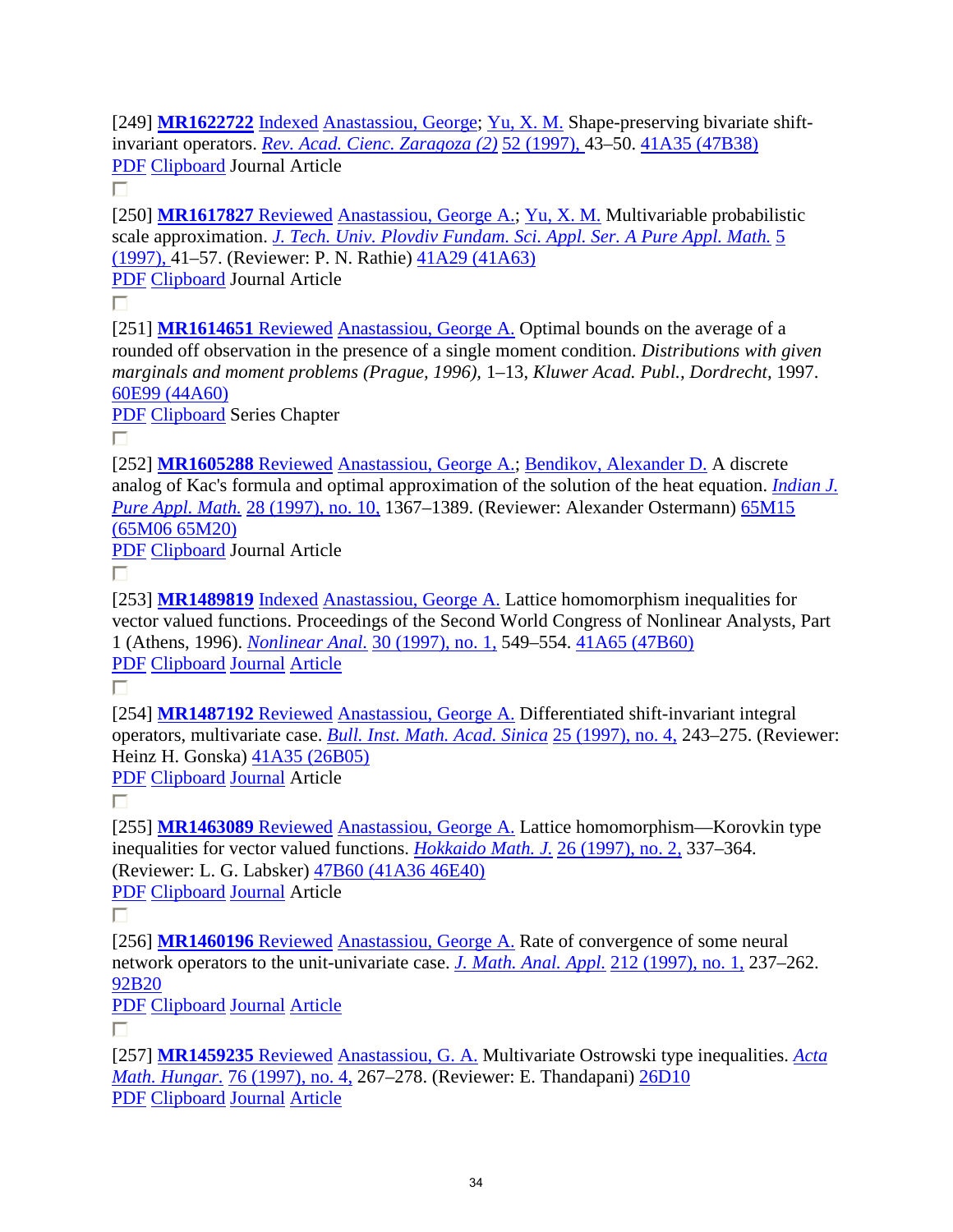[249] **MR1622722** Indexed Anastassiou, George; Yu, X. M. Shape-preserving bivariate shift-invariant operators. *Rev. Acad. Cienc. Zaragoza (2)* 52 (1997), 43–50. 41A35 (47B38)
PDF Clipboard Journal Article

[250] **MR1617827** Reviewed Anastassiou, George A.; Yu, X. M. Multivariable probabilistic scale approximation. *J. Tech. Univ. Plovdiv Fundam. Sci. Appl. Ser. A Pure Appl. Math.* 5 (1997), 41–57. (Reviewer: P. N. Rathie) 41A29 (41A63)
PDF Clipboard Journal Article

[251] **MR1614651** Reviewed Anastassiou, George A. Optimal bounds on the average of a rounded off observation in the presence of a single moment condition. *Distributions with given marginals and moment problems (Prague, 1996),* 1–13, *Kluwer Acad. Publ., Dordrecht*, 1997. 60E99 (44A60)
PDF Clipboard Series Chapter

[252] **MR1605288** Reviewed Anastassiou, George A.; Bendikov, Alexander D. A discrete analog of Kac's formula and optimal approximation of the solution of the heat equation. *Indian J. Pure Appl. Math.* 28 (1997), no. 10, 1367–1389. (Reviewer: Alexander Ostermann) 65M15 (65M06 65M20)
PDF Clipboard Journal Article

[253] **MR1489819** Indexed Anastassiou, George A. Lattice homomorphism inequalities for vector valued functions. Proceedings of the Second World Congress of Nonlinear Analysts, Part 1 (Athens, 1996). *Nonlinear Anal.* 30 (1997), no. 1, 549–554. 41A65 (47B60)
PDF Clipboard Journal Article

[254] **MR1487192** Reviewed Anastassiou, George A. Differentiated shift-invariant integral operators, multivariate case. *Bull. Inst. Math. Acad. Sinica* 25 (1997), no. 4, 243–275. (Reviewer: Heinz H. Gonska) 41A35 (26B05)
PDF Clipboard Journal Article

[255] **MR1463089** Reviewed Anastassiou, George A. Lattice homomorphism—Korovkin type inequalities for vector valued functions. *Hokkaido Math. J.* 26 (1997), no. 2, 337–364. (Reviewer: L. G. Labsker) 47B60 (41A36 46E40)
PDF Clipboard Journal Article

[256] **MR1460196** Reviewed Anastassiou, George A. Rate of convergence of some neural network operators to the unit-univariate case. *J. Math. Anal. Appl.* 212 (1997), no. 1, 237–262. 92B20
PDF Clipboard Journal Article

[257] **MR1459235** Reviewed Anastassiou, G. A. Multivariate Ostrowski type inequalities. *Acta Math. Hungar.* 76 (1997), no. 4, 267–278. (Reviewer: E. Thandapani) 26D10
PDF Clipboard Journal Article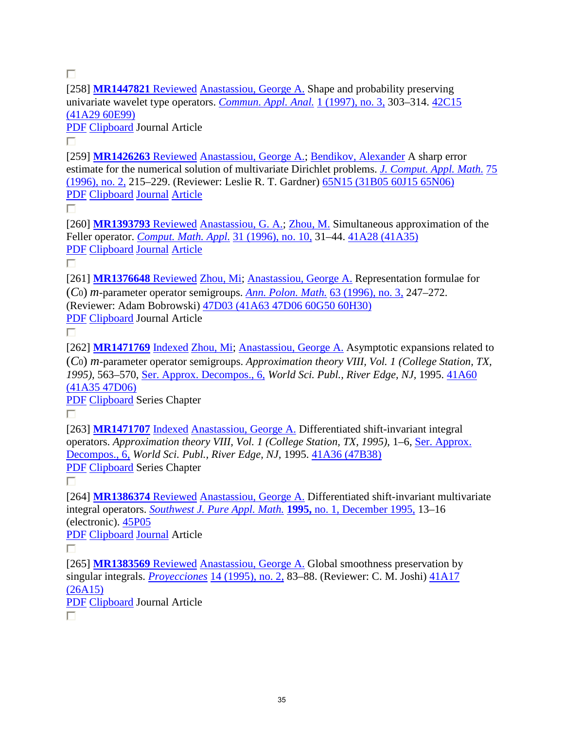[258] **MR1447821** Reviewed Anastassiou, George A. Shape and probability preserving univariate wavelet type operators. *Commun. Appl. Anal.* 1 (1997), no. 3, 303–314. 42C15 (41A29 60E99)
PDF Clipboard Journal Article

[259] **MR1426263** Reviewed Anastassiou, George A.; Bendikov, Alexander A sharp error estimate for the numerical solution of multivariate Dirichlet problems. *J. Comput. Appl. Math.* 75 (1996), no. 2, 215–229. (Reviewer: Leslie R. T. Gardner) 65N15 (31B05 60J15 65N06)
PDF Clipboard Journal Article

[260] **MR1393793** Reviewed Anastassiou, G. A.; Zhou, M. Simultaneous approximation of the Feller operator. *Comput. Math. Appl.* 31 (1996), no. 10, 31–44. 41A28 (41A35)
PDF Clipboard Journal Article

[261] **MR1376648** Reviewed Zhou, Mi; Anastassiou, George A. Representation formulae for $(C_0)$ $m$-parameter operator semigroups. *Ann. Polon. Math.* 63 (1996), no. 3, 247–272. (Reviewer: Adam Bobrowski) 47D03 (41A63 47D06 60G50 60H30)
PDF Clipboard Journal Article

[262] **MR1471769** Indexed Zhou, Mi; Anastassiou, George A. Asymptotic expansions related to $(C_0)$ $m$-parameter operator semigroups. *Approximation theory VIII, Vol. 1 (College Station, TX, 1995)*, 563–570, Ser. Approx. Decompos., 6, World Sci. Publ., River Edge, NJ, 1995. 41A60 (41A35 47D06)
PDF Clipboard Series Chapter

[263] **MR1471707** Indexed Anastassiou, George A. Differentiated shift-invariant integral operators. *Approximation theory VIII, Vol. 1 (College Station, TX, 1995)*, 1–6, Ser. Approx. Decompos., 6, World Sci. Publ., River Edge, NJ, 1995. 41A36 (47B38)
PDF Clipboard Series Chapter

[264] **MR1386374** Reviewed Anastassiou, George A. Differentiated shift-invariant multivariate integral operators. *Southwest J. Pure Appl. Math.* **1995,** no. 1, December 1995, 13–16 (electronic). 45P05
PDF Clipboard Journal Article

[265] **MR1383569** Reviewed Anastassiou, George A. Global smoothness preservation by singular integrals. *Proyecciones* 14 (1995), no. 2, 83–88. (Reviewer: C. M. Joshi) 41A17 (26A15)
PDF Clipboard Journal Article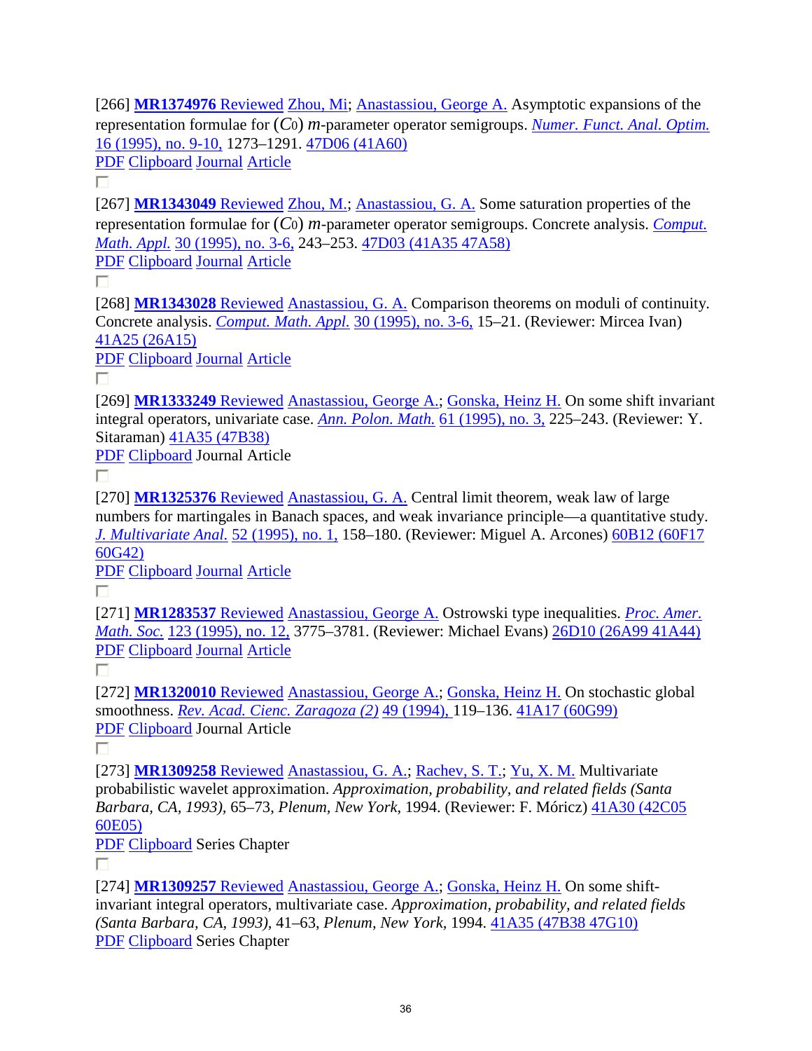[266] **MR1374976** Reviewed Zhou, Mi; Anastassiou, George A. Asymptotic expansions of the representation formulae for $(C_0)$ $m$-parameter operator semigroups. *Numer. Funct. Anal. Optim.* 16 (1995), no. 9-10, 1273–1291. 47D06 (41A60)
PDF Clipboard Journal Article

[267] **MR1343049** Reviewed Zhou, M.; Anastassiou, G. A. Some saturation properties of the representation formulae for $(C_0)$ $m$-parameter operator semigroups. Concrete analysis. *Comput. Math. Appl.* 30 (1995), no. 3-6, 243–253. 47D03 (41A35 47A58)
PDF Clipboard Journal Article

[268] **MR1343028** Reviewed Anastassiou, G. A. Comparison theorems on moduli of continuity. Concrete analysis. *Comput. Math. Appl.* 30 (1995), no. 3-6, 15–21. (Reviewer: Mircea Ivan) 41A25 (26A15)
PDF Clipboard Journal Article

[269] **MR1333249** Reviewed Anastassiou, George A.; Gonska, Heinz H. On some shift invariant integral operators, univariate case. *Ann. Polon. Math.* 61 (1995), no. 3, 225–243. (Reviewer: Y. Sitaraman) 41A35 (47B38)
PDF Clipboard Journal Article

[270] **MR1325376** Reviewed Anastassiou, G. A. Central limit theorem, weak law of large numbers for martingales in Banach spaces, and weak invariance principle—a quantitative study. *J. Multivariate Anal.* 52 (1995), no. 1, 158–180. (Reviewer: Miguel A. Arcones) 60B12 (60F17 60G42)
PDF Clipboard Journal Article

[271] **MR1283537** Reviewed Anastassiou, George A. Ostrowski type inequalities. *Proc. Amer. Math. Soc.* 123 (1995), no. 12, 3775–3781. (Reviewer: Michael Evans) 26D10 (26A99 41A44)
PDF Clipboard Journal Article

[272] **MR1320010** Reviewed Anastassiou, George A.; Gonska, Heinz H. On stochastic global smoothness. *Rev. Acad. Cienc. Zaragoza (2)* 49 (1994), 119–136. 41A17 (60G99)
PDF Clipboard Journal Article

[273] **MR1309258** Reviewed Anastassiou, G. A.; Rachev, S. T.; Yu, X. M. Multivariate probabilistic wavelet approximation. *Approximation, probability, and related fields (Santa Barbara, CA, 1993)*, 65–73, *Plenum, New York*, 1994. (Reviewer: F. Móricz) 41A30 (42C05 60E05)
PDF Clipboard Series Chapter

[274] **MR1309257** Reviewed Anastassiou, George A.; Gonska, Heinz H. On some shift-invariant integral operators, multivariate case. *Approximation, probability, and related fields (Santa Barbara, CA, 1993)*, 41–63, *Plenum, New York*, 1994. 41A35 (47B38 47G10)
PDF Clipboard Series Chapter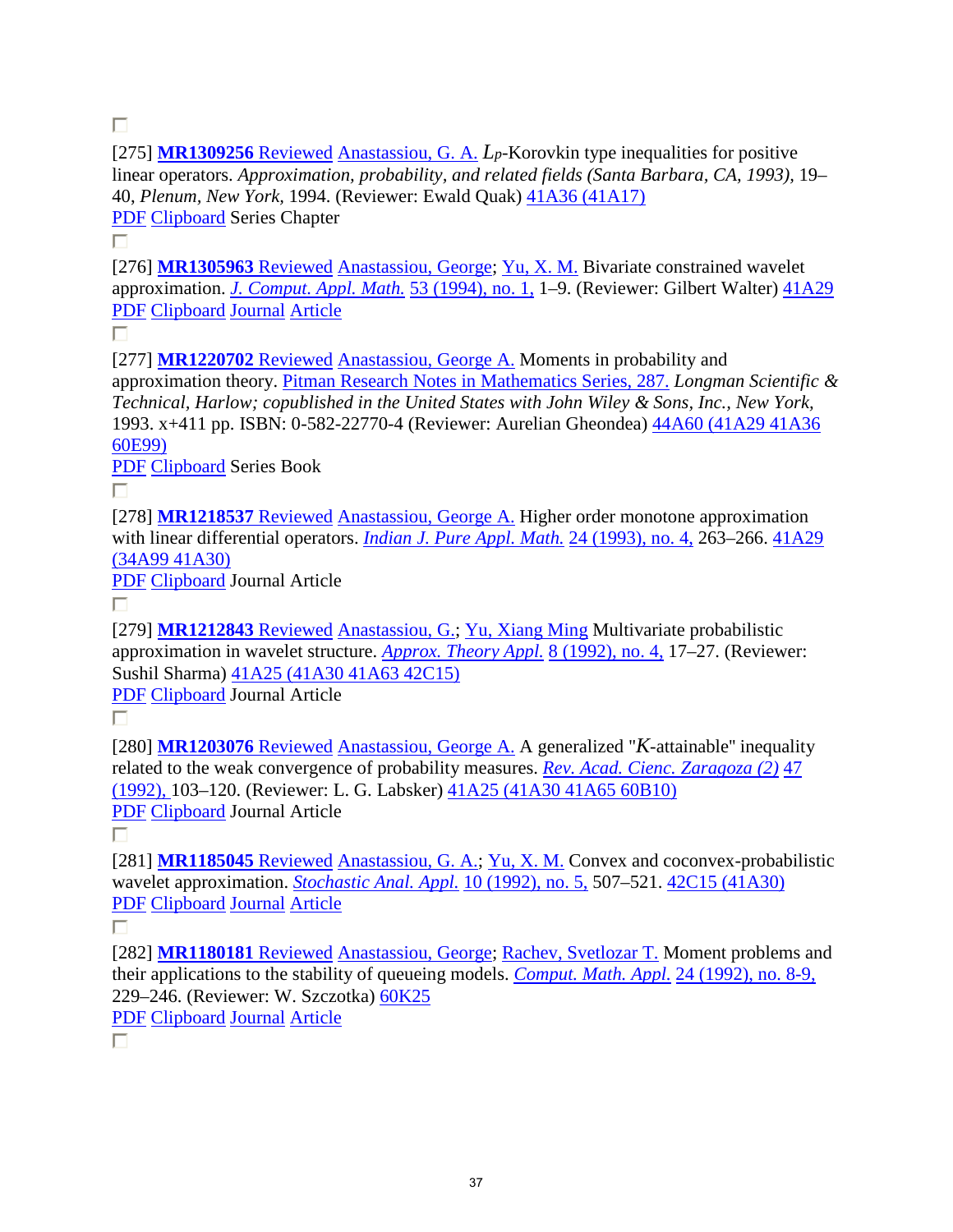[275] **MR1309256** Reviewed Anastassiou, G. A. $L_p$-Korovkin type inequalities for positive linear operators. *Approximation, probability, and related fields (Santa Barbara, CA, 1993),* 19–40, *Plenum, New York,* 1994. (Reviewer: Ewald Quak) 41A36 (41A17)
PDF Clipboard Series Chapter

[276] **MR1305963** Reviewed Anastassiou, George; Yu, X. M. Bivariate constrained wavelet approximation. *J. Comput. Appl. Math.* 53 (1994), no. 1, 1–9. (Reviewer: Gilbert Walter) 41A29
PDF Clipboard Journal Article

[277] **MR1220702** Reviewed Anastassiou, George A. Moments in probability and approximation theory. Pitman Research Notes in Mathematics Series, 287. *Longman Scientific & Technical, Harlow; copublished in the United States with John Wiley & Sons, Inc., New York,* 1993. x+411 pp. ISBN: 0-582-22770-4 (Reviewer: Aurelian Gheondea) 44A60 (41A29 41A36 60E99)
PDF Clipboard Series Book

[278] **MR1218537** Reviewed Anastassiou, George A. Higher order monotone approximation with linear differential operators. *Indian J. Pure Appl. Math.* 24 (1993), no. 4, 263–266. 41A29 (34A99 41A30)
PDF Clipboard Journal Article

[279] **MR1212843** Reviewed Anastassiou, G.; Yu, Xiang Ming Multivariate probabilistic approximation in wavelet structure. *Approx. Theory Appl.* 8 (1992), no. 4, 17–27. (Reviewer: Sushil Sharma) 41A25 (41A30 41A63 42C15)
PDF Clipboard Journal Article

[280] **MR1203076** Reviewed Anastassiou, George A. A generalized "$K$-attainable" inequality related to the weak convergence of probability measures. *Rev. Acad. Cienc. Zaragoza (2)* 47 (1992), 103–120. (Reviewer: L. G. Labsker) 41A25 (41A30 41A65 60B10)
PDF Clipboard Journal Article

[281] **MR1185045** Reviewed Anastassiou, G. A.; Yu, X. M. Convex and coconvex-probabilistic wavelet approximation. *Stochastic Anal. Appl.* 10 (1992), no. 5, 507–521. 42C15 (41A30)
PDF Clipboard Journal Article

[282] **MR1180181** Reviewed Anastassiou, George; Rachev, Svetlozar T. Moment problems and their applications to the stability of queueing models. *Comput. Math. Appl.* 24 (1992), no. 8-9, 229–246. (Reviewer: W. Szczotka) 60K25
PDF Clipboard Journal Article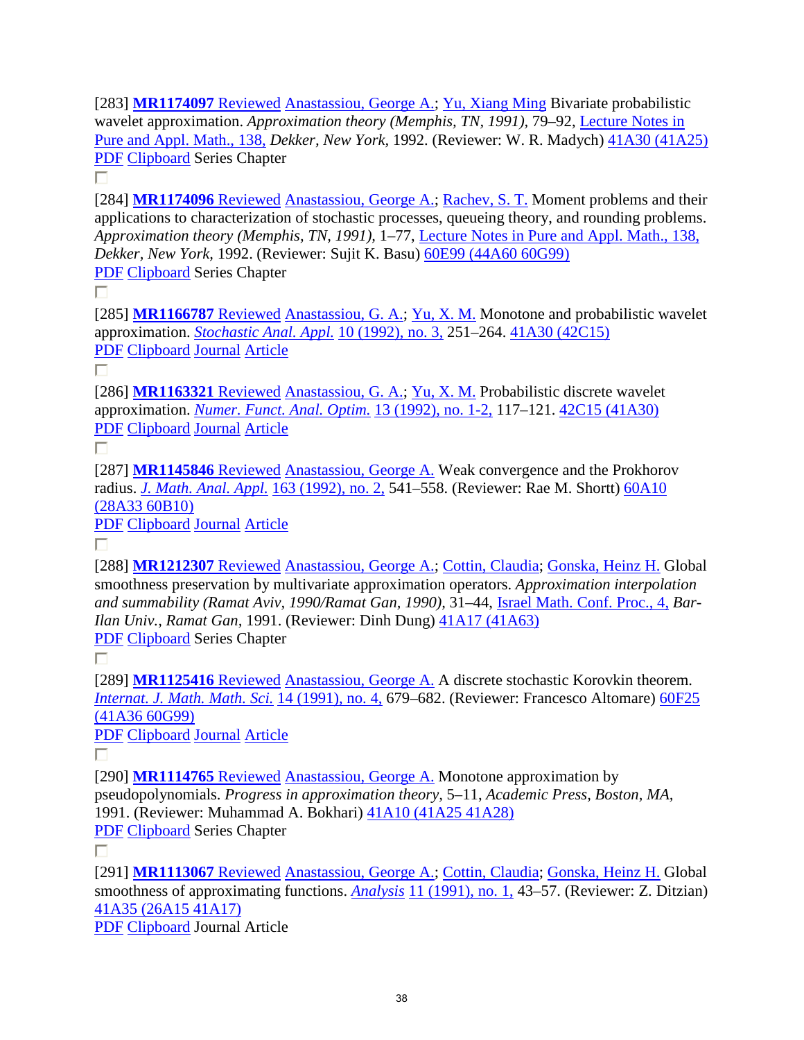[283] **MR1174097** Reviewed Anastassiou, George A.; Yu, Xiang Ming Bivariate probabilistic wavelet approximation. *Approximation theory (Memphis, TN, 1991)*, 79–92, Lecture Notes in Pure and Appl. Math., 138, *Dekker*, *New York*, 1992. (Reviewer: W. R. Madych) 41A30 (41A25)
PDF Clipboard Series Chapter

[284] **MR1174096** Reviewed Anastassiou, George A.; Rachev, S. T. Moment problems and their applications to characterization of stochastic processes, queueing theory, and rounding problems. *Approximation theory (Memphis, TN, 1991)*, 1–77, Lecture Notes in Pure and Appl. Math., 138, *Dekker*, *New York*, 1992. (Reviewer: Sujit K. Basu) 60E99 (44A60 60G99)
PDF Clipboard Series Chapter

[285] **MR1166787** Reviewed Anastassiou, G. A.; Yu, X. M. Monotone and probabilistic wavelet approximation. *Stochastic Anal. Appl.* 10 (1992), no. 3, 251–264. 41A30 (42C15)
PDF Clipboard Journal Article

[286] **MR1163321** Reviewed Anastassiou, G. A.; Yu, X. M. Probabilistic discrete wavelet approximation. *Numer. Funct. Anal. Optim.* 13 (1992), no. 1-2, 117–121. 42C15 (41A30)
PDF Clipboard Journal Article

[287] **MR1145846** Reviewed Anastassiou, George A. Weak convergence and the Prokhorov radius. *J. Math. Anal. Appl.* 163 (1992), no. 2, 541–558. (Reviewer: Rae M. Shortt) 60A10 (28A33 60B10)
PDF Clipboard Journal Article

[288] **MR1212307** Reviewed Anastassiou, George A.; Cottin, Claudia; Gonska, Heinz H. Global smoothness preservation by multivariate approximation operators. *Approximation interpolation and summability (Ramat Aviv, 1990/Ramat Gan, 1990)*, 31–44, Israel Math. Conf. Proc., 4, *Bar-Ilan Univ.*, *Ramat Gan*, 1991. (Reviewer: Dinh Dung) 41A17 (41A63)
PDF Clipboard Series Chapter

[289] **MR1125416** Reviewed Anastassiou, George A. A discrete stochastic Korovkin theorem. *Internat. J. Math. Math. Sci.* 14 (1991), no. 4, 679–682. (Reviewer: Francesco Altomare) 60F25 (41A36 60G99)
PDF Clipboard Journal Article

[290] **MR1114765** Reviewed Anastassiou, George A. Monotone approximation by pseudopolynomials. *Progress in approximation theory*, 5–11, *Academic Press*, *Boston, MA*, 1991. (Reviewer: Muhammad A. Bokhari) 41A10 (41A25 41A28)
PDF Clipboard Series Chapter

[291] **MR1113067** Reviewed Anastassiou, George A.; Cottin, Claudia; Gonska, Heinz H. Global smoothness of approximating functions. *Analysis* 11 (1991), no. 1, 43–57. (Reviewer: Z. Ditzian) 41A35 (26A15 41A17)
PDF Clipboard Journal Article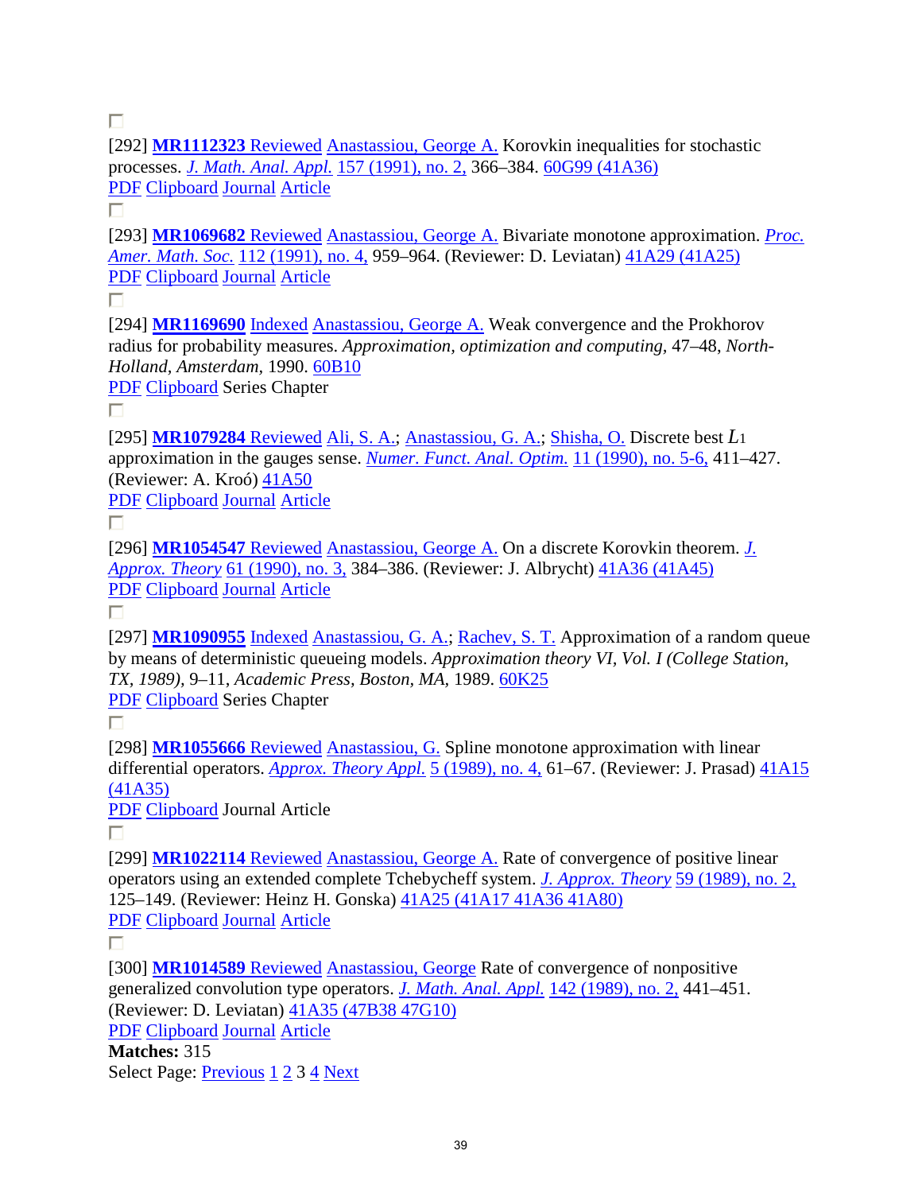[292] **MR1112323** Reviewed Anastassiou, George A. Korovkin inequalities for stochastic processes. *J. Math. Anal. Appl.* 157 (1991), no. 2, 366–384. 60G99 (41A36)
PDF Clipboard Journal Article

[293] **MR1069682** Reviewed Anastassiou, George A. Bivariate monotone approximation. *Proc. Amer. Math. Soc.* 112 (1991), no. 4, 959–964. (Reviewer: D. Leviatan) 41A29 (41A25)
PDF Clipboard Journal Article

[294] **MR1169690** Indexed Anastassiou, George A. Weak convergence and the Prokhorov radius for probability measures. *Approximation, optimization and computing,* 47–48, *North-Holland, Amsterdam,* 1990. 60B10
PDF Clipboard Series Chapter

[295] **MR1079284** Reviewed Ali, S. A.; Anastassiou, G. A.; Shisha, O. Discrete best $L_1$ approximation in the gauges sense. *Numer. Funct. Anal. Optim.* 11 (1990), no. 5-6, 411–427. (Reviewer: A. Kroó) 41A50
PDF Clipboard Journal Article

[296] **MR1054547** Reviewed Anastassiou, George A. On a discrete Korovkin theorem. *J. Approx. Theory* 61 (1990), no. 3, 384–386. (Reviewer: J. Albrycht) 41A36 (41A45)
PDF Clipboard Journal Article

[297] **MR1090955** Indexed Anastassiou, G. A.; Rachev, S. T. Approximation of a random queue by means of deterministic queueing models. *Approximation theory VI, Vol. I (College Station, TX, 1989),* 9–11, *Academic Press, Boston, MA,* 1989. 60K25
PDF Clipboard Series Chapter

[298] **MR1055666** Reviewed Anastassiou, G. Spline monotone approximation with linear differential operators. *Approx. Theory Appl.* 5 (1989), no. 4, 61–67. (Reviewer: J. Prasad) 41A15 (41A35)
PDF Clipboard Journal Article

[299] **MR1022114** Reviewed Anastassiou, George A. Rate of convergence of positive linear operators using an extended complete Tchebycheff system. *J. Approx. Theory* 59 (1989), no. 2, 125–149. (Reviewer: Heinz H. Gonska) 41A25 (41A17 41A36 41A80)
PDF Clipboard Journal Article

[300] **MR1014589** Reviewed Anastassiou, George Rate of convergence of nonpositive generalized convolution type operators. *J. Math. Anal. Appl.* 142 (1989), no. 2, 441–451. (Reviewer: D. Leviatan) 41A35 (47B38 47G10)
PDF Clipboard Journal Article

**Matches:** 315
Select Page: Previous 1 2 3 4 Next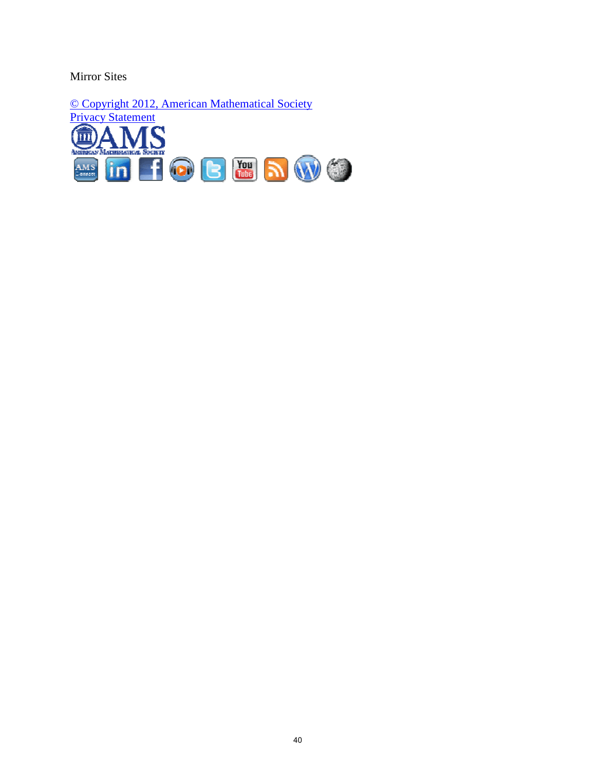Mirror Sites

© Copyright 2012, American Mathematical Society
Privacy Statement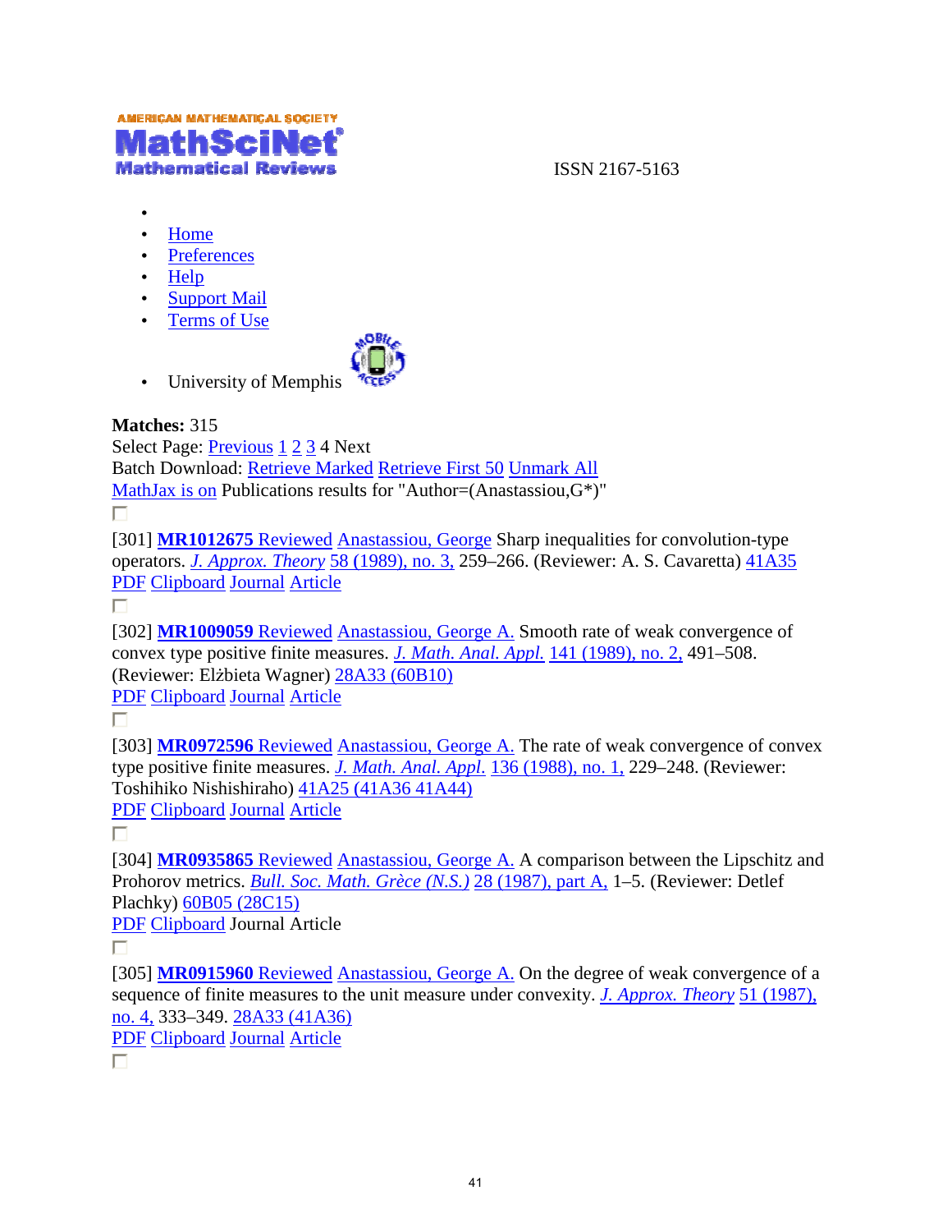AMERICAN MATHEMATICAL SOCIETY
**MathSciNet**
Mathematical Reviews

ISSN 2167-5163

- 
- Home
- Preferences
- Help
- Support Mail
- Terms of Use
- University of Memphis

**Matches:** 315
Select Page: Previous 1 2 3 4 Next
Batch Download: Retrieve Marked Retrieve First 50 Unmark All
MathJax is on Publications results for "Author=(Anastassiou,G*)"

[301] **MR1012675** Reviewed Anastassiou, George Sharp inequalities for convolution-type operators. *J. Approx. Theory* 58 (1989), no. 3, 259–266. (Reviewer: A. S. Cavaretta) 41A35
PDF Clipboard Journal Article

[302] **MR1009059** Reviewed Anastassiou, George A. Smooth rate of weak convergence of convex type positive finite measures. *J. Math. Anal. Appl.* 141 (1989), no. 2, 491–508. (Reviewer: Elżbieta Wagner) 28A33 (60B10)
PDF Clipboard Journal Article

[303] **MR0972596** Reviewed Anastassiou, George A. The rate of weak convergence of convex type positive finite measures. *J. Math. Anal. Appl.* 136 (1988), no. 1, 229–248. (Reviewer: Toshihiko Nishishiraho) 41A25 (41A36 41A44)
PDF Clipboard Journal Article

[304] **MR0935865** Reviewed Anastassiou, George A. A comparison between the Lipschitz and Prohorov metrics. *Bull. Soc. Math. Grèce (N.S.)* 28 (1987), part A, 1–5. (Reviewer: Detlef Plachky) 60B05 (28C15)
PDF Clipboard Journal Article

[305] **MR0915960** Reviewed Anastassiou, George A. On the degree of weak convergence of a sequence of finite measures to the unit measure under convexity. *J. Approx. Theory* 51 (1987), no. 4, 333–349. 28A33 (41A36)
PDF Clipboard Journal Article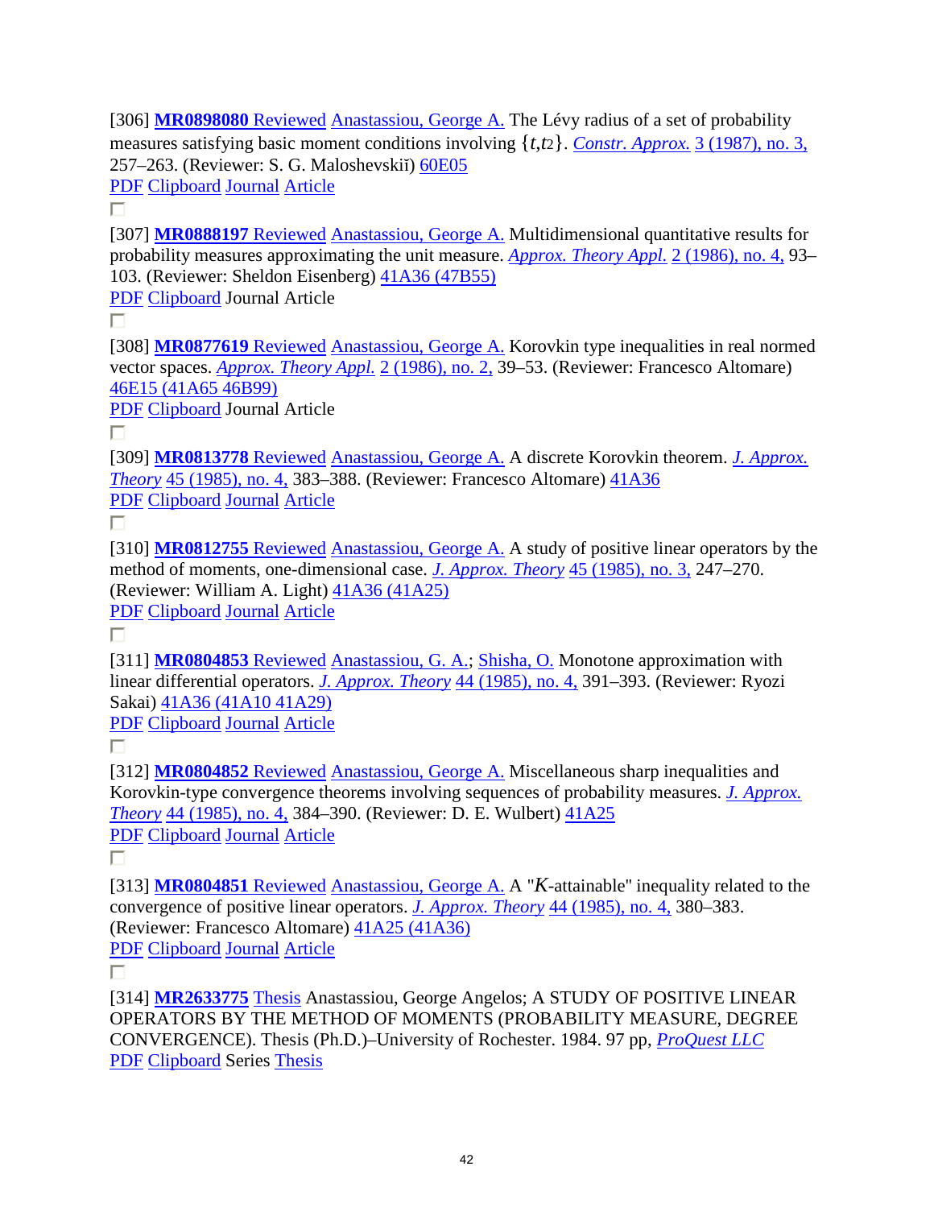[306] **MR0898080** Reviewed Anastassiou, George A. The Lévy radius of a set of probability measures satisfying basic moment conditions involving $\{t, t^2\}$. *Constr. Approx.* 3 (1987), no. 3, 257–263. (Reviewer: S. G. Maloshevskiĭ) 60E05
PDF Clipboard Journal Article

[307] **MR0888197** Reviewed Anastassiou, George A. Multidimensional quantitative results for probability measures approximating the unit measure. *Approx. Theory Appl.* 2 (1986), no. 4, 93–103. (Reviewer: Sheldon Eisenberg) 41A36 (47B55)
PDF Clipboard Journal Article

[308] **MR0877619** Reviewed Anastassiou, George A. Korovkin type inequalities in real normed vector spaces. *Approx. Theory Appl.* 2 (1986), no. 2, 39–53. (Reviewer: Francesco Altomare) 46E15 (41A65 46B99)
PDF Clipboard Journal Article

[309] **MR0813778** Reviewed Anastassiou, George A. A discrete Korovkin theorem. *J. Approx. Theory* 45 (1985), no. 4, 383–388. (Reviewer: Francesco Altomare) 41A36
PDF Clipboard Journal Article

[310] **MR0812755** Reviewed Anastassiou, George A. A study of positive linear operators by the method of moments, one-dimensional case. *J. Approx. Theory* 45 (1985), no. 3, 247–270. (Reviewer: William A. Light) 41A36 (41A25)
PDF Clipboard Journal Article

[311] **MR0804853** Reviewed Anastassiou, G. A.; Shisha, O. Monotone approximation with linear differential operators. *J. Approx. Theory* 44 (1985), no. 4, 391–393. (Reviewer: Ryozi Sakai) 41A36 (41A10 41A29)
PDF Clipboard Journal Article

[312] **MR0804852** Reviewed Anastassiou, George A. Miscellaneous sharp inequalities and Korovkin-type convergence theorems involving sequences of probability measures. *J. Approx. Theory* 44 (1985), no. 4, 384–390. (Reviewer: D. E. Wulbert) 41A25
PDF Clipboard Journal Article

[313] **MR0804851** Reviewed Anastassiou, George A. A "$K$-attainable" inequality related to the convergence of positive linear operators. *J. Approx. Theory* 44 (1985), no. 4, 380–383. (Reviewer: Francesco Altomare) 41A25 (41A36)
PDF Clipboard Journal Article

[314] **MR2633775** Thesis Anastassiou, George Angelos; A STUDY OF POSITIVE LINEAR OPERATORS BY THE METHOD OF MOMENTS (PROBABILITY MEASURE, DEGREE CONVERGENCE). Thesis (Ph.D.)–University of Rochester. 1984. 97 pp, *ProQuest LLC*
PDF Clipboard Series Thesis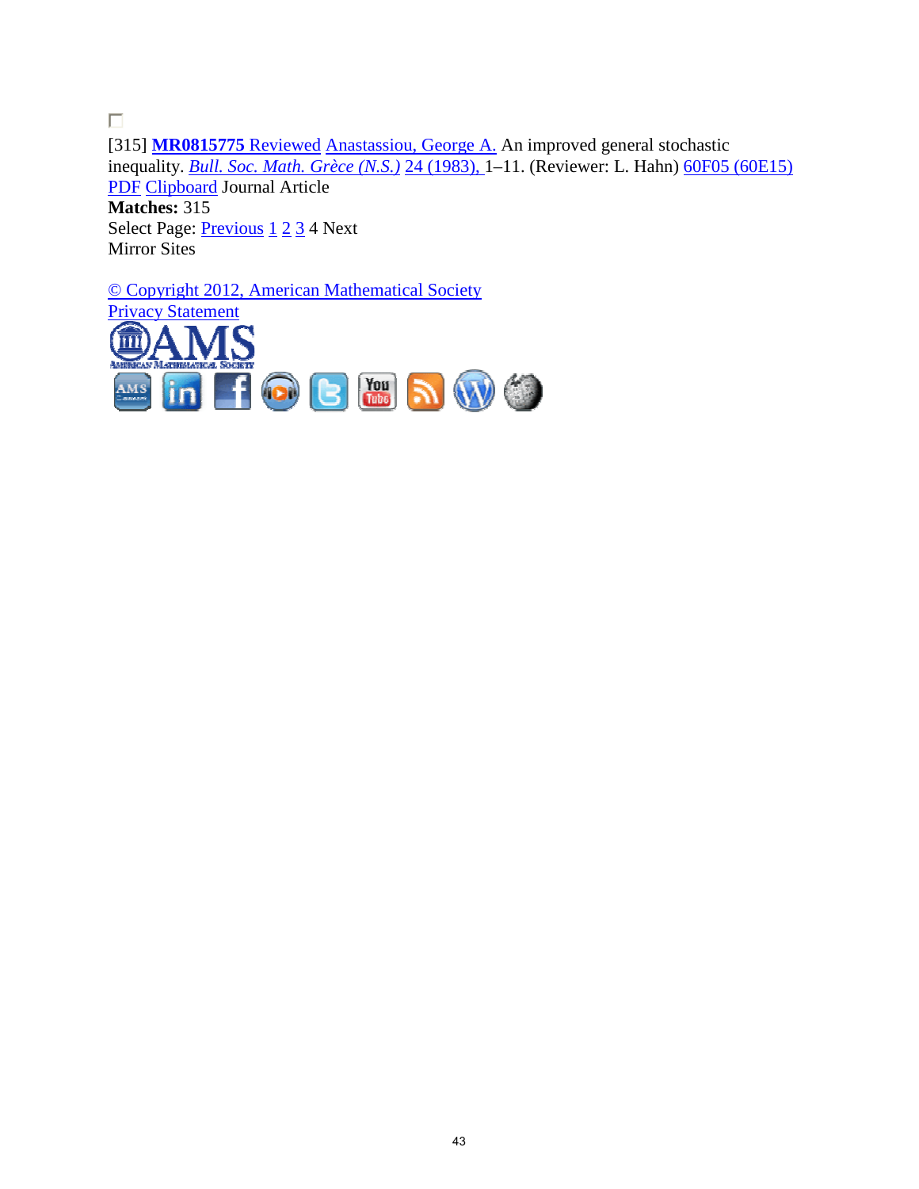[315] **MR0815775** Reviewed Anastassiou, George A. An improved general stochastic inequality. *Bull. Soc. Math. Grèce (N.S.)* 24 (1983), 1–11. (Reviewer: L. Hahn) 60F05 (60E15)
PDF Clipboard Journal Article

**Matches:** 315

Select Page: Previous 1 2 3 4 Next

Mirror Sites

© Copyright 2012, American Mathematical Society
Privacy Statement